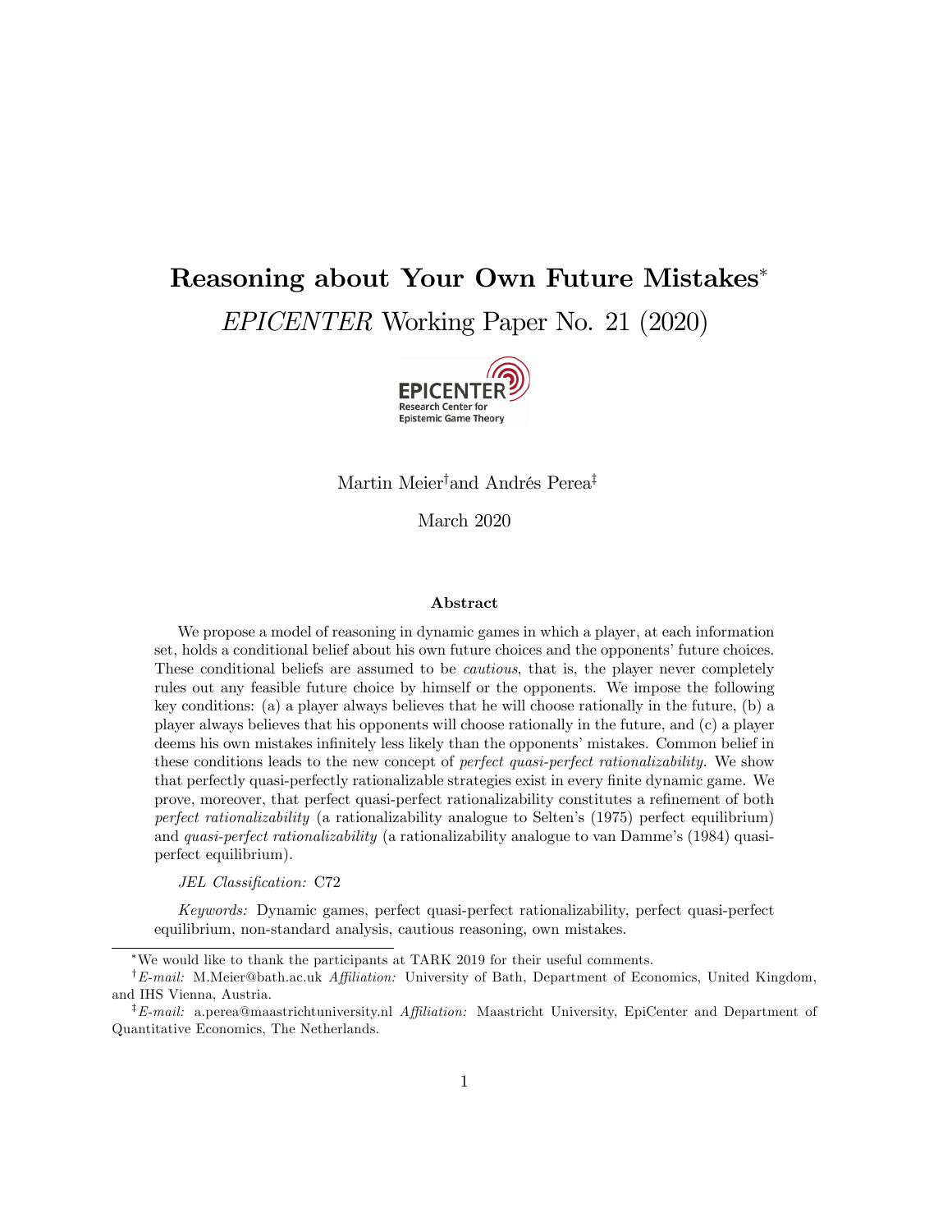# Reasoning about Your Own Future Mistakes*

## *EPICENTER* Working Paper No. 21 (2020)

Martin Meier[†] and Andrés Perea[‡]

March 2020

### Abstract

We propose a model of reasoning in dynamic games in which a player, at each information set, holds a conditional belief about his own future choices and the opponents' future choices. These conditional beliefs are assumed to be *cautious*, that is, the player never completely rules out any feasible future choice by himself or the opponents. We impose the following key conditions: (a) a player always believes that he will choose rationally in the future, (b) a player always believes that his opponents will choose rationally in the future, and (c) a player deems his own mistakes infinitely less likely than the opponents' mistakes. Common belief in these conditions leads to the new concept of *perfect quasi-perfect rationalizability*. We show that perfectly quasi-perfectly rationalizable strategies exist in every finite dynamic game. We prove, moreover, that perfect quasi-perfect rationalizability constitutes a refinement of both *perfect rationalizability* (a rationalizability analogue to Selten's (1975) perfect equilibrium) and *quasi-perfect rationalizability* (a rationalizability analogue to van Damme's (1984) quasi-perfect equilibrium).

*JEL Classification:* C72

*Keywords:* Dynamic games, perfect quasi-perfect rationalizability, perfect quasi-perfect equilibrium, non-standard analysis, cautious reasoning, own mistakes.

---

*We would like to thank the participants at TARK 2019 for their useful comments.

[†] *E-mail:* M.Meier@bath.ac.uk *Affiliation:* University of Bath, Department of Economics, United Kingdom, and IHS Vienna, Austria.

[‡] *E-mail:* a.perea@maastrichtuniversity.nl *Affiliation:* Maastricht University, EpiCenter and Department of Quantitative Economics, The Netherlands.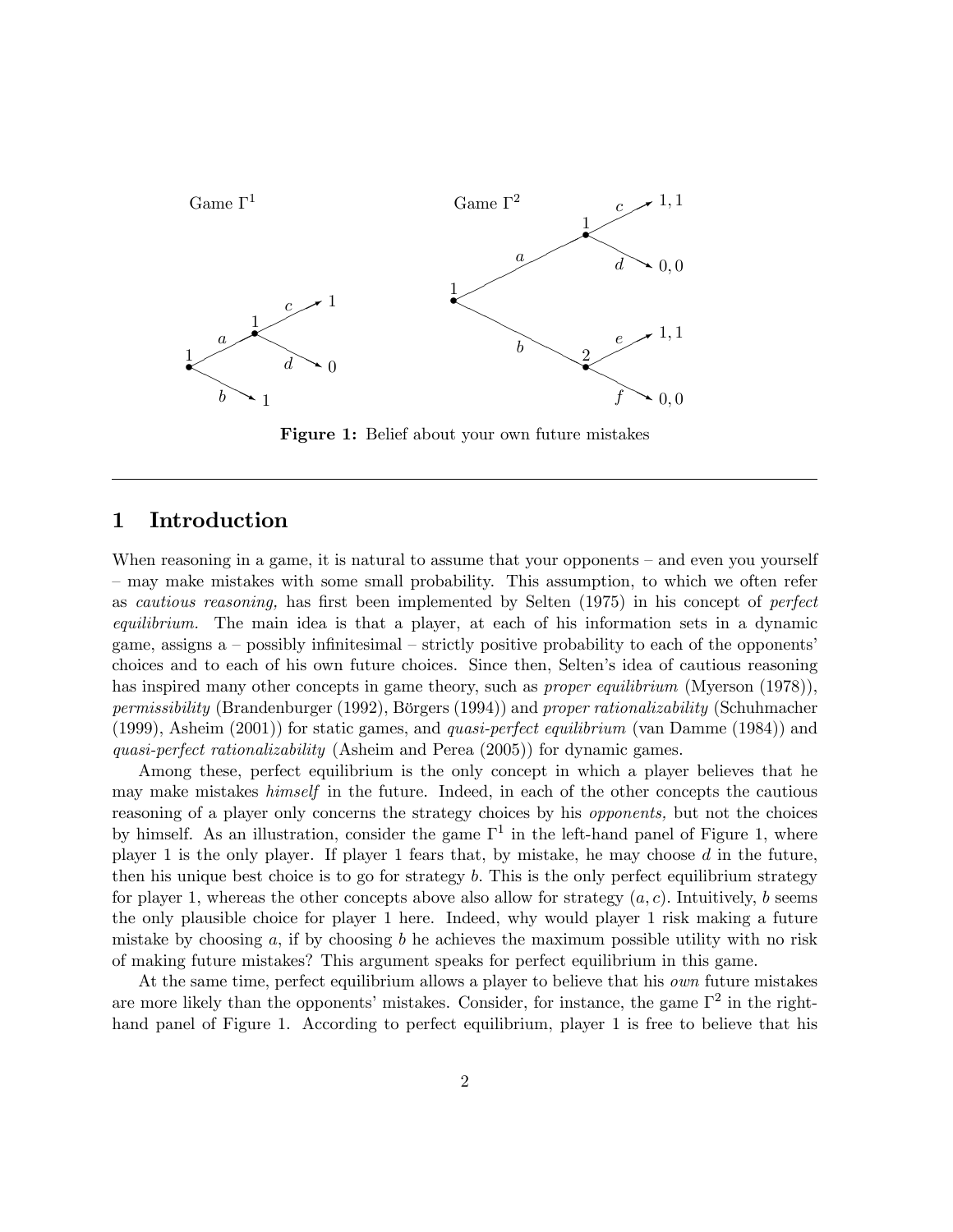Figure 1: Belief about your own future mistakes

## 1 Introduction

When reasoning in a game, it is natural to assume that your opponents – and even you yourself – may make mistakes with some small probability. This assumption, to which we often refer as *cautious reasoning,* has first been implemented by Selten (1975) in his concept of *perfect equilibrium.* The main idea is that a player, at each of his information sets in a dynamic game, assigns a – possibly infinitesimal – strictly positive probability to each of the opponents' choices and to each of his own future choices. Since then, Selten's idea of cautious reasoning has inspired many other concepts in game theory, such as *proper equilibrium* (Myerson (1978)), *permissibility* (Brandenburger (1992), Börgers (1994)) and *proper rationalizability* (Schuhmacher (1999), Asheim (2001)) for static games, and *quasi-perfect equilibrium* (van Damme (1984)) and *quasi-perfect rationalizability* (Asheim and Perea (2005)) for dynamic games.

Among these, perfect equilibrium is the only concept in which a player believes that he may make mistakes *himself* in the future. Indeed, in each of the other concepts the cautious reasoning of a player only concerns the strategy choices by his *opponents,* but not the choices by himself. As an illustration, consider the game $\Gamma^1$ in the left-hand panel of Figure 1, where player 1 is the only player. If player 1 fears that, by mistake, he may choose $d$ in the future, then his unique best choice is to go for strategy $b$. This is the only perfect equilibrium strategy for player 1, whereas the other concepts above also allow for strategy $(a, c)$. Intuitively, $b$ seems the only plausible choice for player 1 here. Indeed, why would player 1 risk making a future mistake by choosing $a$, if by choosing $b$ he achieves the maximum possible utility with no risk of making future mistakes? This argument speaks for perfect equilibrium in this game.

At the same time, perfect equilibrium allows a player to believe that his *own* future mistakes are more likely than the opponents' mistakes. Consider, for instance, the game $\Gamma^2$ in the right-hand panel of Figure 1. According to perfect equilibrium, player 1 is free to believe that his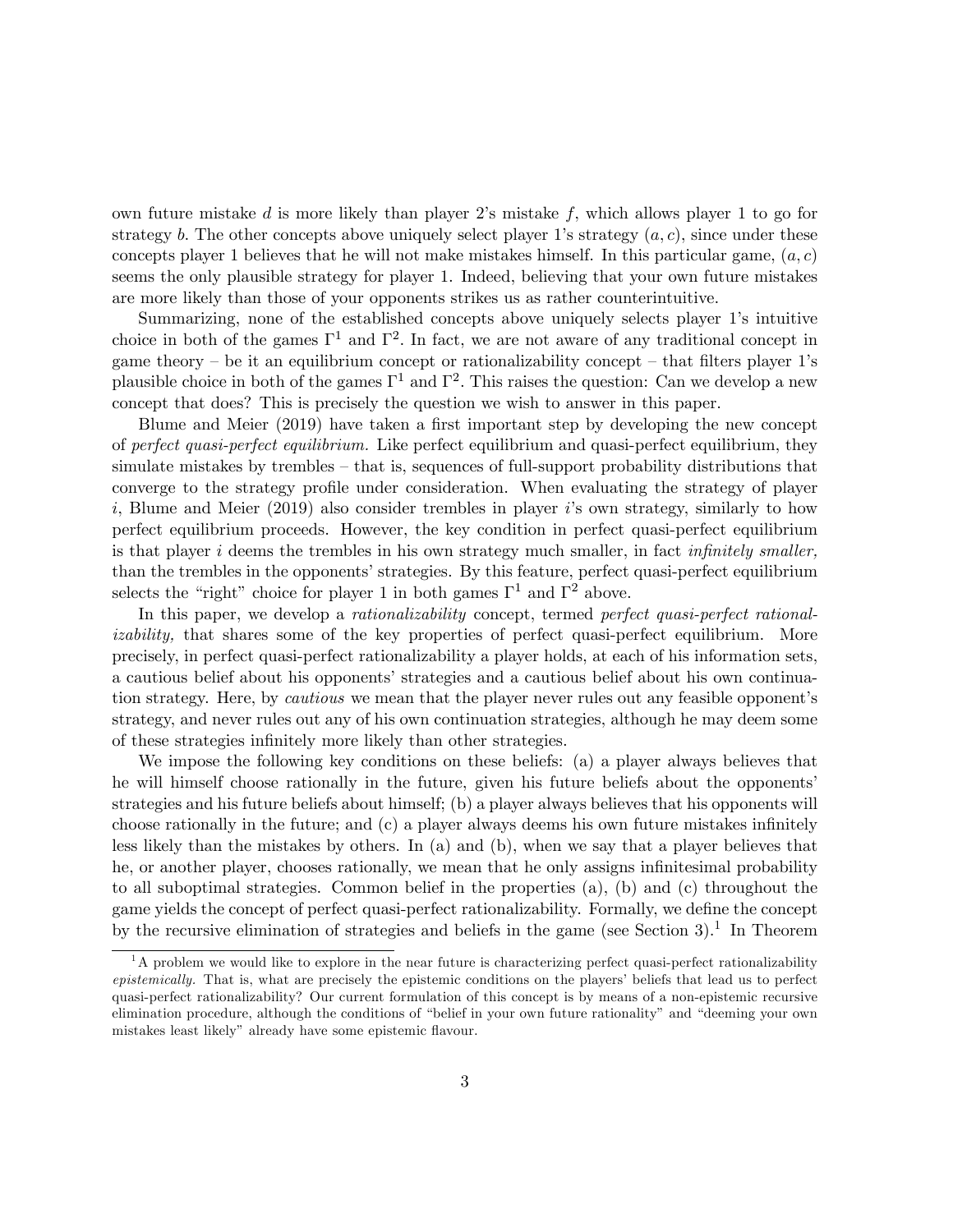own future mistake $d$ is more likely than player 2's mistake $f$, which allows player 1 to go for strategy $b$. The other concepts above uniquely select player 1's strategy $(a, c)$, since under these concepts player 1 believes that he will not make mistakes himself. In this particular game, $(a, c)$ seems the only plausible strategy for player 1. Indeed, believing that your own future mistakes are more likely than those of your opponents strikes us as rather counterintuitive.

Summarizing, none of the established concepts above uniquely selects player 1's intuitive choice in both of the games $\Gamma^1$ and $\Gamma^2$. In fact, we are not aware of any traditional concept in game theory – be it an equilibrium concept or rationalizability concept – that filters player 1's plausible choice in both of the games $\Gamma^1$ and $\Gamma^2$. This raises the question: Can we develop a new concept that does? This is precisely the question we wish to answer in this paper.

Blume and Meier (2019) have taken a first important step by developing the new concept of *perfect quasi-perfect equilibrium.* Like perfect equilibrium and quasi-perfect equilibrium, they simulate mistakes by trembles – that is, sequences of full-support probability distributions that converge to the strategy profile under consideration. When evaluating the strategy of player $i$, Blume and Meier (2019) also consider trembles in player $i$'s own strategy, similarly to how perfect equilibrium proceeds. However, the key condition in perfect quasi-perfect equilibrium is that player $i$ deems the trembles in his own strategy much smaller, in fact *infinitely smaller,* than the trembles in the opponents' strategies. By this feature, perfect quasi-perfect equilibrium selects the "right" choice for player 1 in both games $\Gamma^1$ and $\Gamma^2$ above.

In this paper, we develop a *rationalizability* concept, termed *perfect quasi-perfect rationalizability,* that shares some of the key properties of perfect quasi-perfect equilibrium. More precisely, in perfect quasi-perfect rationalizability a player holds, at each of his information sets, a cautious belief about his opponents' strategies and a cautious belief about his own continuation strategy. Here, by *cautious* we mean that the player never rules out any feasible opponent's strategy, and never rules out any of his own continuation strategies, although he may deem some of these strategies infinitely more likely than other strategies.

We impose the following key conditions on these beliefs: (a) a player always believes that he will himself choose rationally in the future, given his future beliefs about the opponents' strategies and his future beliefs about himself; (b) a player always believes that his opponents will choose rationally in the future; and (c) a player always deems his own future mistakes infinitely less likely than the mistakes by others. In (a) and (b), when we say that a player believes that he, or another player, chooses rationally, we mean that he only assigns infinitesimal probability to all suboptimal strategies. Common belief in the properties (a), (b) and (c) throughout the game yields the concept of perfect quasi-perfect rationalizability. Formally, we define the concept by the recursive elimination of strategies and beliefs in the game (see Section 3).[1] In Theorem

[1] A problem we would like to explore in the near future is characterizing perfect quasi-perfect rationalizability *epistemically.* That is, what are precisely the epistemic conditions on the players' beliefs that lead us to perfect quasi-perfect rationalizability? Our current formulation of this concept is by means of a non-epistemic recursive elimination procedure, although the conditions of "belief in your own future rationality" and "deeming your own mistakes least likely" already have some epistemic flavour.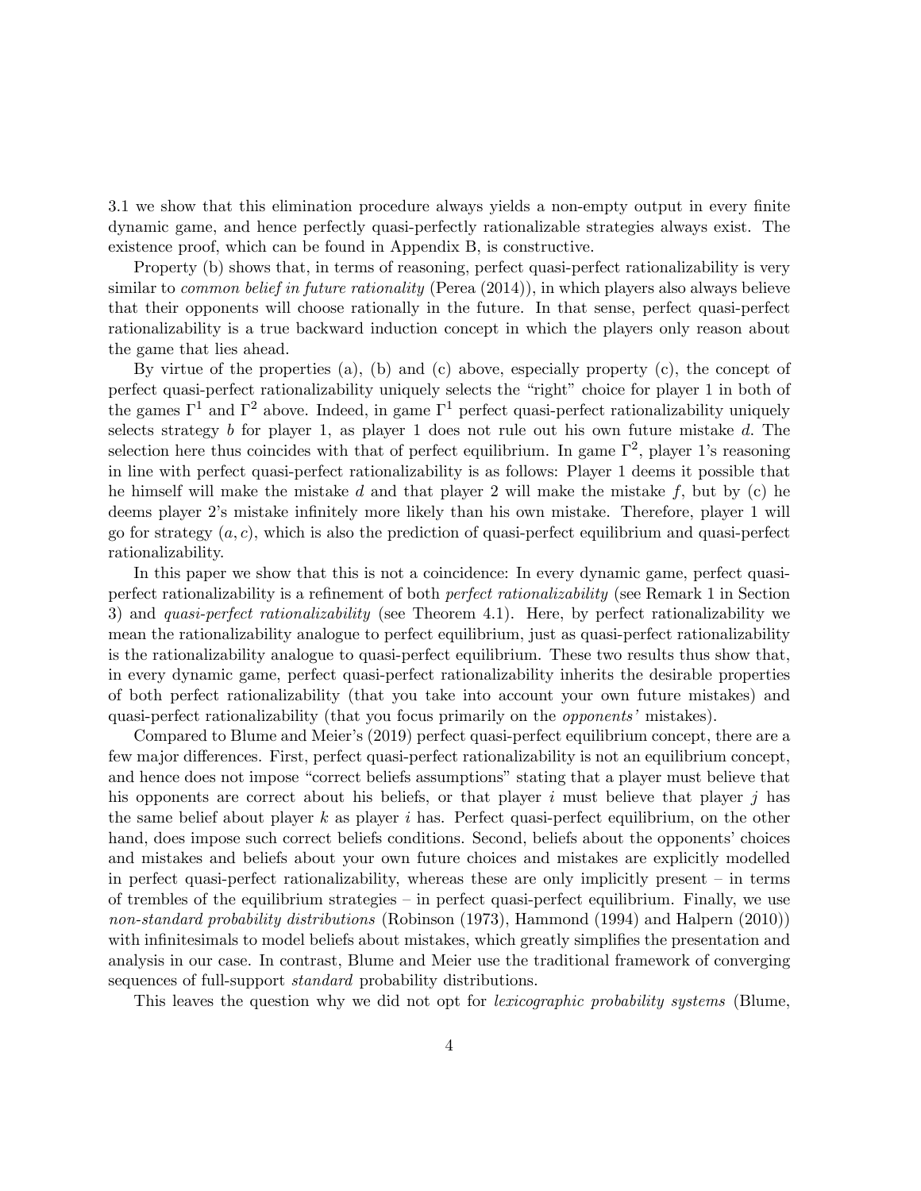3.1 we show that this elimination procedure always yields a non-empty output in every finite dynamic game, and hence perfectly quasi-perfectly rationalizable strategies always exist. The existence proof, which can be found in Appendix B, is constructive.

Property (b) shows that, in terms of reasoning, perfect quasi-perfect rationalizability is very similar to *common belief in future rationality* (Perea (2014)), in which players also always believe that their opponents will choose rationally in the future. In that sense, perfect quasi-perfect rationalizability is a true backward induction concept in which the players only reason about the game that lies ahead.

By virtue of the properties (a), (b) and (c) above, especially property (c), the concept of perfect quasi-perfect rationalizability uniquely selects the "right" choice for player 1 in both of the games $\Gamma^1$ and $\Gamma^2$ above. Indeed, in game $\Gamma^1$ perfect quasi-perfect rationalizability uniquely selects strategy $b$ for player 1, as player 1 does not rule out his own future mistake $d$. The selection here thus coincides with that of perfect equilibrium. In game $\Gamma^2$, player 1's reasoning in line with perfect quasi-perfect rationalizability is as follows: Player 1 deems it possible that he himself will make the mistake $d$ and that player 2 will make the mistake $f$, but by (c) he deems player 2's mistake infinitely more likely than his own mistake. Therefore, player 1 will go for strategy $(a, c)$, which is also the prediction of quasi-perfect equilibrium and quasi-perfect rationalizability.

In this paper we show that this is not a coincidence: In every dynamic game, perfect quasi-perfect rationalizability is a refinement of both *perfect rationalizability* (see Remark 1 in Section 3) and *quasi-perfect rationalizability* (see Theorem 4.1). Here, by perfect rationalizability we mean the rationalizability analogue to perfect equilibrium, just as quasi-perfect rationalizability is the rationalizability analogue to quasi-perfect equilibrium. These two results thus show that, in every dynamic game, perfect quasi-perfect rationalizability inherits the desirable properties of both perfect rationalizability (that you take into account your own future mistakes) and quasi-perfect rationalizability (that you focus primarily on the *opponents'* mistakes).

Compared to Blume and Meier's (2019) perfect quasi-perfect equilibrium concept, there are a few major differences. First, perfect quasi-perfect rationalizability is not an equilibrium concept, and hence does not impose "correct beliefs assumptions" stating that a player must believe that his opponents are correct about his beliefs, or that player $i$ must believe that player $j$ has the same belief about player $k$ as player $i$ has. Perfect quasi-perfect equilibrium, on the other hand, does impose such correct beliefs conditions. Second, beliefs about the opponents' choices and mistakes and beliefs about your own future choices and mistakes are explicitly modelled in perfect quasi-perfect rationalizability, whereas these are only implicitly present – in terms of trembles of the equilibrium strategies – in perfect quasi-perfect equilibrium. Finally, we use *non-standard probability distributions* (Robinson (1973), Hammond (1994) and Halpern (2010)) with infinitesimals to model beliefs about mistakes, which greatly simplifies the presentation and analysis in our case. In contrast, Blume and Meier use the traditional framework of converging sequences of full-support *standard* probability distributions.

This leaves the question why we did not opt for *lexicographic probability systems* (Blume,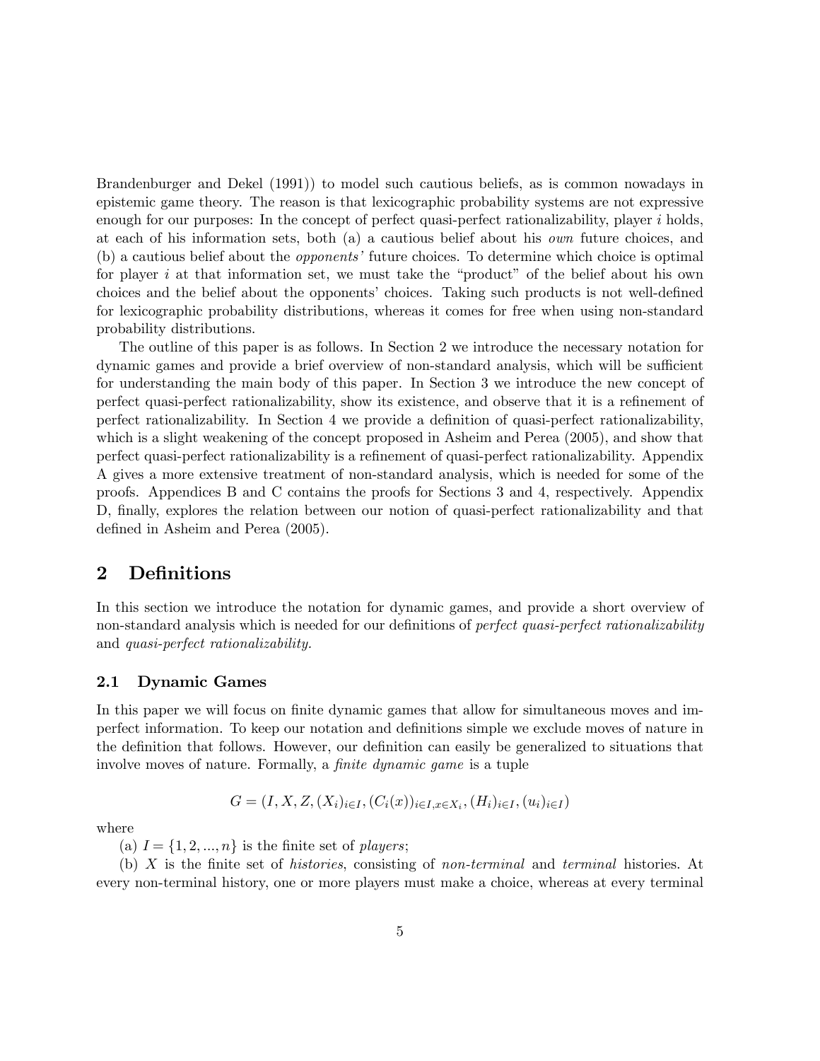Brandenburger and Dekel (1991)) to model such cautious beliefs, as is common nowadays in epistemic game theory. The reason is that lexicographic probability systems are not expressive enough for our purposes: In the concept of perfect quasi-perfect rationalizability, player $i$ holds, at each of his information sets, both (a) a cautious belief about his *own* future choices, and (b) a cautious belief about the *opponents'* future choices. To determine which choice is optimal for player $i$ at that information set, we must take the "product" of the belief about his own choices and the belief about the opponents' choices. Taking such products is not well-defined for lexicographic probability distributions, whereas it comes for free when using non-standard probability distributions.

The outline of this paper is as follows. In Section 2 we introduce the necessary notation for dynamic games and provide a brief overview of non-standard analysis, which will be sufficient for understanding the main body of this paper. In Section 3 we introduce the new concept of perfect quasi-perfect rationalizability, show its existence, and observe that it is a refinement of perfect rationalizability. In Section 4 we provide a definition of quasi-perfect rationalizability, which is a slight weakening of the concept proposed in Asheim and Perea (2005), and show that perfect quasi-perfect rationalizability is a refinement of quasi-perfect rationalizability. Appendix A gives a more extensive treatment of non-standard analysis, which is needed for some of the proofs. Appendices B and C contains the proofs for Sections 3 and 4, respectively. Appendix D, finally, explores the relation between our notion of quasi-perfect rationalizability and that defined in Asheim and Perea (2005).

## 2 Definitions

In this section we introduce the notation for dynamic games, and provide a short overview of non-standard analysis which is needed for our definitions of *perfect quasi-perfect rationalizability* and *quasi-perfect rationalizability.*

### 2.1 Dynamic Games

In this paper we will focus on finite dynamic games that allow for simultaneous moves and imperfect information. To keep our notation and definitions simple we exclude moves of nature in the definition that follows. However, our definition can easily be generalized to situations that involve moves of nature. Formally, a *finite dynamic game* is a tuple

$$G = (I, X, Z, (X_i)_{i \in I}, (C_i(x))_{i \in I, x \in X_i}, (H_i)_{i \in I}, (u_i)_{i \in I})$$

where

(a) $I = \{1, 2, ..., n\}$ is the finite set of *players*;

(b) $X$ is the finite set of *histories*, consisting of *non-terminal* and *terminal* histories. At every non-terminal history, one or more players must make a choice, whereas at every terminal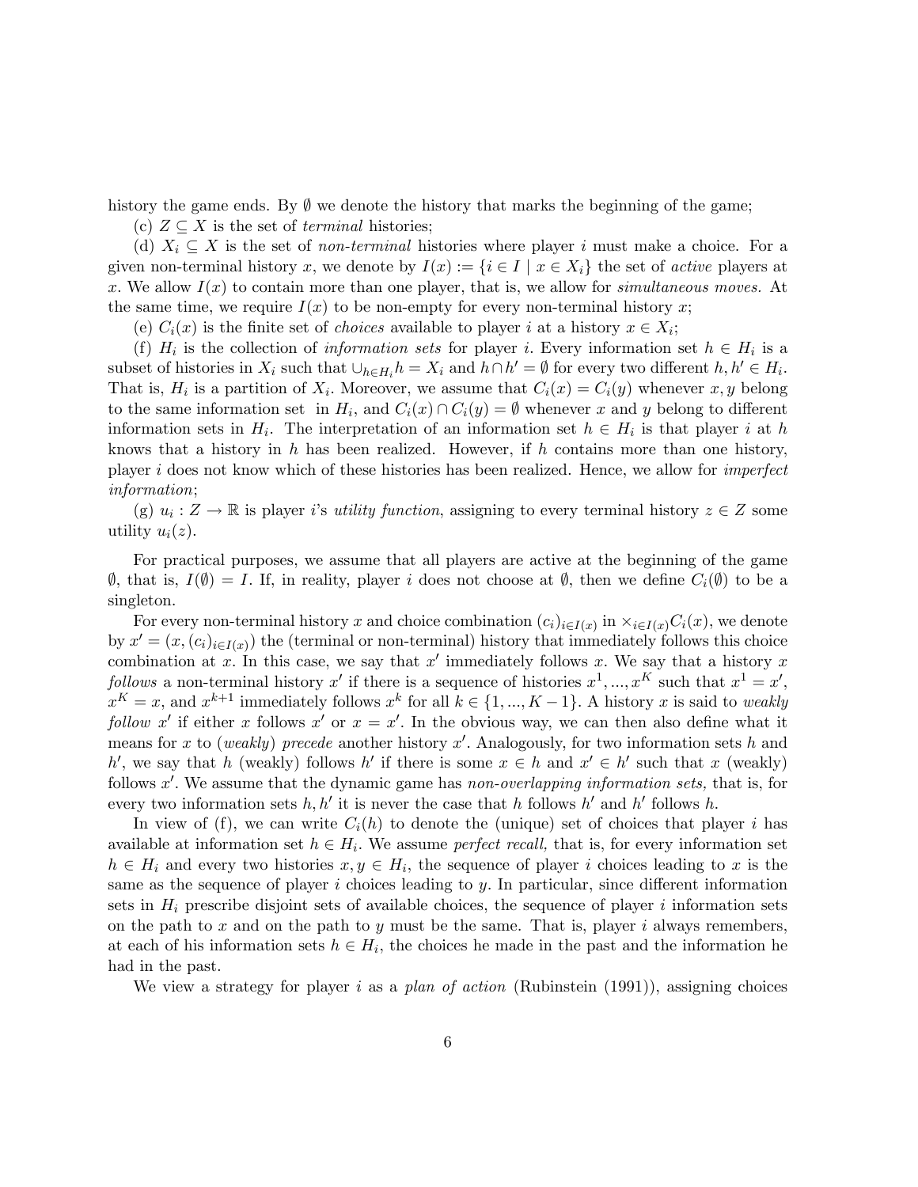history the game ends. By $\emptyset$ we denote the history that marks the beginning of the game;

(c) $Z \subseteq X$ is the set of *terminal* histories;

(d) $X_i \subseteq X$ is the set of *non-terminal* histories where player $i$ must make a choice. For a given non-terminal history $x$, we denote by $I(x) := \{i \in I \mid x \in X_i\}$ the set of *active* players at $x$. We allow $I(x)$ to contain more than one player, that is, we allow for *simultaneous moves.* At the same time, we require $I(x)$ to be non-empty for every non-terminal history $x$;

(e) $C_i(x)$ is the finite set of *choices* available to player $i$ at a history $x \in X_i$;

(f) $H_i$ is the collection of *information sets* for player $i$. Every information set $h \in H_i$ is a subset of histories in $X_i$ such that $\cup_{h \in H_i} h = X_i$ and $h \cap h' = \emptyset$ for every two different $h, h' \in H_i$. That is, $H_i$ is a partition of $X_i$. Moreover, we assume that $C_i(x) = C_i(y)$ whenever $x, y$ belong to the same information set in $H_i$, and $C_i(x) \cap C_i(y) = \emptyset$ whenever $x$ and $y$ belong to different information sets in $H_i$. The interpretation of an information set $h \in H_i$ is that player $i$ at $h$ knows that a history in $h$ has been realized. However, if $h$ contains more than one history, player $i$ does not know which of these histories has been realized. Hence, we allow for *imperfect information*;

(g) $u_i : Z \to \mathbb{R}$ is player $i$'s *utility function*, assigning to every terminal history $z \in Z$ some utility $u_i(z)$.

For practical purposes, we assume that all players are active at the beginning of the game $\emptyset$, that is, $I(\emptyset) = I$. If, in reality, player $i$ does not choose at $\emptyset$, then we define $C_i(\emptyset)$ to be a singleton.

For every non-terminal history $x$ and choice combination $(c_i)_{i \in I(x)}$ in $\times_{i \in I(x)} C_i(x)$, we denote by $x' = (x, (c_i)_{i \in I(x)})$ the (terminal or non-terminal) history that immediately follows this choice combination at $x$. In this case, we say that $x'$ immediately follows $x$. We say that a history $x$ *follows* a non-terminal history $x'$ if there is a sequence of histories $x^1, ..., x^K$ such that $x^1 = x'$, $x^K = x$, and $x^{k+1}$ immediately follows $x^k$ for all $k \in \{1, ..., K-1\}$. A history $x$ is said to *weakly follow* $x'$ if either $x$ follows $x'$ or $x = x'$. In the obvious way, we can then also define what it means for $x$ to (*weakly*) *precede* another history $x'$. Analogously, for two information sets $h$ and $h'$, we say that $h$ (weakly) follows $h'$ if there is some $x \in h$ and $x' \in h'$ such that $x$ (weakly) follows $x'$. We assume that the dynamic game has *non-overlapping information sets,* that is, for every two information sets $h, h'$ it is never the case that $h$ follows $h'$ and $h'$ follows $h$.

In view of (f), we can write $C_i(h)$ to denote the (unique) set of choices that player $i$ has available at information set $h \in H_i$. We assume *perfect recall,* that is, for every information set $h \in H_i$ and every two histories $x, y \in H_i$, the sequence of player $i$ choices leading to $x$ is the same as the sequence of player $i$ choices leading to $y$. In particular, since different information sets in $H_i$ prescribe disjoint sets of available choices, the sequence of player $i$ information sets on the path to $x$ and on the path to $y$ must be the same. That is, player $i$ always remembers, at each of his information sets $h \in H_i$, the choices he made in the past and the information he had in the past.

We view a strategy for player $i$ as a *plan of action* (Rubinstein (1991)), assigning choices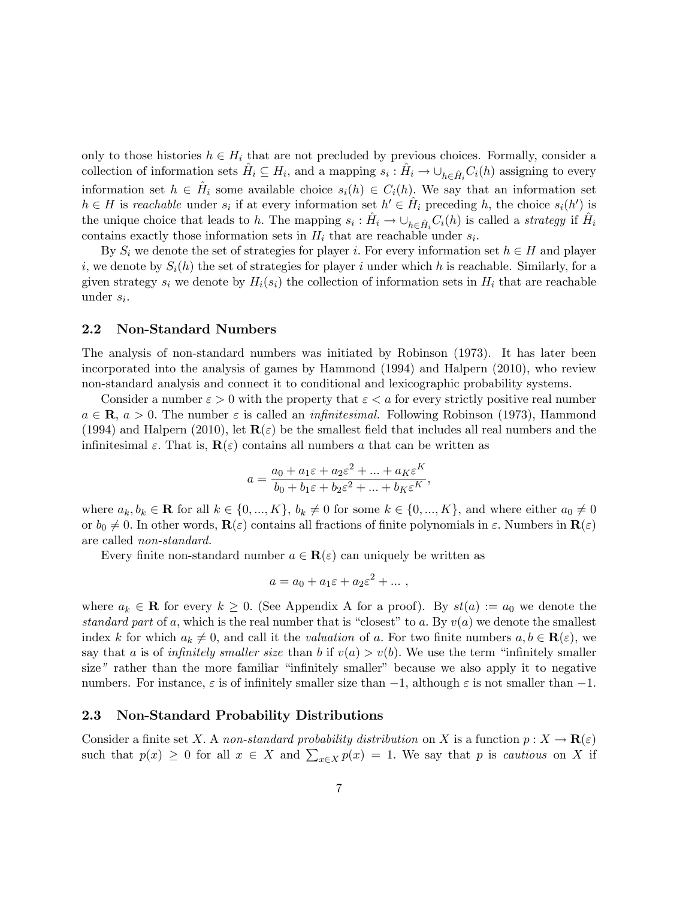only to those histories $h \in H_i$ that are not precluded by previous choices. Formally, consider a collection of information sets $\hat{H}_i \subseteq H_i$, and a mapping $s_i : \hat{H}_i \to \cup_{h \in \hat{H}_i} C_i(h)$ assigning to every information set $h \in \hat{H}_i$ some available choice $s_i(h) \in C_i(h)$. We say that an information set $h \in H$ is *reachable* under $s_i$ if at every information set $h' \in \hat{H}_i$ preceding $h$, the choice $s_i(h')$ is the unique choice that leads to $h$. The mapping $s_i : \hat{H}_i \to \cup_{h \in \hat{H}_i} C_i(h)$ is called a *strategy* if $\hat{H}_i$ contains exactly those information sets in $H_i$ that are reachable under $s_i$.

By $S_i$ we denote the set of strategies for player $i$. For every information set $h \in H$ and player $i$, we denote by $S_i(h)$ the set of strategies for player $i$ under which $h$ is reachable. Similarly, for a given strategy $s_i$ we denote by $H_i(s_i)$ the collection of information sets in $H_i$ that are reachable under $s_i$.

## 2.2 Non-Standard Numbers

The analysis of non-standard numbers was initiated by Robinson (1973). It has later been incorporated into the analysis of games by Hammond (1994) and Halpern (2010), who review non-standard analysis and connect it to conditional and lexicographic probability systems.

Consider a number $\varepsilon > 0$ with the property that $\varepsilon < a$ for every strictly positive real number $a \in \mathbf{R}$, $a > 0$. The number $\varepsilon$ is called an *infinitesimal*. Following Robinson (1973), Hammond (1994) and Halpern (2010), let $\mathbf{R}(\varepsilon)$ be the smallest field that includes all real numbers and the infinitesimal $\varepsilon$. That is, $\mathbf{R}(\varepsilon)$ contains all numbers $a$ that can be written as

$$a = \frac{a_0 + a_1\varepsilon + a_2\varepsilon^2 + ... + a_K\varepsilon^K}{b_0 + b_1\varepsilon + b_2\varepsilon^2 + ... + b_K\varepsilon^K},$$

where $a_k, b_k \in \mathbf{R}$ for all $k \in \{0, ..., K\}$, $b_k \neq 0$ for some $k \in \{0, ..., K\}$, and where either $a_0 \neq 0$ or $b_0 \neq 0$. In other words, $\mathbf{R}(\varepsilon)$ contains all fractions of finite polynomials in $\varepsilon$. Numbers in $\mathbf{R}(\varepsilon)$ are called *non-standard*.

Every finite non-standard number $a \in \mathbf{R}(\varepsilon)$ can uniquely be written as

$$a = a_0 + a_1\varepsilon + a_2\varepsilon^2 + ... ,$$

where $a_k \in \mathbf{R}$ for every $k \geq 0$. (See Appendix A for a proof). By $st(a) := a_0$ we denote the *standard part* of $a$, which is the real number that is "closest" to $a$. By $v(a)$ we denote the smallest index $k$ for which $a_k \neq 0$, and call it the *valuation* of $a$. For two finite numbers $a, b \in \mathbf{R}(\varepsilon)$, we say that $a$ is of *infinitely smaller size* than $b$ if $v(a) > v(b)$. We use the term "infinitely smaller size" rather than the more familiar "infinitely smaller" because we also apply it to negative numbers. For instance, $\varepsilon$ is of infinitely smaller size than $-1$, although $\varepsilon$ is not smaller than $-1$.

## 2.3 Non-Standard Probability Distributions

Consider a finite set $X$. A *non-standard probability distribution* on $X$ is a function $p : X \to \mathbf{R}(\varepsilon)$ such that $p(x) \geq 0$ for all $x \in X$ and $\sum_{x \in X} p(x) = 1$. We say that $p$ is *cautious* on $X$ if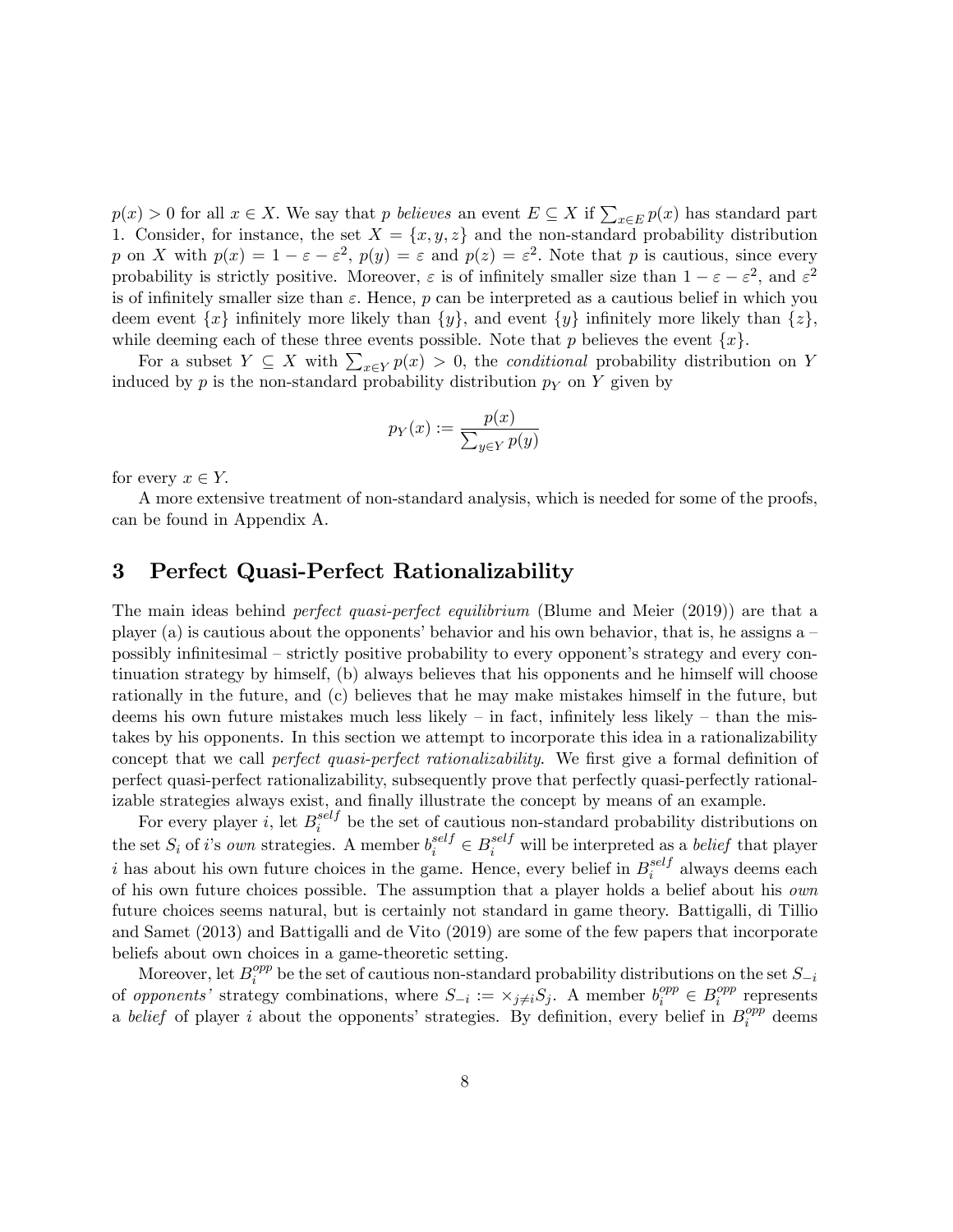$p(x) > 0$ for all $x \in X$. We say that $p$ *believes* an event $E \subseteq X$ if $\sum_{x \in E} p(x)$ has standard part 1. Consider, for instance, the set $X = \{x, y, z\}$ and the non-standard probability distribution $p$ on $X$ with $p(x) = 1 - \varepsilon - \varepsilon^2$, $p(y) = \varepsilon$ and $p(z) = \varepsilon^2$. Note that $p$ is cautious, since every probability is strictly positive. Moreover, $\varepsilon$ is of infinitely smaller size than $1 - \varepsilon - \varepsilon^2$, and $\varepsilon^2$ is of infinitely smaller size than $\varepsilon$. Hence, $p$ can be interpreted as a cautious belief in which you deem event $\{x\}$ infinitely more likely than $\{y\}$, and event $\{y\}$ infinitely more likely than $\{z\}$, while deeming each of these three events possible. Note that $p$ believes the event $\{x\}$.

For a subset $Y \subseteq X$ with $\sum_{x \in Y} p(x) > 0$, the *conditional* probability distribution on $Y$ induced by $p$ is the non-standard probability distribution $p_Y$ on $Y$ given by

$$p_Y(x) := \frac{p(x)}{\sum_{y \in Y} p(y)}$$

for every $x \in Y$.

A more extensive treatment of non-standard analysis, which is needed for some of the proofs, can be found in Appendix A.

# 3 Perfect Quasi-Perfect Rationalizability

The main ideas behind *perfect quasi-perfect equilibrium* (Blume and Meier (2019)) are that a player (a) is cautious about the opponents' behavior and his own behavior, that is, he assigns a – possibly infinitesimal – strictly positive probability to every opponent's strategy and every continuation strategy by himself, (b) always believes that his opponents and he himself will choose rationally in the future, and (c) believes that he may make mistakes himself in the future, but deems his own future mistakes much less likely – in fact, infinitely less likely – than the mistakes by his opponents. In this section we attempt to incorporate this idea in a rationalizability concept that we call *perfect quasi-perfect rationalizability*. We first give a formal definition of perfect quasi-perfect rationalizability, subsequently prove that perfectly quasi-perfectly rationalizable strategies always exist, and finally illustrate the concept by means of an example.

For every player $i$, let $B_i^{self}$ be the set of cautious non-standard probability distributions on the set $S_i$ of $i$'s *own* strategies. A member $b_i^{self} \in B_i^{self}$ will be interpreted as a *belief* that player $i$ has about his own future choices in the game. Hence, every belief in $B_i^{self}$ always deems each of his own future choices possible. The assumption that a player holds a belief about his *own* future choices seems natural, but is certainly not standard in game theory. Battigalli, di Tillio and Samet (2013) and Battigalli and de Vito (2019) are some of the few papers that incorporate beliefs about own choices in a game-theoretic setting.

Moreover, let $B_i^{opp}$ be the set of cautious non-standard probability distributions on the set $S_{-i}$ of *opponents'* strategy combinations, where $S_{-i} := \times_{j \neq i} S_j$. A member $b_i^{opp} \in B_i^{opp}$ represents a *belief* of player $i$ about the opponents' strategies. By definition, every belief in $B_i^{opp}$ deems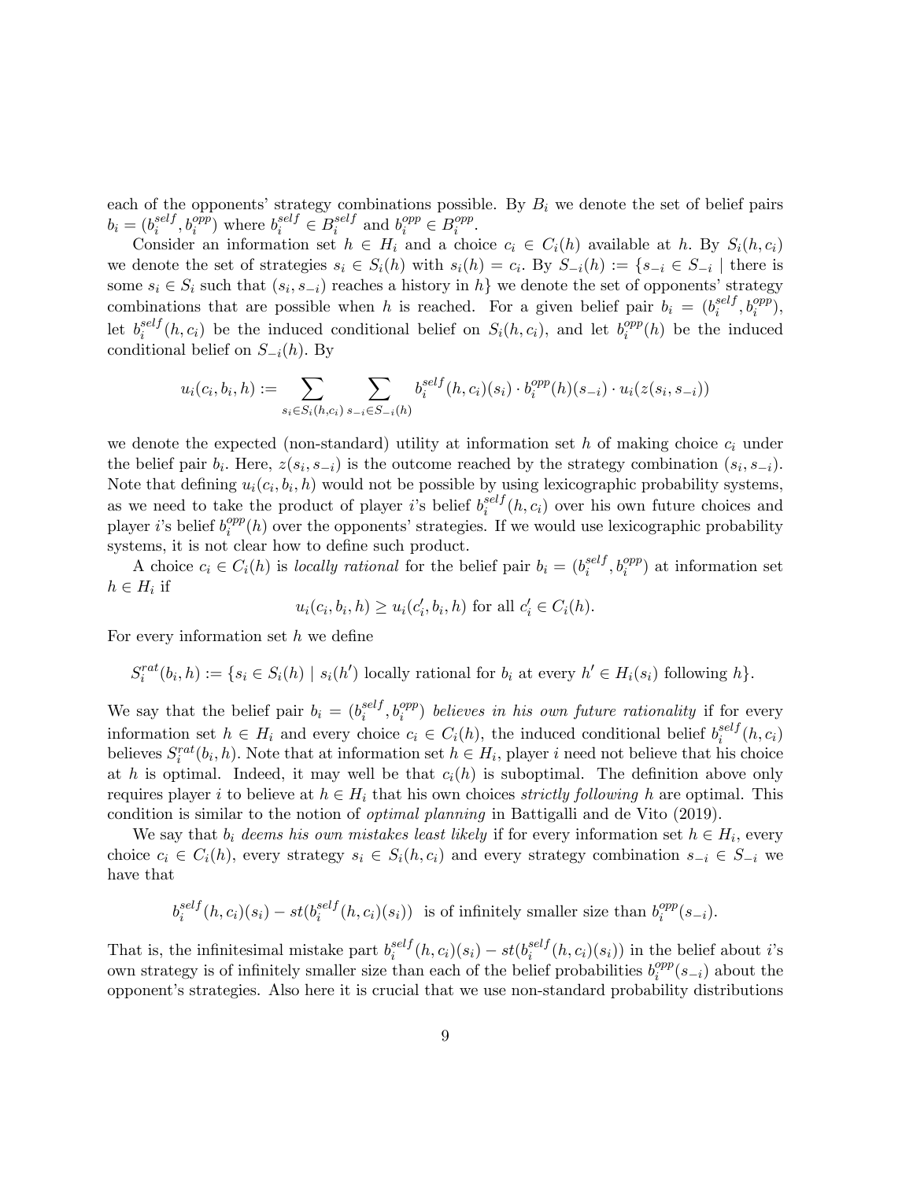each of the opponents' strategy combinations possible. By $B_i$ we denote the set of belief pairs $b_i = (b_i^{self}, b_i^{opp})$ where $b_i^{self} \in B_i^{self}$ and $b_i^{opp} \in B_i^{opp}$.

Consider an information set $h \in H_i$ and a choice $c_i \in C_i(h)$ available at $h$. By $S_i(h, c_i)$ we denote the set of strategies $s_i \in S_i(h)$ with $s_i(h) = c_i$. By $S_{-i}(h) := \{s_{-i} \in S_{-i} \mid$ there is some $s_i \in S_i$ such that $(s_i, s_{-i})$ reaches a history in $h\}$ we denote the set of opponents' strategy combinations that are possible when $h$ is reached. For a given belief pair $b_i = (b_i^{self}, b_i^{opp})$, let $b_i^{self}(h, c_i)$ be the induced conditional belief on $S_i(h, c_i)$, and let $b_i^{opp}(h)$ be the induced conditional belief on $S_{-i}(h)$. By

$$u_i(c_i, b_i, h) := \sum_{s_i \in S_i(h, c_i)} \sum_{s_{-i} \in S_{-i}(h)} b_i^{self}(h, c_i)(s_i) \cdot b_i^{opp}(h)(s_{-i}) \cdot u_i(z(s_i, s_{-i}))$$

we denote the expected (non-standard) utility at information set $h$ of making choice $c_i$ under the belief pair $b_i$. Here, $z(s_i, s_{-i})$ is the outcome reached by the strategy combination $(s_i, s_{-i})$. Note that defining $u_i(c_i, b_i, h)$ would not be possible by using lexicographic probability systems, as we need to take the product of player $i$'s belief $b_i^{self}(h, c_i)$ over his own future choices and player $i$'s belief $b_i^{opp}(h)$ over the opponents' strategies. If we would use lexicographic probability systems, it is not clear how to define such product.

A choice $c_i \in C_i(h)$ is *locally rational* for the belief pair $b_i = (b_i^{self}, b_i^{opp})$ at information set $h \in H_i$ if

$$u_i(c_i, b_i, h) \geq u_i(c_i', b_i, h) \text{ for all } c_i' \in C_i(h).$$

For every information set $h$ we define

$$S_i^{rat}(b_i, h) := \{s_i \in S_i(h) \mid s_i(h') \text{ locally rational for } b_i \text{ at every } h' \in H_i(s_i) \text{ following } h\}.$$

We say that the belief pair $b_i = (b_i^{self}, b_i^{opp})$ *believes in his own future rationality* if for every information set $h \in H_i$ and every choice $c_i \in C_i(h)$, the induced conditional belief $b_i^{self}(h, c_i)$ believes $S_i^{rat}(b_i, h)$. Note that at information set $h \in H_i$, player $i$ need not believe that his choice at $h$ is optimal. Indeed, it may well be that $c_i(h)$ is suboptimal. The definition above only requires player $i$ to believe at $h \in H_i$ that his own choices *strictly following* $h$ are optimal. This condition is similar to the notion of *optimal planning* in Battigalli and de Vito (2019).

We say that $b_i$ *deems his own mistakes least likely* if for every information set $h \in H_i$, every choice $c_i \in C_i(h)$, every strategy $s_i \in S_i(h, c_i)$ and every strategy combination $s_{-i} \in S_{-i}$ we have that

$$b_i^{self}(h, c_i)(s_i) - st(b_i^{self}(h, c_i)(s_i)) \text{ is of infinitely smaller size than } b_i^{opp}(s_{-i}).$$

That is, the infinitesimal mistake part $b_i^{self}(h, c_i)(s_i) - st(b_i^{self}(h, c_i)(s_i))$ in the belief about $i$'s own strategy is of infinitely smaller size than each of the belief probabilities $b_i^{opp}(s_{-i})$ about the opponent's strategies. Also here it is crucial that we use non-standard probability distributions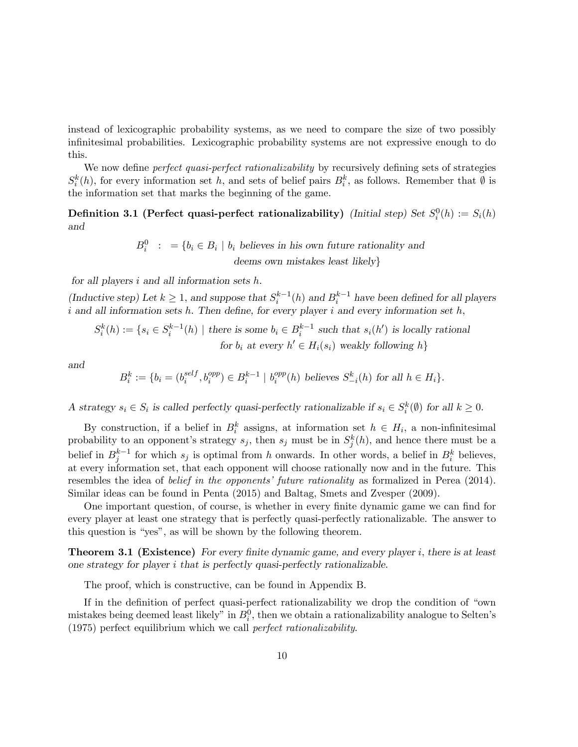instead of lexicographic probability systems, as we need to compare the size of two possibly infinitesimal probabilities. Lexicographic probability systems are not expressive enough to do this.

We now define *perfect quasi-perfect rationalizability* by recursively defining sets of strategies $S_i^k(h)$, for every information set $h$, and sets of belief pairs $B_i^k$, as follows. Remember that $\emptyset$ is the information set that marks the beginning of the game.

**Definition 3.1 (Perfect quasi-perfect rationalizability)** *(Initial step) Set $S_i^0(h) := S_i(h)$ and*

$$B_i^0 \;:\; = \{b_i \in B_i \mid b_i \text{ believes in his own future rationality and deems own mistakes least likely}\}$$

*for all players $i$ and all information sets $h$.*

*(Inductive step) Let $k \geq 1$, and suppose that $S_i^{k-1}(h)$ and $B_i^{k-1}$ have been defined for all players $i$ and all information sets $h$. Then define, for every player $i$ and every information set $h$,*

$$S_i^k(h) := \{s_i \in S_i^{k-1}(h) \mid \text{there is some } b_i \in B_i^{k-1} \text{ such that } s_i(h') \text{ is locally rational for } b_i \text{ at every } h' \in H_i(s_i) \text{ weakly following } h\}$$

*and*

$$B_i^k := \{b_i = (b_i^{self}, b_i^{opp}) \in B_i^{k-1} \mid b_i^{opp}(h) \text{ believes } S_{-i}^k(h) \text{ for all } h \in H_i\}.$$

*A strategy $s_i \in S_i$ is called perfectly quasi-perfectly rationalizable if $s_i \in S_i^k(\emptyset)$ for all $k \geq 0$.*

By construction, if a belief in $B_i^k$ assigns, at information set $h \in H_i$, a non-infinitesimal probability to an opponent's strategy $s_j$, then $s_j$ must be in $S_j^k(h)$, and hence there must be a belief in $B_j^{k-1}$ for which $s_j$ is optimal from $h$ onwards. In other words, a belief in $B_i^k$ believes, at every information set, that each opponent will choose rationally now and in the future. This resembles the idea of *belief in the opponents' future rationality* as formalized in Perea (2014). Similar ideas can be found in Penta (2015) and Baltag, Smets and Zvesper (2009).

One important question, of course, is whether in every finite dynamic game we can find for every player at least one strategy that is perfectly quasi-perfectly rationalizable. The answer to this question is "yes", as will be shown by the following theorem.

**Theorem 3.1 (Existence)** *For every finite dynamic game, and every player $i$, there is at least one strategy for player $i$ that is perfectly quasi-perfectly rationalizable.*

The proof, which is constructive, can be found in Appendix B.

If in the definition of perfect quasi-perfect rationalizability we drop the condition of "own mistakes being deemed least likely" in $B_i^0$, then we obtain a rationalizability analogue to Selten's (1975) perfect equilibrium which we call *perfect rationalizability*.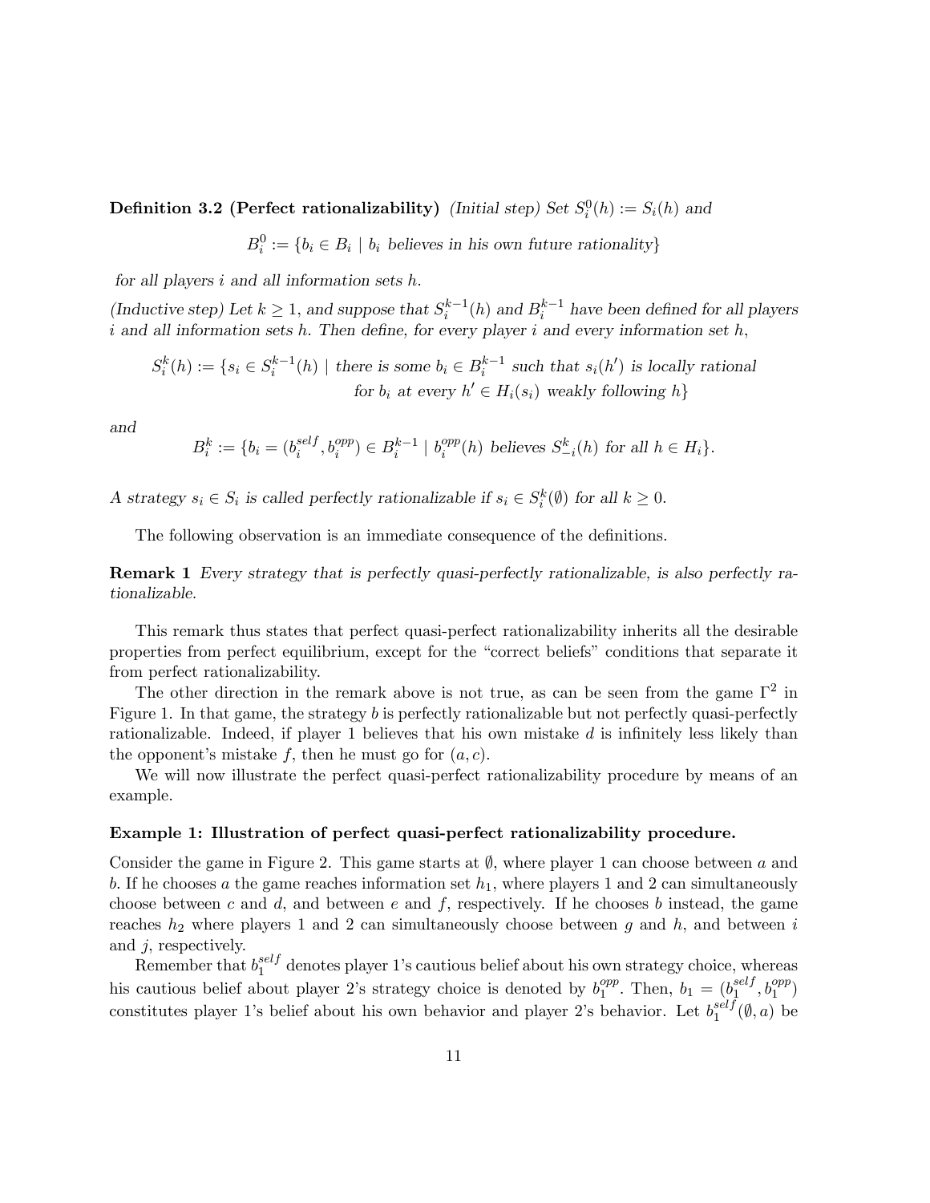**Definition 3.2 (Perfect rationalizability)** *(Initial step) Set $S_i^0(h) := S_i(h)$ and*

$$B_i^0 := \{b_i \in B_i \mid b_i \text{ believes in his own future rationality}\}$$

*for all players $i$ and all information sets $h$.*

*(Inductive step) Let $k \geq 1$, and suppose that $S_i^{k-1}(h)$ and $B_i^{k-1}$ have been defined for all players $i$ and all information sets $h$. Then define, for every player $i$ and every information set $h$,*

$$S_i^k(h) := \{s_i \in S_i^{k-1}(h) \mid \text{there is some } b_i \in B_i^{k-1} \text{ such that } s_i(h') \text{ is locally rational for } b_i \text{ at every } h' \in H_i(s_i) \text{ weakly following } h\}$$

*and*

$$B_i^k := \{b_i = (b_i^{self}, b_i^{opp}) \in B_i^{k-1} \mid b_i^{opp}(h) \text{ believes } S_{-i}^k(h) \text{ for all } h \in H_i\}.$$

*A strategy $s_i \in S_i$ is called perfectly rationalizable if $s_i \in S_i^k(\emptyset)$ for all $k \geq 0$.*

The following observation is an immediate consequence of the definitions.

**Remark 1** *Every strategy that is perfectly quasi-perfectly rationalizable, is also perfectly rationalizable.*

This remark thus states that perfect quasi-perfect rationalizability inherits all the desirable properties from perfect equilibrium, except for the "correct beliefs" conditions that separate it from perfect rationalizability.

The other direction in the remark above is not true, as can be seen from the game $\Gamma^2$ in Figure 1. In that game, the strategy $b$ is perfectly rationalizable but not perfectly quasi-perfectly rationalizable. Indeed, if player 1 believes that his own mistake $d$ is infinitely less likely than the opponent's mistake $f$, then he must go for $(a, c)$.

We will now illustrate the perfect quasi-perfect rationalizability procedure by means of an example.

### Example 1: Illustration of perfect quasi-perfect rationalizability procedure.

Consider the game in Figure 2. This game starts at $\emptyset$, where player 1 can choose between $a$ and $b$. If he chooses $a$ the game reaches information set $h_1$, where players 1 and 2 can simultaneously choose between $c$ and $d$, and between $e$ and $f$, respectively. If he chooses $b$ instead, the game reaches $h_2$ where players 1 and 2 can simultaneously choose between $g$ and $h$, and between $i$ and $j$, respectively.

Remember that $b_1^{self}$ denotes player 1's cautious belief about his own strategy choice, whereas his cautious belief about player 2's strategy choice is denoted by $b_1^{opp}$. Then, $b_1 = (b_1^{self}, b_1^{opp})$ constitutes player 1's belief about his own behavior and player 2's behavior. Let $b_1^{self}(\emptyset, a)$ be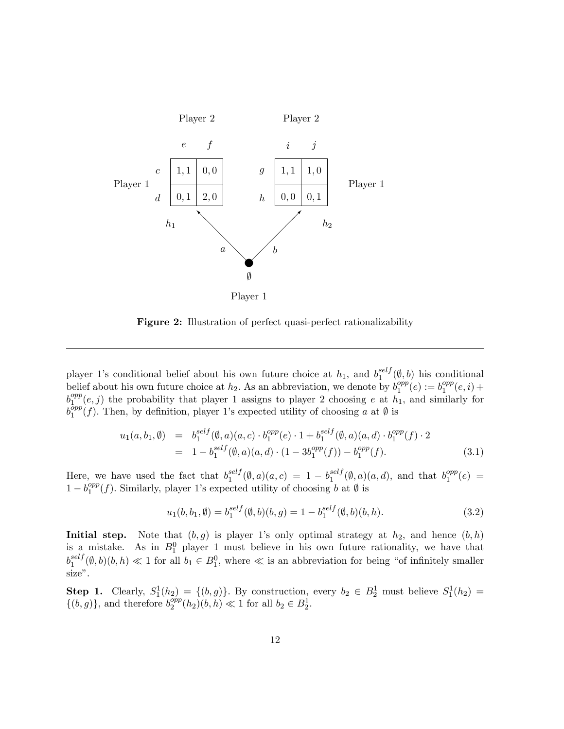| | | Player 2 | |
| --- | --- | --- | --- |
| | | $e$ | $f$ |
| Player 1 | $c$ | 1, 1 | 0, 0 |
| | $d$ | 0, 1 | 2, 0 |

| | | Player 2 | |
| --- | --- | --- | --- |
| | | $i$ | $j$ |
| Player 1 | $g$ | 1, 1 | 1, 0 |
| | $h$ | 0, 0 | 0, 1 |

Player 1 at $\emptyset$ chooses $a$ (leading to $h_1$, left game) or $b$ (leading to $h_2$, right game).

**Figure 2:** Illustration of perfect quasi-perfect rationalizability

---

player 1's conditional belief about his own future choice at $h_1$, and $b_1^{self}(\emptyset, b)$ his conditional belief about his own future choice at $h_2$. As an abbreviation, we denote by $b_1^{opp}(e) := b_1^{opp}(e, i) + b_1^{opp}(e, j)$ the probability that player 1 assigns to player 2 choosing $e$ at $h_1$, and similarly for $b_1^{opp}(f)$. Then, by definition, player 1's expected utility of choosing $a$ at $\emptyset$ is

$$
\begin{aligned}
u_1(a, b_1, \emptyset) &= b_1^{self}(\emptyset, a)(a, c) \cdot b_1^{opp}(e) \cdot 1 + b_1^{self}(\emptyset, a)(a, d) \cdot b_1^{opp}(f) \cdot 2 \\
&= 1 - b_1^{self}(\emptyset, a)(a, d) \cdot (1 - 3b_1^{opp}(f)) - b_1^{opp}(f).
\end{aligned} \tag{3.1}
$$

Here, we have used the fact that $b_1^{self}(\emptyset, a)(a, c) = 1 - b_1^{self}(\emptyset, a)(a, d)$, and that $b_1^{opp}(e) = 1 - b_1^{opp}(f)$. Similarly, player 1's expected utility of choosing $b$ at $\emptyset$ is

$$
u_1(b, b_1, \emptyset) = b_1^{self}(\emptyset, b)(b, g) = 1 - b_1^{self}(\emptyset, b)(b, h). \tag{3.2}
$$

**Initial step.** Note that $(b, g)$ is player 1's only optimal strategy at $h_2$, and hence $(b, h)$ is a mistake. As in $B_1^0$ player 1 must believe in his own future rationality, we have that $b_1^{self}(\emptyset, b)(b, h) \ll 1$ for all $b_1 \in B_1^0$, where $\ll$ is an abbreviation for being "of infinitely smaller size".

**Step 1.** Clearly, $S_1^1(h_2) = \{(b, g)\}$. By construction, every $b_2 \in B_2^1$ must believe $S_1^1(h_2) = \{(b, g)\}$, and therefore $b_2^{opp}(h_2)(b, h) \ll 1$ for all $b_2 \in B_2^1$.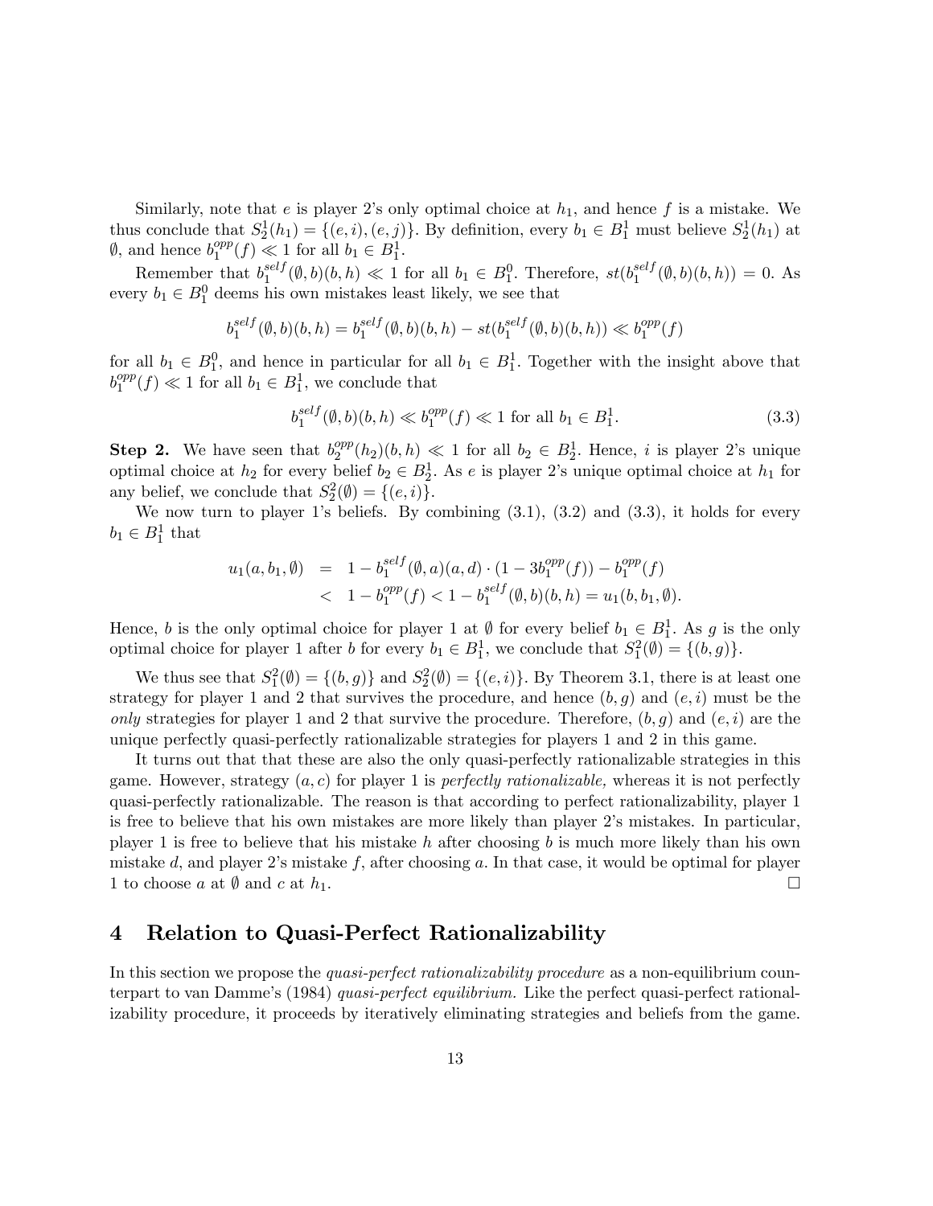Similarly, note that $e$ is player 2's only optimal choice at $h_1$, and hence $f$ is a mistake. We thus conclude that $S_2^1(h_1) = \{(e,i),(e,j)\}$. By definition, every $b_1 \in B_1^1$ must believe $S_2^1(h_1)$ at $\emptyset$, and hence $b_1^{opp}(f) \ll 1$ for all $b_1 \in B_1^1$.

Remember that $b_1^{self}(\emptyset, b)(b,h) \ll 1$ for all $b_1 \in B_1^0$. Therefore, $st(b_1^{self}(\emptyset,b)(b,h)) = 0$. As every $b_1 \in B_1^0$ deems his own mistakes least likely, we see that

$$b_1^{self}(\emptyset,b)(b,h) = b_1^{self}(\emptyset,b)(b,h) - st(b_1^{self}(\emptyset,b)(b,h)) \ll b_1^{opp}(f)$$

for all $b_1 \in B_1^0$, and hence in particular for all $b_1 \in B_1^1$. Together with the insight above that $b_1^{opp}(f) \ll 1$ for all $b_1 \in B_1^1$, we conclude that

$$b_1^{self}(\emptyset,b)(b,h) \ll b_1^{opp}(f) \ll 1 \text{ for all } b_1 \in B_1^1. \tag{3.3}$$

**Step 2.** We have seen that $b_2^{opp}(h_2)(b,h) \ll 1$ for all $b_2 \in B_2^1$. Hence, $i$ is player 2's unique optimal choice at $h_2$ for every belief $b_2 \in B_2^1$. As $e$ is player 2's unique optimal choice at $h_1$ for any belief, we conclude that $S_2^2(\emptyset) = \{(e,i)\}$.

We now turn to player 1's beliefs. By combining (3.1), (3.2) and (3.3), it holds for every $b_1 \in B_1^1$ that

$$\begin{aligned} u_1(a, b_1, \emptyset) &= 1 - b_1^{self}(\emptyset,a)(a,d) \cdot (1 - 3b_1^{opp}(f)) - b_1^{opp}(f) \\ &< 1 - b_1^{opp}(f) < 1 - b_1^{self}(\emptyset,b)(b,h) = u_1(b, b_1, \emptyset). \end{aligned}$$

Hence, $b$ is the only optimal choice for player 1 at $\emptyset$ for every belief $b_1 \in B_1^1$. As $g$ is the only optimal choice for player 1 after $b$ for every $b_1 \in B_1^1$, we conclude that $S_1^2(\emptyset) = \{(b,g)\}$.

We thus see that $S_1^2(\emptyset) = \{(b,g)\}$ and $S_2^2(\emptyset) = \{(e,i)\}$. By Theorem 3.1, there is at least one strategy for player 1 and 2 that survives the procedure, and hence $(b,g)$ and $(e,i)$ must be the *only* strategies for player 1 and 2 that survive the procedure. Therefore, $(b,g)$ and $(e,i)$ are the unique perfectly quasi-perfectly rationalizable strategies for players 1 and 2 in this game.

It turns out that that these are also the only quasi-perfectly rationalizable strategies in this game. However, strategy $(a,c)$ for player 1 is *perfectly rationalizable,* whereas it is not perfectly quasi-perfectly rationalizable. The reason is that according to perfect rationalizability, player 1 is free to believe that his own mistakes are more likely than player 2's mistakes. In particular, player 1 is free to believe that his mistake $h$ after choosing $b$ is much more likely than his own mistake $d$, and player 2's mistake $f$, after choosing $a$. In that case, it would be optimal for player 1 to choose $a$ at $\emptyset$ and $c$ at $h_1$. □

## 4 Relation to Quasi-Perfect Rationalizability

In this section we propose the *quasi-perfect rationalizability procedure* as a non-equilibrium counterpart to van Damme's (1984) *quasi-perfect equilibrium.* Like the perfect quasi-perfect rationalizability procedure, it proceeds by iteratively eliminating strategies and beliefs from the game.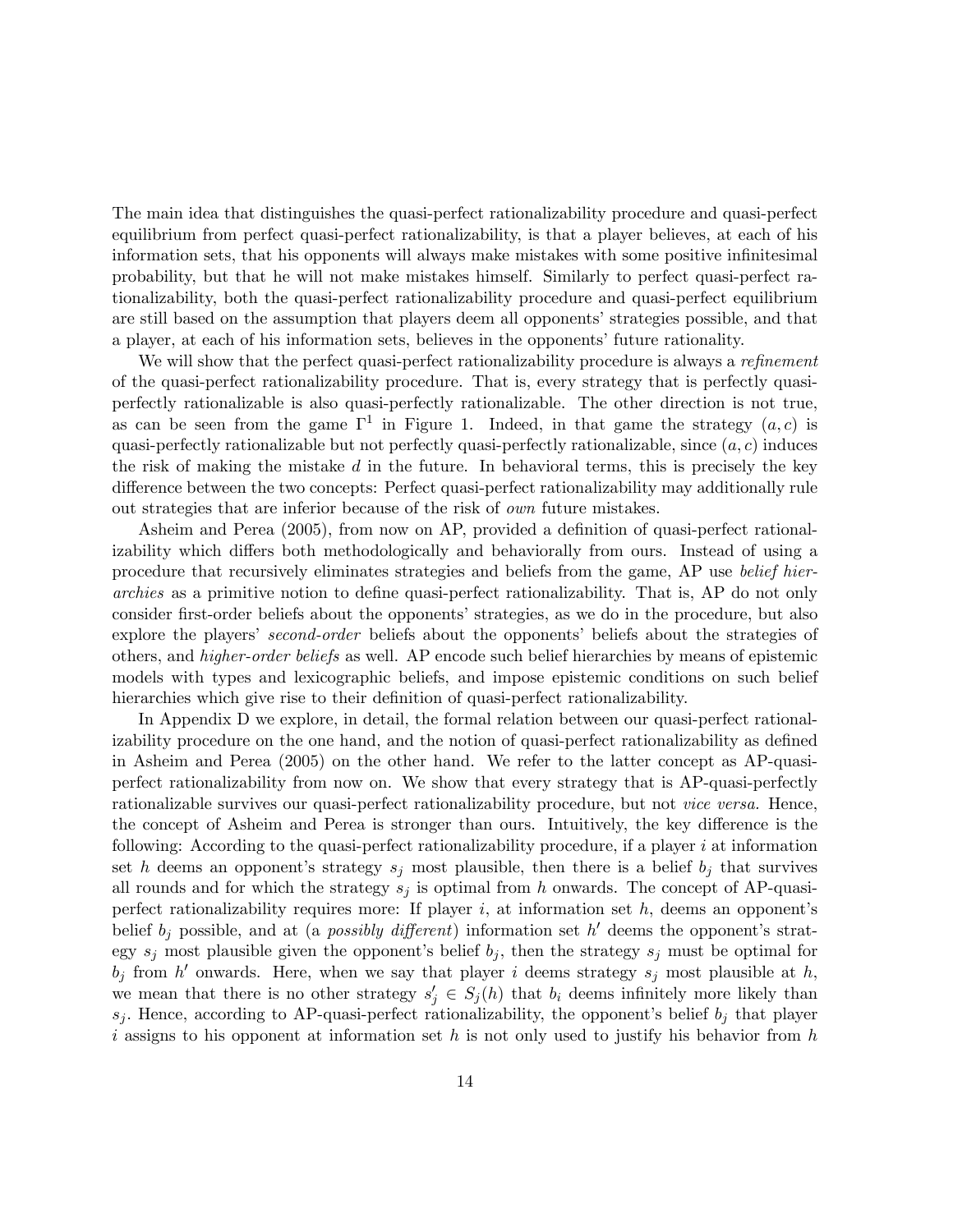The main idea that distinguishes the quasi-perfect rationalizability procedure and quasi-perfect equilibrium from perfect quasi-perfect rationalizability, is that a player believes, at each of his information sets, that his opponents will always make mistakes with some positive infinitesimal probability, but that he will not make mistakes himself. Similarly to perfect quasi-perfect rationalizability, both the quasi-perfect rationalizability procedure and quasi-perfect equilibrium are still based on the assumption that players deem all opponents' strategies possible, and that a player, at each of his information sets, believes in the opponents' future rationality.

We will show that the perfect quasi-perfect rationalizability procedure is always a *refinement* of the quasi-perfect rationalizability procedure. That is, every strategy that is perfectly quasi-perfectly rationalizable is also quasi-perfectly rationalizable. The other direction is not true, as can be seen from the game $\Gamma^1$ in Figure 1. Indeed, in that game the strategy $(a, c)$ is quasi-perfectly rationalizable but not perfectly quasi-perfectly rationalizable, since $(a, c)$ induces the risk of making the mistake $d$ in the future. In behavioral terms, this is precisely the key difference between the two concepts: Perfect quasi-perfect rationalizability may additionally rule out strategies that are inferior because of the risk of *own* future mistakes.

Asheim and Perea (2005), from now on AP, provided a definition of quasi-perfect rationalizability which differs both methodologically and behaviorally from ours. Instead of using a procedure that recursively eliminates strategies and beliefs from the game, AP use *belief hierarchies* as a primitive notion to define quasi-perfect rationalizability. That is, AP do not only consider first-order beliefs about the opponents' strategies, as we do in the procedure, but also explore the players' *second-order* beliefs about the opponents' beliefs about the strategies of others, and *higher-order beliefs* as well. AP encode such belief hierarchies by means of epistemic models with types and lexicographic beliefs, and impose epistemic conditions on such belief hierarchies which give rise to their definition of quasi-perfect rationalizability.

In Appendix D we explore, in detail, the formal relation between our quasi-perfect rationalizability procedure on the one hand, and the notion of quasi-perfect rationalizability as defined in Asheim and Perea (2005) on the other hand. We refer to the latter concept as AP-quasi-perfect rationalizability from now on. We show that every strategy that is AP-quasi-perfectly rationalizable survives our quasi-perfect rationalizability procedure, but not *vice versa.* Hence, the concept of Asheim and Perea is stronger than ours. Intuitively, the key difference is the following: According to the quasi-perfect rationalizability procedure, if a player $i$ at information set $h$ deems an opponent's strategy $s_j$ most plausible, then there is a belief $b_j$ that survives all rounds and for which the strategy $s_j$ is optimal from $h$ onwards. The concept of AP-quasi-perfect rationalizability requires more: If player $i$, at information set $h$, deems an opponent's belief $b_j$ possible, and at (a *possibly different*) information set $h'$ deems the opponent's strategy $s_j$ most plausible given the opponent's belief $b_j$, then the strategy $s_j$ must be optimal for $b_j$ from $h'$ onwards. Here, when we say that player $i$ deems strategy $s_j$ most plausible at $h$, we mean that there is no other strategy $s'_j \in S_j(h)$ that $b_i$ deems infinitely more likely than $s_j$. Hence, according to AP-quasi-perfect rationalizability, the opponent's belief $b_j$ that player $i$ assigns to his opponent at information set $h$ is not only used to justify his behavior from $h$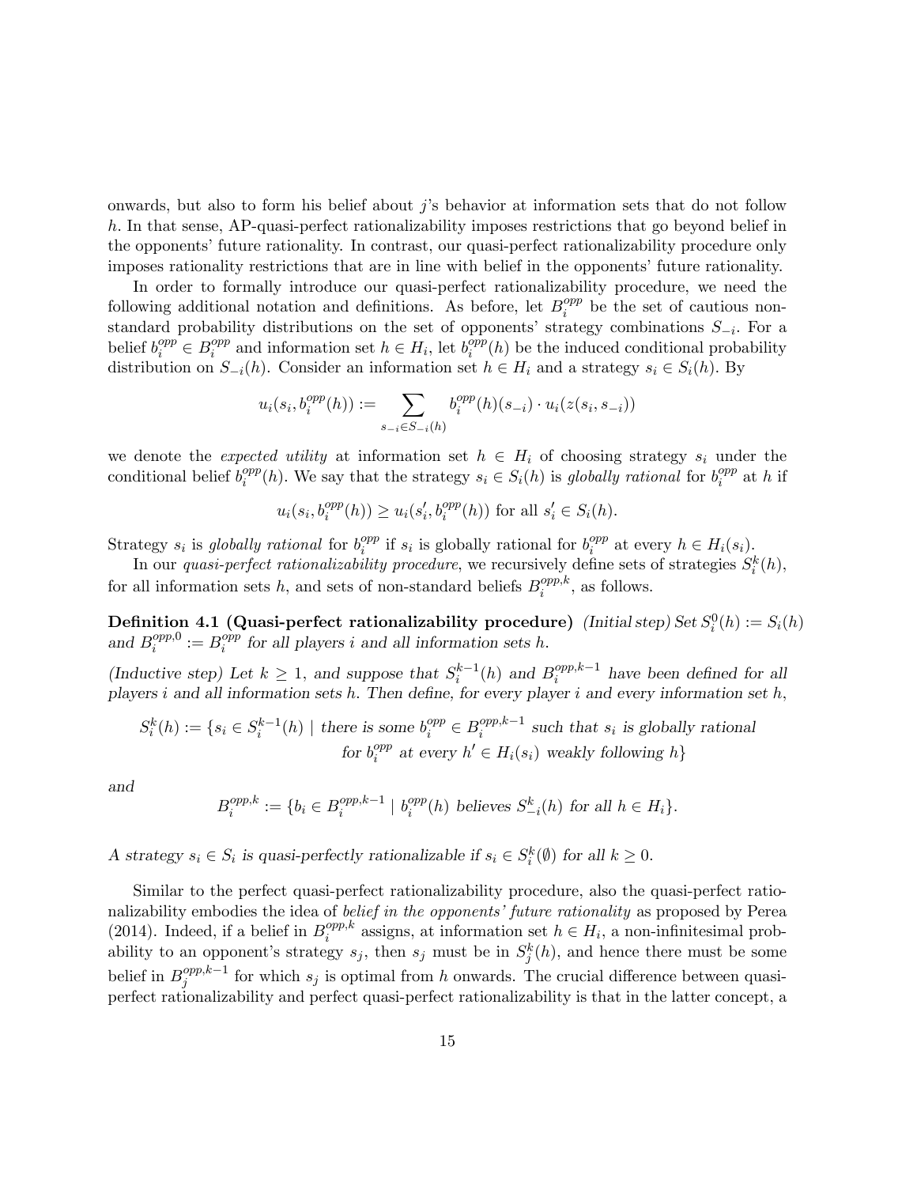onwards, but also to form his belief about $j$'s behavior at information sets that do not follow $h$. In that sense, AP-quasi-perfect rationalizability imposes restrictions that go beyond belief in the opponents' future rationality. In contrast, our quasi-perfect rationalizability procedure only imposes rationality restrictions that are in line with belief in the opponents' future rationality.

In order to formally introduce our quasi-perfect rationalizability procedure, we need the following additional notation and definitions. As before, let $B_i^{opp}$ be the set of cautious non-standard probability distributions on the set of opponents' strategy combinations $S_{-i}$. For a belief $b_i^{opp} \in B_i^{opp}$ and information set $h \in H_i$, let $b_i^{opp}(h)$ be the induced conditional probability distribution on $S_{-i}(h)$. Consider an information set $h \in H_i$ and a strategy $s_i \in S_i(h)$. By

$$u_i(s_i, b_i^{opp}(h)) := \sum_{s_{-i} \in S_{-i}(h)} b_i^{opp}(h)(s_{-i}) \cdot u_i(z(s_i, s_{-i}))$$

we denote the *expected utility* at information set $h \in H_i$ of choosing strategy $s_i$ under the conditional belief $b_i^{opp}(h)$. We say that the strategy $s_i \in S_i(h)$ is *globally rational* for $b_i^{opp}$ at $h$ if

$$u_i(s_i, b_i^{opp}(h)) \geq u_i(s_i', b_i^{opp}(h)) \text{ for all } s_i' \in S_i(h).$$

Strategy $s_i$ is *globally rational* for $b_i^{opp}$ if $s_i$ is globally rational for $b_i^{opp}$ at every $h \in H_i(s_i)$.

In our *quasi-perfect rationalizability procedure*, we recursively define sets of strategies $S_i^k(h)$, for all information sets $h$, and sets of non-standard beliefs $B_i^{opp,k}$, as follows.

**Definition 4.1 (Quasi-perfect rationalizability procedure)** *(Initial step) Set $S_i^0(h) := S_i(h)$ and $B_i^{opp,0} := B_i^{opp}$ for all players $i$ and all information sets $h$.*

*(Inductive step) Let $k \geq 1$, and suppose that $S_i^{k-1}(h)$ and $B_i^{opp,k-1}$ have been defined for all players $i$ and all information sets $h$. Then define, for every player $i$ and every information set $h$,*

$$S_i^k(h) := \{s_i \in S_i^{k-1}(h) \mid \text{there is some } b_i^{opp} \in B_i^{opp,k-1} \text{ such that } s_i \text{ is globally rational for } b_i^{opp} \text{ at every } h' \in H_i(s_i) \text{ weakly following } h\}$$

*and*

$$B_i^{opp,k} := \{b_i \in B_i^{opp,k-1} \mid b_i^{opp}(h) \text{ believes } S_{-i}^k(h) \text{ for all } h \in H_i\}.$$

*A strategy $s_i \in S_i$ is quasi-perfectly rationalizable if $s_i \in S_i^k(\emptyset)$ for all $k \geq 0$.*

Similar to the perfect quasi-perfect rationalizability procedure, also the quasi-perfect rationalizability embodies the idea of *belief in the opponents' future rationality* as proposed by Perea (2014). Indeed, if a belief in $B_i^{opp,k}$ assigns, at information set $h \in H_i$, a non-infinitesimal probability to an opponent's strategy $s_j$, then $s_j$ must be in $S_j^k(h)$, and hence there must be some belief in $B_j^{opp,k-1}$ for which $s_j$ is optimal from $h$ onwards. The crucial difference between quasi-perfect rationalizability and perfect quasi-perfect rationalizability is that in the latter concept, a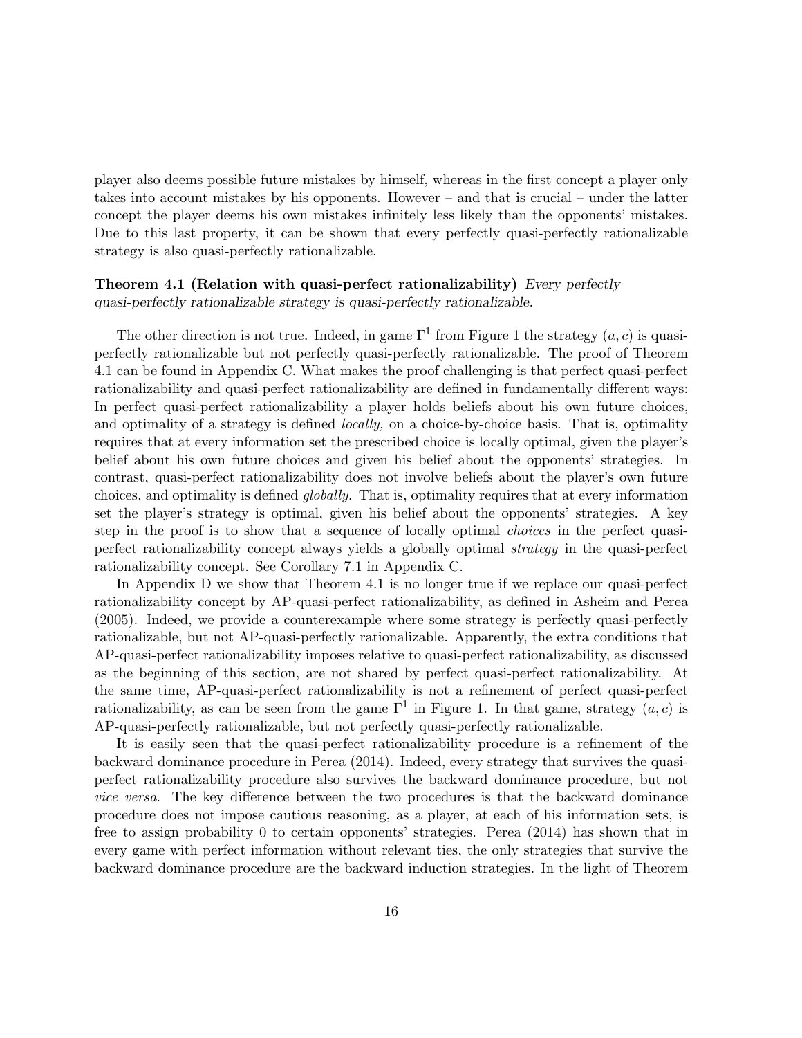player also deems possible future mistakes by himself, whereas in the first concept a player only takes into account mistakes by his opponents. However – and that is crucial – under the latter concept the player deems his own mistakes infinitely less likely than the opponents' mistakes. Due to this last property, it can be shown that every perfectly quasi-perfectly rationalizable strategy is also quasi-perfectly rationalizable.

**Theorem 4.1 (Relation with quasi-perfect rationalizability)** *Every perfectly quasi-perfectly rationalizable strategy is quasi-perfectly rationalizable.*

The other direction is not true. Indeed, in game $\Gamma^1$ from Figure 1 the strategy $(a, c)$ is quasi-perfectly rationalizable but not perfectly quasi-perfectly rationalizable. The proof of Theorem 4.1 can be found in Appendix C. What makes the proof challenging is that perfect quasi-perfect rationalizability and quasi-perfect rationalizability are defined in fundamentally different ways: In perfect quasi-perfect rationalizability a player holds beliefs about his own future choices, and optimality of a strategy is defined *locally,* on a choice-by-choice basis. That is, optimality requires that at every information set the prescribed choice is locally optimal, given the player's belief about his own future choices and given his belief about the opponents' strategies. In contrast, quasi-perfect rationalizability does not involve beliefs about the player's own future choices, and optimality is defined *globally.* That is, optimality requires that at every information set the player's strategy is optimal, given his belief about the opponents' strategies. A key step in the proof is to show that a sequence of locally optimal *choices* in the perfect quasi-perfect rationalizability concept always yields a globally optimal *strategy* in the quasi-perfect rationalizability concept. See Corollary 7.1 in Appendix C.

In Appendix D we show that Theorem 4.1 is no longer true if we replace our quasi-perfect rationalizability concept by AP-quasi-perfect rationalizability, as defined in Asheim and Perea (2005). Indeed, we provide a counterexample where some strategy is perfectly quasi-perfectly rationalizable, but not AP-quasi-perfectly rationalizable. Apparently, the extra conditions that AP-quasi-perfect rationalizability imposes relative to quasi-perfect rationalizability, as discussed as the beginning of this section, are not shared by perfect quasi-perfect rationalizability. At the same time, AP-quasi-perfect rationalizability is not a refinement of perfect quasi-perfect rationalizability, as can be seen from the game $\Gamma^1$ in Figure 1. In that game, strategy $(a, c)$ is AP-quasi-perfectly rationalizable, but not perfectly quasi-perfectly rationalizable.

It is easily seen that the quasi-perfect rationalizability procedure is a refinement of the backward dominance procedure in Perea (2014). Indeed, every strategy that survives the quasi-perfect rationalizability procedure also survives the backward dominance procedure, but not *vice versa*. The key difference between the two procedures is that the backward dominance procedure does not impose cautious reasoning, as a player, at each of his information sets, is free to assign probability 0 to certain opponents' strategies. Perea (2014) has shown that in every game with perfect information without relevant ties, the only strategies that survive the backward dominance procedure are the backward induction strategies. In the light of Theorem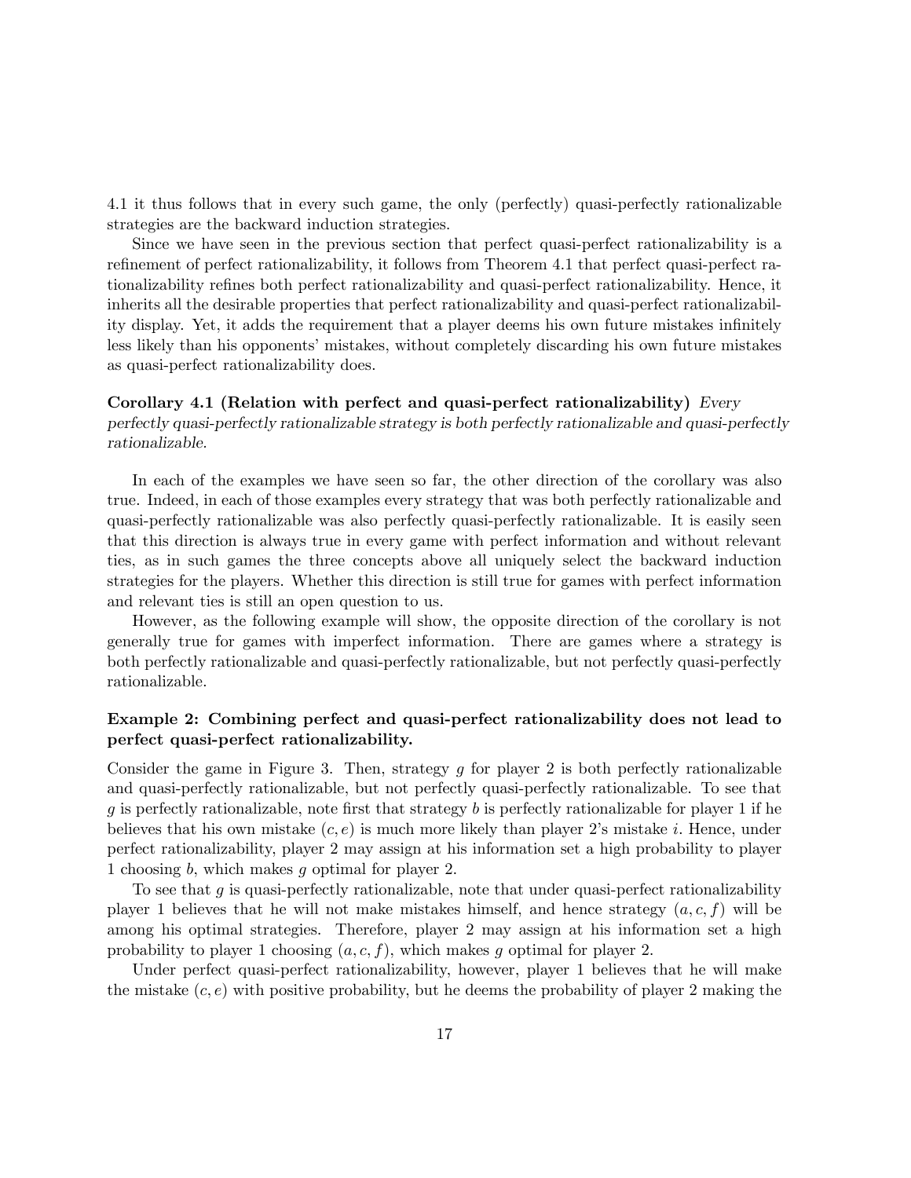4.1 it thus follows that in every such game, the only (perfectly) quasi-perfectly rationalizable strategies are the backward induction strategies.

Since we have seen in the previous section that perfect quasi-perfect rationalizability is a refinement of perfect rationalizability, it follows from Theorem 4.1 that perfect quasi-perfect rationalizability refines both perfect rationalizability and quasi-perfect rationalizability. Hence, it inherits all the desirable properties that perfect rationalizability and quasi-perfect rationalizability display. Yet, it adds the requirement that a player deems his own future mistakes infinitely less likely than his opponents' mistakes, without completely discarding his own future mistakes as quasi-perfect rationalizability does.

**Corollary 4.1 (Relation with perfect and quasi-perfect rationalizability)** *Every perfectly quasi-perfectly rationalizable strategy is both perfectly rationalizable and quasi-perfectly rationalizable.*

In each of the examples we have seen so far, the other direction of the corollary was also true. Indeed, in each of those examples every strategy that was both perfectly rationalizable and quasi-perfectly rationalizable was also perfectly quasi-perfectly rationalizable. It is easily seen that this direction is always true in every game with perfect information and without relevant ties, as in such games the three concepts above all uniquely select the backward induction strategies for the players. Whether this direction is still true for games with perfect information and relevant ties is still an open question to us.

However, as the following example will show, the opposite direction of the corollary is not generally true for games with imperfect information. There are games where a strategy is both perfectly rationalizable and quasi-perfectly rationalizable, but not perfectly quasi-perfectly rationalizable.

### Example 2: Combining perfect and quasi-perfect rationalizability does not lead to perfect quasi-perfect rationalizability.

Consider the game in Figure 3. Then, strategy $g$ for player 2 is both perfectly rationalizable and quasi-perfectly rationalizable, but not perfectly quasi-perfectly rationalizable. To see that $g$ is perfectly rationalizable, note first that strategy $b$ is perfectly rationalizable for player 1 if he believes that his own mistake $(c, e)$ is much more likely than player 2's mistake $i$. Hence, under perfect rationalizability, player 2 may assign at his information set a high probability to player 1 choosing $b$, which makes $g$ optimal for player 2.

To see that $g$ is quasi-perfectly rationalizable, note that under quasi-perfect rationalizability player 1 believes that he will not make mistakes himself, and hence strategy $(a, c, f)$ will be among his optimal strategies. Therefore, player 2 may assign at his information set a high probability to player 1 choosing $(a, c, f)$, which makes $g$ optimal for player 2.

Under perfect quasi-perfect rationalizability, however, player 1 believes that he will make the mistake $(c, e)$ with positive probability, but he deems the probability of player 2 making the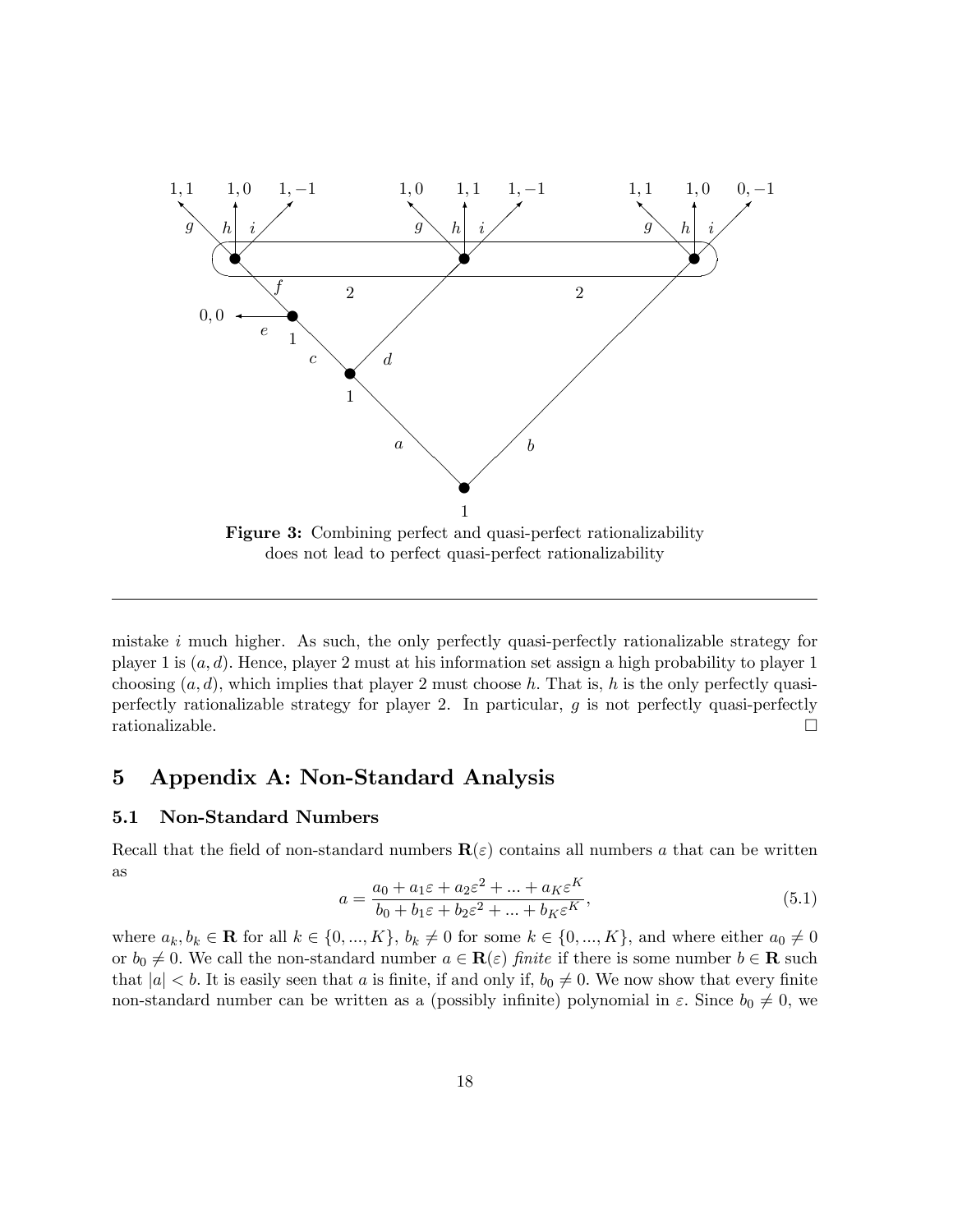**Figure 3:** Combining perfect and quasi-perfect rationalizability does not lead to perfect quasi-perfect rationalizability

mistake $i$ much higher. As such, the only perfectly quasi-perfectly rationalizable strategy for player 1 is $(a, d)$. Hence, player 2 must at his information set assign a high probability to player 1 choosing $(a, d)$, which implies that player 2 must choose $h$. That is, $h$ is the only perfectly quasi-perfectly rationalizable strategy for player 2. In particular, $g$ is not perfectly quasi-perfectly rationalizable. $\square$

# 5 Appendix A: Non-Standard Analysis

## 5.1 Non-Standard Numbers

Recall that the field of non-standard numbers $\mathbf{R}(\varepsilon)$ contains all numbers $a$ that can be written as

$$a = \frac{a_0 + a_1\varepsilon + a_2\varepsilon^2 + ... + a_K\varepsilon^K}{b_0 + b_1\varepsilon + b_2\varepsilon^2 + ... + b_K\varepsilon^K}, \tag{5.1}$$

where $a_k, b_k \in \mathbf{R}$ for all $k \in \{0, ..., K\}$, $b_k \neq 0$ for some $k \in \{0, ..., K\}$, and where either $a_0 \neq 0$ or $b_0 \neq 0$. We call the non-standard number $a \in \mathbf{R}(\varepsilon)$ *finite* if there is some number $b \in \mathbf{R}$ such that $|a| < b$. It is easily seen that $a$ is finite, if and only if, $b_0 \neq 0$. We now show that every finite non-standard number can be written as a (possibly infinite) polynomial in $\varepsilon$. Since $b_0 \neq 0$, we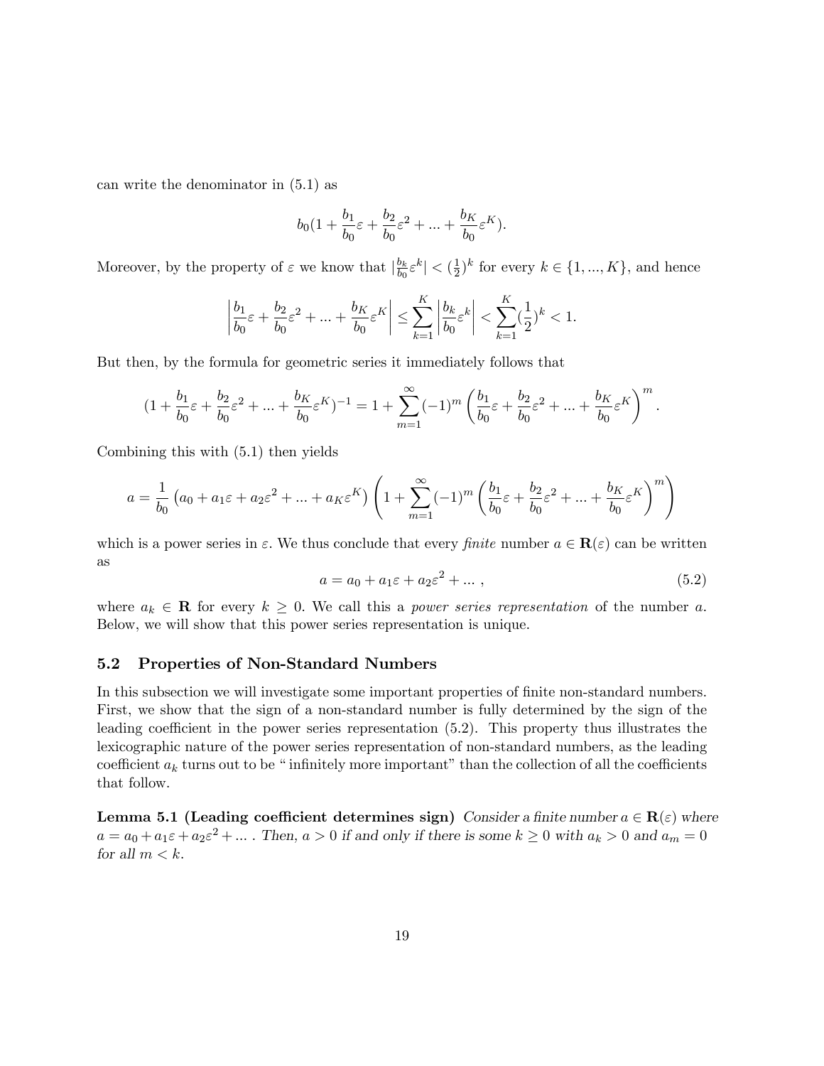can write the denominator in (5.1) as

$$b_0(1 + \frac{b_1}{b_0}\varepsilon + \frac{b_2}{b_0}\varepsilon^2 + ... + \frac{b_K}{b_0}\varepsilon^K).$$

Moreover, by the property of $\varepsilon$ we know that $|\frac{b_k}{b_0}\varepsilon^k| < (\frac{1}{2})^k$ for every $k \in \{1, ..., K\}$, and hence

$$\left| \frac{b_1}{b_0}\varepsilon + \frac{b_2}{b_0}\varepsilon^2 + ... + \frac{b_K}{b_0}\varepsilon^K \right| \leq \sum_{k=1}^{K} \left| \frac{b_k}{b_0}\varepsilon^k \right| < \sum_{k=1}^{K} (\frac{1}{2})^k < 1.$$

But then, by the formula for geometric series it immediately follows that

$$(1 + \frac{b_1}{b_0}\varepsilon + \frac{b_2}{b_0}\varepsilon^2 + ... + \frac{b_K}{b_0}\varepsilon^K)^{-1} = 1 + \sum_{m=1}^{\infty} (-1)^m \left( \frac{b_1}{b_0}\varepsilon + \frac{b_2}{b_0}\varepsilon^2 + ... + \frac{b_K}{b_0}\varepsilon^K \right)^m.$$

Combining this with (5.1) then yields

$$a = \frac{1}{b_0}\left(a_0 + a_1\varepsilon + a_2\varepsilon^2 + ... + a_K\varepsilon^K\right) \left( 1 + \sum_{m=1}^{\infty} (-1)^m \left( \frac{b_1}{b_0}\varepsilon + \frac{b_2}{b_0}\varepsilon^2 + ... + \frac{b_K}{b_0}\varepsilon^K \right)^m \right)$$

which is a power series in $\varepsilon$. We thus conclude that every *finite* number $a \in \mathbf{R}(\varepsilon)$ can be written as

$$a = a_0 + a_1\varepsilon + a_2\varepsilon^2 + ... \ , \tag{5.2}$$

where $a_k \in \mathbf{R}$ for every $k \geq 0$. We call this a *power series representation* of the number $a$. Below, we will show that this power series representation is unique.

## 5.2 Properties of Non-Standard Numbers

In this subsection we will investigate some important properties of finite non-standard numbers. First, we show that the sign of a non-standard number is fully determined by the sign of the leading coefficient in the power series representation (5.2). This property thus illustrates the lexicographic nature of the power series representation of non-standard numbers, as the leading coefficient $a_k$ turns out to be "infinitely more important" than the collection of all the coefficients that follow.

**Lemma 5.1 (Leading coefficient determines sign)** *Consider a finite number $a \in \mathbf{R}(\varepsilon)$ where $a = a_0 + a_1\varepsilon + a_2\varepsilon^2 + ...$ . Then, $a > 0$ if and only if there is some $k \geq 0$ with $a_k > 0$ and $a_m = 0$ for all $m < k$.*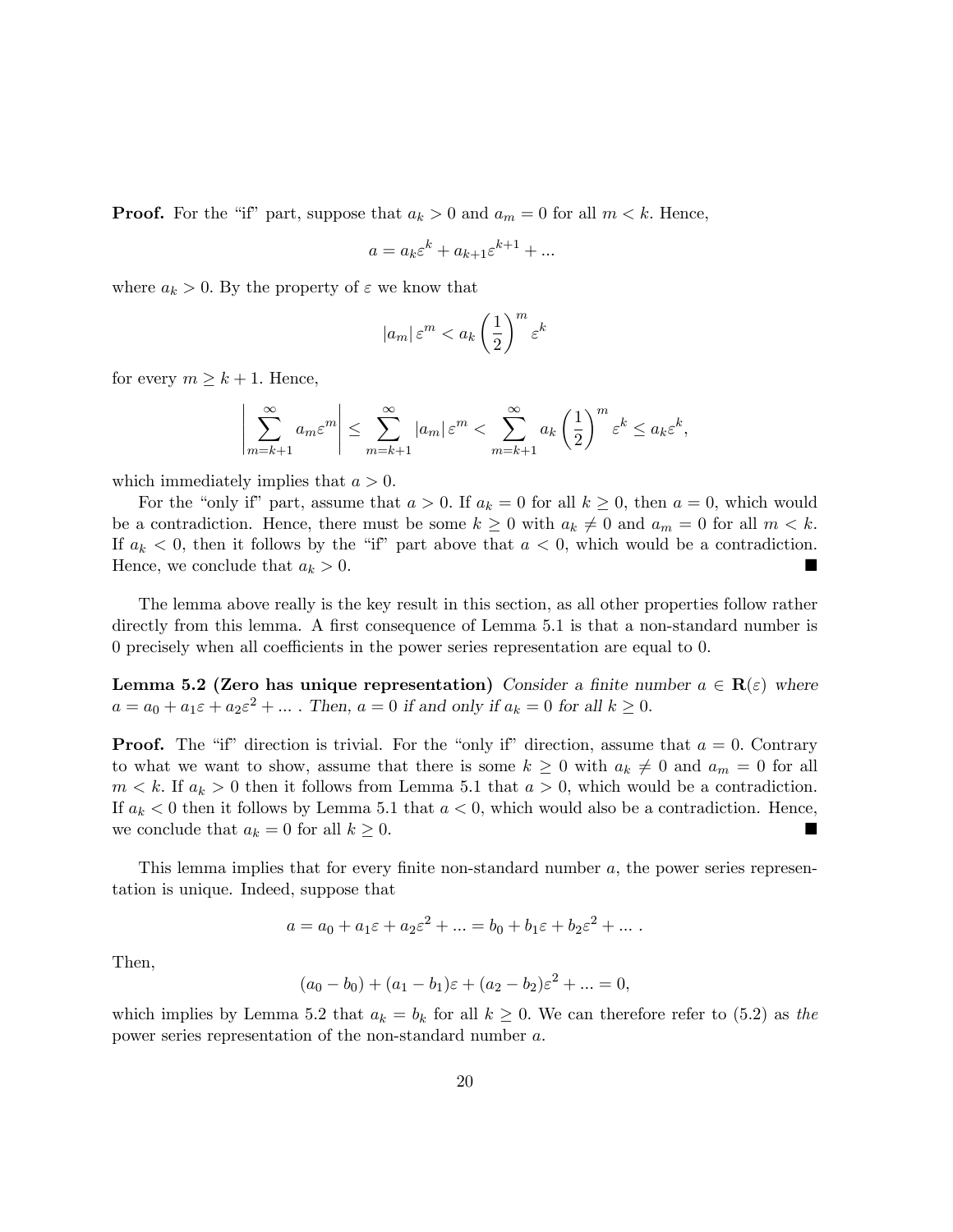**Proof.** For the "if" part, suppose that $a_k > 0$ and $a_m = 0$ for all $m < k$. Hence,

$$a = a_k \varepsilon^k + a_{k+1} \varepsilon^{k+1} + ...$$

where $a_k > 0$. By the property of $\varepsilon$ we know that

$$|a_m| \, \varepsilon^m < a_k \left(\frac{1}{2}\right)^m \varepsilon^k$$

for every $m \geq k+1$. Hence,

$$\left| \sum_{m=k+1}^{\infty} a_m \varepsilon^m \right| \leq \sum_{m=k+1}^{\infty} |a_m| \, \varepsilon^m < \sum_{m=k+1}^{\infty} a_k \left(\frac{1}{2}\right)^m \varepsilon^k \leq a_k \varepsilon^k,$$

which immediately implies that $a > 0$.

For the "only if" part, assume that $a > 0$. If $a_k = 0$ for all $k \geq 0$, then $a = 0$, which would be a contradiction. Hence, there must be some $k \geq 0$ with $a_k \neq 0$ and $a_m = 0$ for all $m < k$. If $a_k < 0$, then it follows by the "if" part above that $a < 0$, which would be a contradiction. Hence, we conclude that $a_k > 0$. ■

The lemma above really is the key result in this section, as all other properties follow rather directly from this lemma. A first consequence of Lemma 5.1 is that a non-standard number is 0 precisely when all coefficients in the power series representation are equal to 0.

**Lemma 5.2 (Zero has unique representation)** *Consider a finite number $a \in \mathbf{R}(\varepsilon)$ where $a = a_0 + a_1\varepsilon + a_2\varepsilon^2 + ...$ . Then, $a = 0$ if and only if $a_k = 0$ for all $k \geq 0$.*

**Proof.** The "if" direction is trivial. For the "only if" direction, assume that $a = 0$. Contrary to what we want to show, assume that there is some $k \geq 0$ with $a_k \neq 0$ and $a_m = 0$ for all $m < k$. If $a_k > 0$ then it follows from Lemma 5.1 that $a > 0$, which would be a contradiction. If $a_k < 0$ then it follows by Lemma 5.1 that $a < 0$, which would also be a contradiction. Hence, we conclude that $a_k = 0$ for all $k \geq 0$. ■

This lemma implies that for every finite non-standard number $a$, the power series representation is unique. Indeed, suppose that

$$a = a_0 + a_1\varepsilon + a_2\varepsilon^2 + ... = b_0 + b_1\varepsilon + b_2\varepsilon^2 + ... \, .$$

Then,

$$(a_0 - b_0) + (a_1 - b_1)\varepsilon + (a_2 - b_2)\varepsilon^2 + ... = 0,$$

which implies by Lemma 5.2 that $a_k = b_k$ for all $k \geq 0$. We can therefore refer to (5.2) as *the* power series representation of the non-standard number $a$.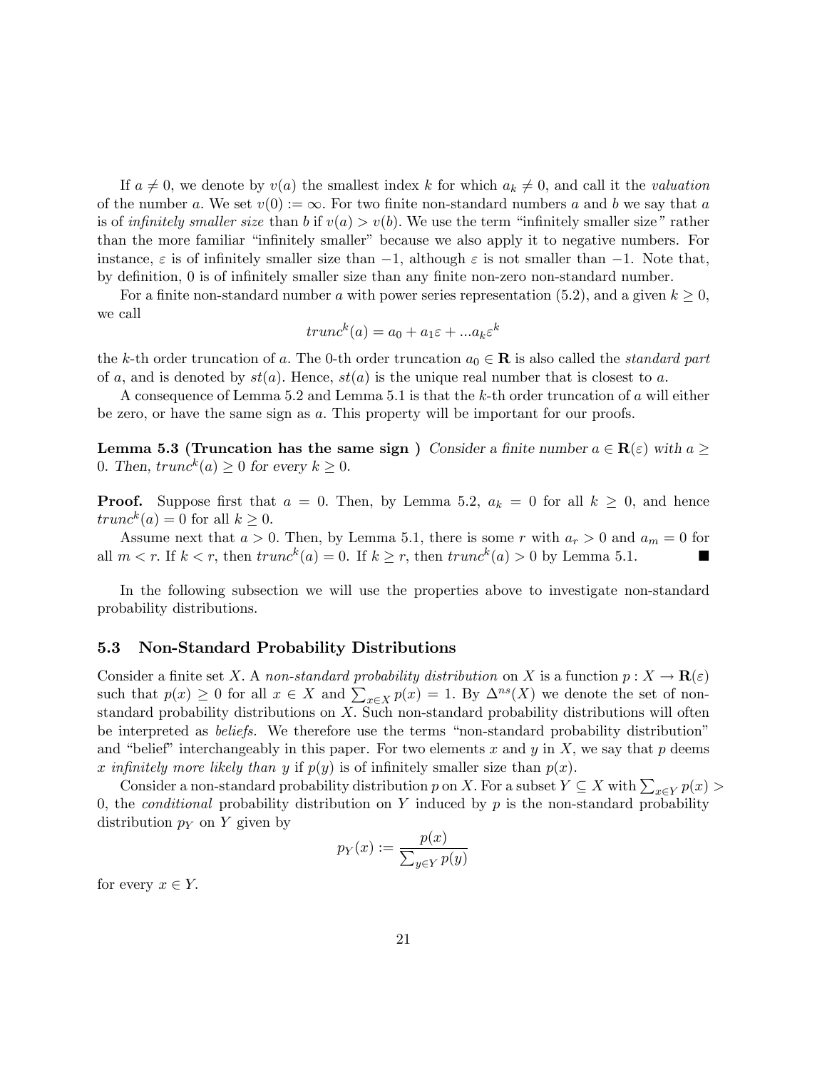If $a \neq 0$, we denote by $v(a)$ the smallest index $k$ for which $a_k \neq 0$, and call it the *valuation* of the number $a$. We set $v(0) := \infty$. For two finite non-standard numbers $a$ and $b$ we say that $a$ is of *infinitely smaller size* than $b$ if $v(a) > v(b)$. We use the term "infinitely smaller size" rather than the more familiar "infinitely smaller" because we also apply it to negative numbers. For instance, $\varepsilon$ is of infinitely smaller size than $-1$, although $\varepsilon$ is not smaller than $-1$. Note that, by definition, 0 is of infinitely smaller size than any finite non-zero non-standard number.

For a finite non-standard number $a$ with power series representation (5.2), and a given $k \geq 0$, we call

$$trunc^k(a) = a_0 + a_1\varepsilon + ...a_k\varepsilon^k$$

the $k$-th order truncation of $a$. The 0-th order truncation $a_0 \in \mathbf{R}$ is also called the *standard part* of $a$, and is denoted by $st(a)$. Hence, $st(a)$ is the unique real number that is closest to $a$.

A consequence of Lemma 5.2 and Lemma 5.1 is that the $k$-th order truncation of $a$ will either be zero, or have the same sign as $a$. This property will be important for our proofs.

**Lemma 5.3 (Truncation has the same sign )** *Consider a finite number $a \in \mathbf{R}(\varepsilon)$ with $a \geq 0$. Then, $trunc^k(a) \geq 0$ for every $k \geq 0$.*

**Proof.** Suppose first that $a = 0$. Then, by Lemma 5.2, $a_k = 0$ for all $k \geq 0$, and hence $trunc^k(a) = 0$ for all $k \geq 0$.

Assume next that $a > 0$. Then, by Lemma 5.1, there is some $r$ with $a_r > 0$ and $a_m = 0$ for all $m < r$. If $k < r$, then $trunc^k(a) = 0$. If $k \geq r$, then $trunc^k(a) > 0$ by Lemma 5.1. ■

In the following subsection we will use the properties above to investigate non-standard probability distributions.

### 5.3 Non-Standard Probability Distributions

Consider a finite set $X$. A *non-standard probability distribution* on $X$ is a function $p : X \to \mathbf{R}(\varepsilon)$ such that $p(x) \geq 0$ for all $x \in X$ and $\sum_{x \in X} p(x) = 1$. By $\Delta^{ns}(X)$ we denote the set of non-standard probability distributions on $X$. Such non-standard probability distributions will often be interpreted as *beliefs.* We therefore use the terms "non-standard probability distribution" and "belief" interchangeably in this paper. For two elements $x$ and $y$ in $X$, we say that $p$ deems $x$ *infinitely more likely than* $y$ if $p(y)$ is of infinitely smaller size than $p(x)$.

Consider a non-standard probability distribution $p$ on $X$. For a subset $Y \subseteq X$ with $\sum_{x \in Y} p(x) > 0$, the *conditional* probability distribution on $Y$ induced by $p$ is the non-standard probability distribution $p_Y$ on $Y$ given by

$$p_Y(x) := \frac{p(x)}{\sum_{y \in Y} p(y)}$$

for every $x \in Y$.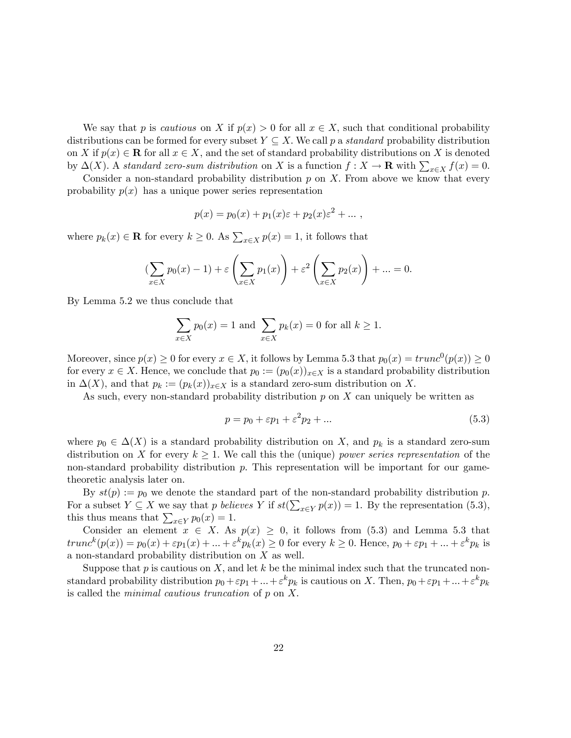We say that $p$ is *cautious* on $X$ if $p(x) > 0$ for all $x \in X$, such that conditional probability distributions can be formed for every subset $Y \subseteq X$. We call $p$ a *standard* probability distribution on $X$ if $p(x) \in \mathbf{R}$ for all $x \in X$, and the set of standard probability distributions on $X$ is denoted by $\Delta(X)$. A *standard zero-sum distribution* on $X$ is a function $f : X \to \mathbf{R}$ with $\sum_{x \in X} f(x) = 0$.

Consider a non-standard probability distribution $p$ on $X$. From above we know that every probability $p(x)$ has a unique power series representation

$$p(x) = p_0(x) + p_1(x)\varepsilon + p_2(x)\varepsilon^2 + \dots ,$$

where $p_k(x) \in \mathbf{R}$ for every $k \geq 0$. As $\sum_{x \in X} p(x) = 1$, it follows that

$$(\sum_{x \in X} p_0(x) - 1) + \varepsilon \left( \sum_{x \in X} p_1(x) \right) + \varepsilon^2 \left( \sum_{x \in X} p_2(x) \right) + \dots = 0.$$

By Lemma 5.2 we thus conclude that

$$\sum_{x \in X} p_0(x) = 1 \text{ and } \sum_{x \in X} p_k(x) = 0 \text{ for all } k \geq 1.$$

Moreover, since $p(x) \geq 0$ for every $x \in X$, it follows by Lemma 5.3 that $p_0(x) = trunc^0(p(x)) \geq 0$ for every $x \in X$. Hence, we conclude that $p_0 := (p_0(x))_{x \in X}$ is a standard probability distribution in $\Delta(X)$, and that $p_k := (p_k(x))_{x \in X}$ is a standard zero-sum distribution on $X$.

As such, every non-standard probability distribution $p$ on $X$ can uniquely be written as

$$p = p_0 + \varepsilon p_1 + \varepsilon^2 p_2 + \dots \tag{5.3}$$

where $p_0 \in \Delta(X)$ is a standard probability distribution on $X$, and $p_k$ is a standard zero-sum distribution on $X$ for every $k \geq 1$. We call this the (unique) *power series representation* of the non-standard probability distribution $p$. This representation will be important for our game-theoretic analysis later on.

By $st(p) := p_0$ we denote the standard part of the non-standard probability distribution $p$. For a subset $Y \subseteq X$ we say that $p$ *believes* $Y$ if $st(\sum_{x \in Y} p(x)) = 1$. By the representation (5.3), this thus means that $\sum_{x \in Y} p_0(x) = 1$.

Consider an element $x \in X$. As $p(x) \geq 0$, it follows from (5.3) and Lemma 5.3 that $trunc^k(p(x)) = p_0(x) + \varepsilon p_1(x) + \dots + \varepsilon^k p_k(x) \geq 0$ for every $k \geq 0$. Hence, $p_0 + \varepsilon p_1 + \dots + \varepsilon^k p_k$ is a non-standard probability distribution on $X$ as well.

Suppose that $p$ is cautious on $X$, and let $k$ be the minimal index such that the truncated non-standard probability distribution $p_0 + \varepsilon p_1 + \dots + \varepsilon^k p_k$ is cautious on $X$. Then, $p_0 + \varepsilon p_1 + \dots + \varepsilon^k p_k$ is called the *minimal cautious truncation* of $p$ on $X$.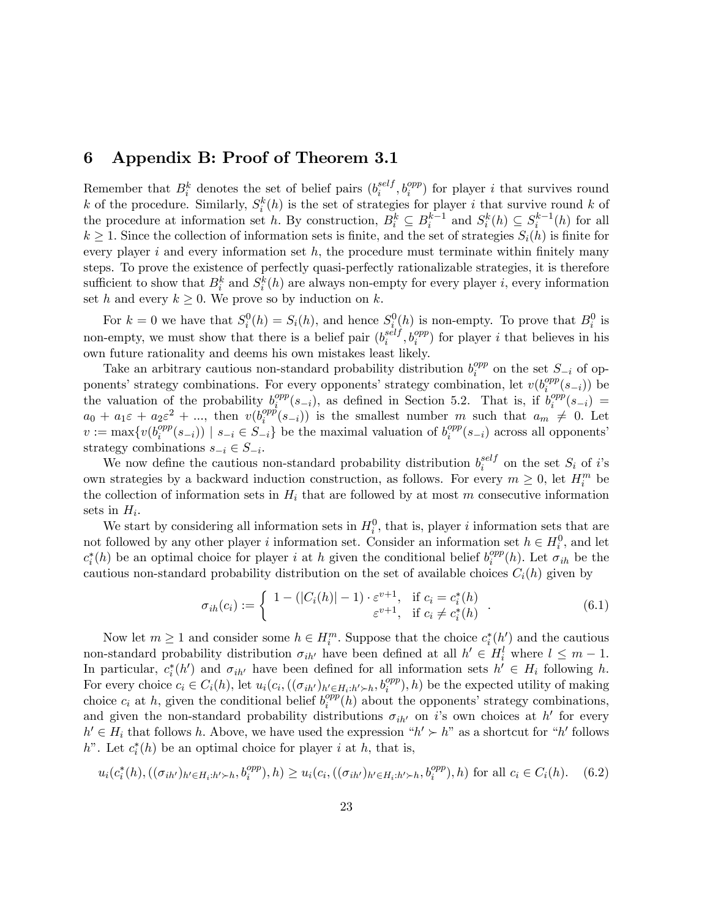# 6 Appendix B: Proof of Theorem 3.1

Remember that $B_i^k$ denotes the set of belief pairs $(b_i^{self}, b_i^{opp})$ for player $i$ that survives round $k$ of the procedure. Similarly, $S_i^k(h)$ is the set of strategies for player $i$ that survive round $k$ of the procedure at information set $h$. By construction, $B_i^k \subseteq B_i^{k-1}$ and $S_i^k(h) \subseteq S_i^{k-1}(h)$ for all $k \geq 1$. Since the collection of information sets is finite, and the set of strategies $S_i(h)$ is finite for every player $i$ and every information set $h$, the procedure must terminate within finitely many steps. To prove the existence of perfectly quasi-perfectly rationalizable strategies, it is therefore sufficient to show that $B_i^k$ and $S_i^k(h)$ are always non-empty for every player $i$, every information set $h$ and every $k \geq 0$. We prove so by induction on $k$.

For $k = 0$ we have that $S_i^0(h) = S_i(h)$, and hence $S_i^0(h)$ is non-empty. To prove that $B_i^0$ is non-empty, we must show that there is a belief pair $(b_i^{self}, b_i^{opp})$ for player $i$ that believes in his own future rationality and deems his own mistakes least likely.

Take an arbitrary cautious non-standard probability distribution $b_i^{opp}$ on the set $S_{-i}$ of opponents' strategy combinations. For every opponents' strategy combination, let $v(b_i^{opp}(s_{-i}))$ be the valuation of the probability $b_i^{opp}(s_{-i})$, as defined in Section 5.2. That is, if $b_i^{opp}(s_{-i}) = a_0 + a_1\varepsilon + a_2\varepsilon^2 + ...$, then $v(b_i^{opp}(s_{-i}))$ is the smallest number $m$ such that $a_m \neq 0$. Let $v := \max\{v(b_i^{opp}(s_{-i})) \mid s_{-i} \in S_{-i}\}$ be the maximal valuation of $b_i^{opp}(s_{-i})$ across all opponents' strategy combinations $s_{-i} \in S_{-i}$.

We now define the cautious non-standard probability distribution $b_i^{self}$ on the set $S_i$ of $i$'s own strategies by a backward induction construction, as follows. For every $m \geq 0$, let $H_i^m$ be the collection of information sets in $H_i$ that are followed by at most $m$ consecutive information sets in $H_i$.

We start by considering all information sets in $H_i^0$, that is, player $i$ information sets that are not followed by any other player $i$ information set. Consider an information set $h \in H_i^0$, and let $c_i^*(h)$ be an optimal choice for player $i$ at $h$ given the conditional belief $b_i^{opp}(h)$. Let $\sigma_{ih}$ be the cautious non-standard probability distribution on the set of available choices $C_i(h)$ given by

$$\sigma_{ih}(c_i) := \begin{cases} 1 - (|C_i(h)| - 1) \cdot \varepsilon^{v+1}, & \text{if } c_i = c_i^*(h) \\ \varepsilon^{v+1}, & \text{if } c_i \neq c_i^*(h) \end{cases}. \tag{6.1}$$

Now let $m \geq 1$ and consider some $h \in H_i^m$. Suppose that the choice $c_i^*(h')$ and the cautious non-standard probability distribution $\sigma_{ih'}$ have been defined at all $h' \in H_i^l$ where $l \leq m - 1$. In particular, $c_i^*(h')$ and $\sigma_{ih'}$ have been defined for all information sets $h' \in H_i$ following $h$. For every choice $c_i \in C_i(h)$, let $u_i(c_i, ((\sigma_{ih'})_{h' \in H_i : h' \succ h}, b_i^{opp}), h)$ be the expected utility of making choice $c_i$ at $h$, given the conditional belief $b_i^{opp}(h)$ about the opponents' strategy combinations, and given the non-standard probability distributions $\sigma_{ih'}$ on $i$'s own choices at $h'$ for every $h' \in H_i$ that follows $h$. Above, we have used the expression "$h' \succ h$" as a shortcut for "$h'$ follows $h$". Let $c_i^*(h)$ be an optimal choice for player $i$ at $h$, that is,

$$u_i(c_i^*(h), ((\sigma_{ih'})_{h' \in H_i : h' \succ h}, b_i^{opp}), h) \geq u_i(c_i, ((\sigma_{ih'})_{h' \in H_i : h' \succ h}, b_i^{opp}), h) \text{ for all } c_i \in C_i(h). \tag{6.2}$$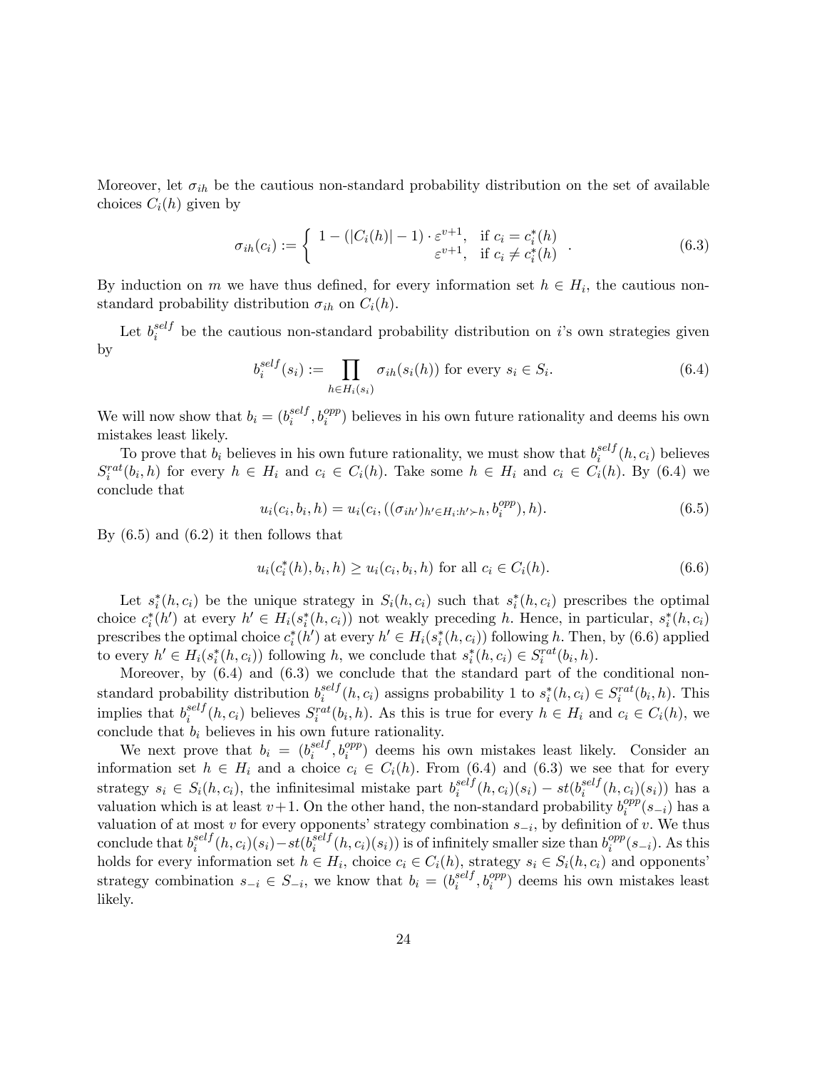Moreover, let $\sigma_{ih}$ be the cautious non-standard probability distribution on the set of available choices $C_i(h)$ given by

$$\sigma_{ih}(c_i) := \begin{cases} 1 - (|C_i(h)| - 1) \cdot \varepsilon^{v+1}, & \text{if } c_i = c_i^*(h) \\ \varepsilon^{v+1}, & \text{if } c_i \neq c_i^*(h) \end{cases} . \tag{6.3}$$

By induction on $m$ we have thus defined, for every information set $h \in H_i$, the cautious non-standard probability distribution $\sigma_{ih}$ on $C_i(h)$.

Let $b_i^{self}$ be the cautious non-standard probability distribution on $i$'s own strategies given by

$$b_i^{self}(s_i) := \prod_{h \in H_i(s_i)} \sigma_{ih}(s_i(h)) \text{ for every } s_i \in S_i. \tag{6.4}$$

We will now show that $b_i = (b_i^{self}, b_i^{opp})$ believes in his own future rationality and deems his own mistakes least likely.

To prove that $b_i$ believes in his own future rationality, we must show that $b_i^{self}(h, c_i)$ believes $S_i^{rat}(b_i, h)$ for every $h \in H_i$ and $c_i \in C_i(h)$. Take some $h \in H_i$ and $c_i \in C_i(h)$. By (6.4) we conclude that

$$u_i(c_i, b_i, h) = u_i(c_i, ((\sigma_{ih'})_{h' \in H_i : h' \succ h}, b_i^{opp}), h). \tag{6.5}$$

By (6.5) and (6.2) it then follows that

$$u_i(c_i^*(h), b_i, h) \geq u_i(c_i, b_i, h) \text{ for all } c_i \in C_i(h). \tag{6.6}$$

Let $s_i^*(h, c_i)$ be the unique strategy in $S_i(h, c_i)$ such that $s_i^*(h, c_i)$ prescribes the optimal choice $c_i^*(h')$ at every $h' \in H_i(s_i^*(h, c_i))$ not weakly preceding $h$. Hence, in particular, $s_i^*(h, c_i)$ prescribes the optimal choice $c_i^*(h')$ at every $h' \in H_i(s_i^*(h, c_i))$ following $h$. Then, by (6.6) applied to every $h' \in H_i(s_i^*(h, c_i))$ following $h$, we conclude that $s_i^*(h, c_i) \in S_i^{rat}(b_i, h)$.

Moreover, by (6.4) and (6.3) we conclude that the standard part of the conditional non-standard probability distribution $b_i^{self}(h, c_i)$ assigns probability 1 to $s_i^*(h, c_i) \in S_i^{rat}(b_i, h)$. This implies that $b_i^{self}(h, c_i)$ believes $S_i^{rat}(b_i, h)$. As this is true for every $h \in H_i$ and $c_i \in C_i(h)$, we conclude that $b_i$ believes in his own future rationality.

We next prove that $b_i = (b_i^{self}, b_i^{opp})$ deems his own mistakes least likely. Consider an information set $h \in H_i$ and a choice $c_i \in C_i(h)$. From (6.4) and (6.3) we see that for every strategy $s_i \in S_i(h, c_i)$, the infinitesimal mistake part $b_i^{self}(h, c_i)(s_i) - st(b_i^{self}(h, c_i)(s_i))$ has a valuation which is at least $v+1$. On the other hand, the non-standard probability $b_i^{opp}(s_{-i})$ has a valuation of at most $v$ for every opponents' strategy combination $s_{-i}$, by definition of $v$. We thus conclude that $b_i^{self}(h, c_i)(s_i) - st(b_i^{self}(h, c_i)(s_i))$ is of infinitely smaller size than $b_i^{opp}(s_{-i})$. As this holds for every information set $h \in H_i$, choice $c_i \in C_i(h)$, strategy $s_i \in S_i(h, c_i)$ and opponents' strategy combination $s_{-i} \in S_{-i}$, we know that $b_i = (b_i^{self}, b_i^{opp})$ deems his own mistakes least likely.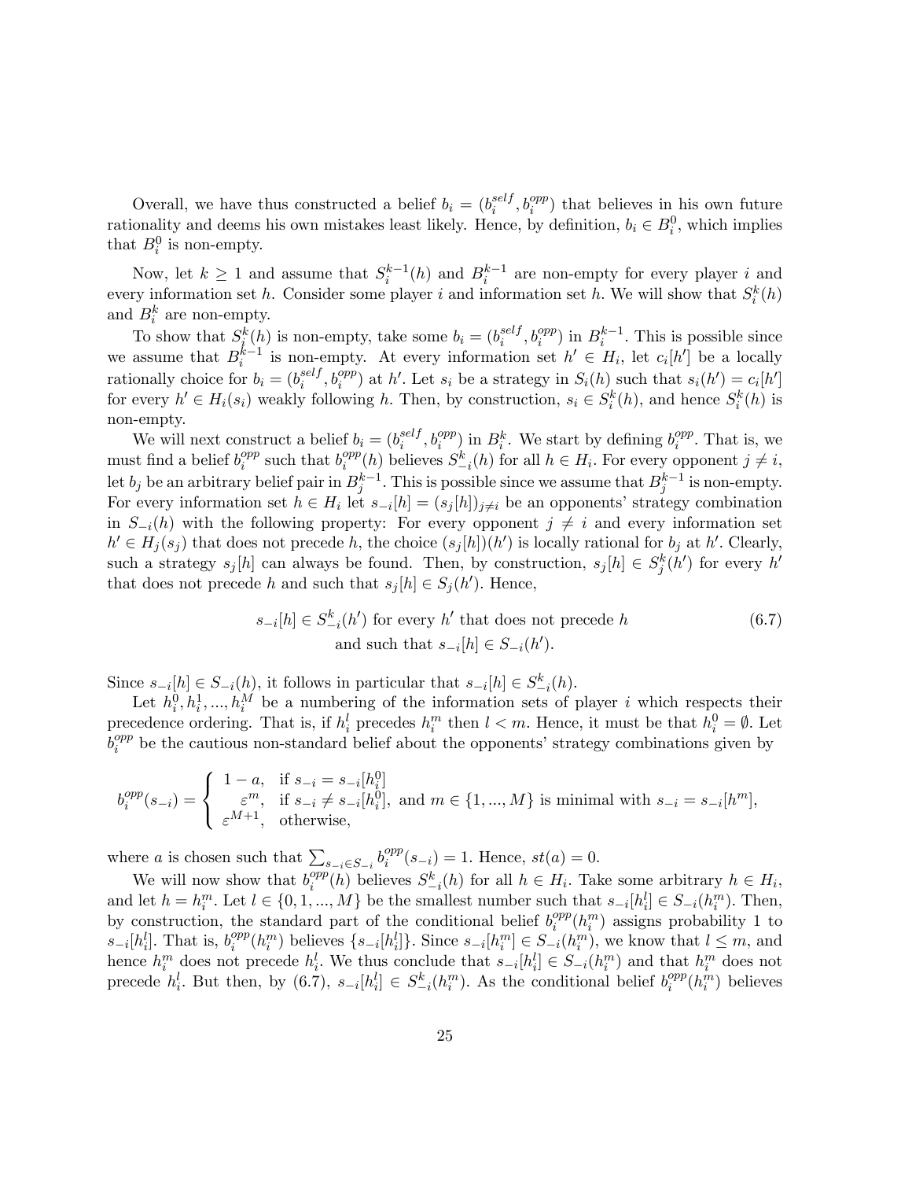Overall, we have thus constructed a belief $b_i = (b_i^{self}, b_i^{opp})$ that believes in his own future rationality and deems his own mistakes least likely. Hence, by definition, $b_i \in B_i^0$, which implies that $B_i^0$ is non-empty.

Now, let $k \geq 1$ and assume that $S_i^{k-1}(h)$ and $B_i^{k-1}$ are non-empty for every player $i$ and every information set $h$. Consider some player $i$ and information set $h$. We will show that $S_i^k(h)$ and $B_i^k$ are non-empty.

To show that $S_i^k(h)$ is non-empty, take some $b_i = (b_i^{self}, b_i^{opp})$ in $B_i^{k-1}$. This is possible since we assume that $B_i^{k-1}$ is non-empty. At every information set $h' \in H_i$, let $c_i[h']$ be a locally rationally choice for $b_i = (b_i^{self}, b_i^{opp})$ at $h'$. Let $s_i$ be a strategy in $S_i(h)$ such that $s_i(h') = c_i[h']$ for every $h' \in H_i(s_i)$ weakly following $h$. Then, by construction, $s_i \in S_i^k(h)$, and hence $S_i^k(h)$ is non-empty.

We will next construct a belief $b_i = (b_i^{self}, b_i^{opp})$ in $B_i^k$. We start by defining $b_i^{opp}$. That is, we must find a belief $b_i^{opp}$ such that $b_i^{opp}(h)$ believes $S_{-i}^k(h)$ for all $h \in H_i$. For every opponent $j \neq i$, let $b_j$ be an arbitrary belief pair in $B_j^{k-1}$. This is possible since we assume that $B_j^{k-1}$ is non-empty. For every information set $h \in H_i$ let $s_{-i}[h] = (s_j[h])_{j \neq i}$ be an opponents' strategy combination in $S_{-i}(h)$ with the following property: For every opponent $j \neq i$ and every information set $h' \in H_j(s_j)$ that does not precede $h$, the choice $(s_j[h])(h')$ is locally rational for $b_j$ at $h'$. Clearly, such a strategy $s_j[h]$ can always be found. Then, by construction, $s_j[h] \in S_j^k(h')$ for every $h'$ that does not precede $h$ and such that $s_j[h] \in S_j(h')$. Hence,

$$s_{-i}[h] \in S_{-i}^k(h') \text{ for every } h' \text{ that does not precede } h \text{ and such that } s_{-i}[h] \in S_{-i}(h'). \tag{6.7}$$

Since $s_{-i}[h] \in S_{-i}(h)$, it follows in particular that $s_{-i}[h] \in S_{-i}^k(h)$.

Let $h_i^0, h_i^1, ..., h_i^M$ be a numbering of the information sets of player $i$ which respects their precedence ordering. That is, if $h_i^l$ precedes $h_i^m$ then $l < m$. Hence, it must be that $h_i^0 = \emptyset$. Let $b_i^{opp}$ be the cautious non-standard belief about the opponents' strategy combinations given by

$$b_i^{opp}(s_{-i}) = \begin{cases} 1 - a, & \text{if } s_{-i} = s_{-i}[h_i^0] \\ \varepsilon^m, & \text{if } s_{-i} \neq s_{-i}[h_i^0], \text{ and } m \in \{1, ..., M\} \text{ is minimal with } s_{-i} = s_{-i}[h^m], \\ \varepsilon^{M+1}, & \text{otherwise,} \end{cases}$$

where $a$ is chosen such that $\sum_{s_{-i} \in S_{-i}} b_i^{opp}(s_{-i}) = 1$. Hence, $st(a) = 0$.

We will now show that $b_i^{opp}(h)$ believes $S_{-i}^k(h)$ for all $h \in H_i$. Take some arbitrary $h \in H_i$, and let $h = h_i^m$. Let $l \in \{0, 1, ..., M\}$ be the smallest number such that $s_{-i}[h_i^l] \in S_{-i}(h_i^m)$. Then, by construction, the standard part of the conditional belief $b_i^{opp}(h_i^m)$ assigns probability 1 to $s_{-i}[h_i^l]$. That is, $b_i^{opp}(h_i^m)$ believes $\{s_{-i}[h_i^l]\}$. Since $s_{-i}[h_i^m] \in S_{-i}(h_i^m)$, we know that $l \leq m$, and hence $h_i^m$ does not precede $h_i^l$. We thus conclude that $s_{-i}[h_i^l] \in S_{-i}(h_i^m)$ and that $h_i^m$ does not precede $h_i^l$. But then, by (6.7), $s_{-i}[h_i^l] \in S_{-i}^k(h_i^m)$. As the conditional belief $b_i^{opp}(h_i^m)$ believes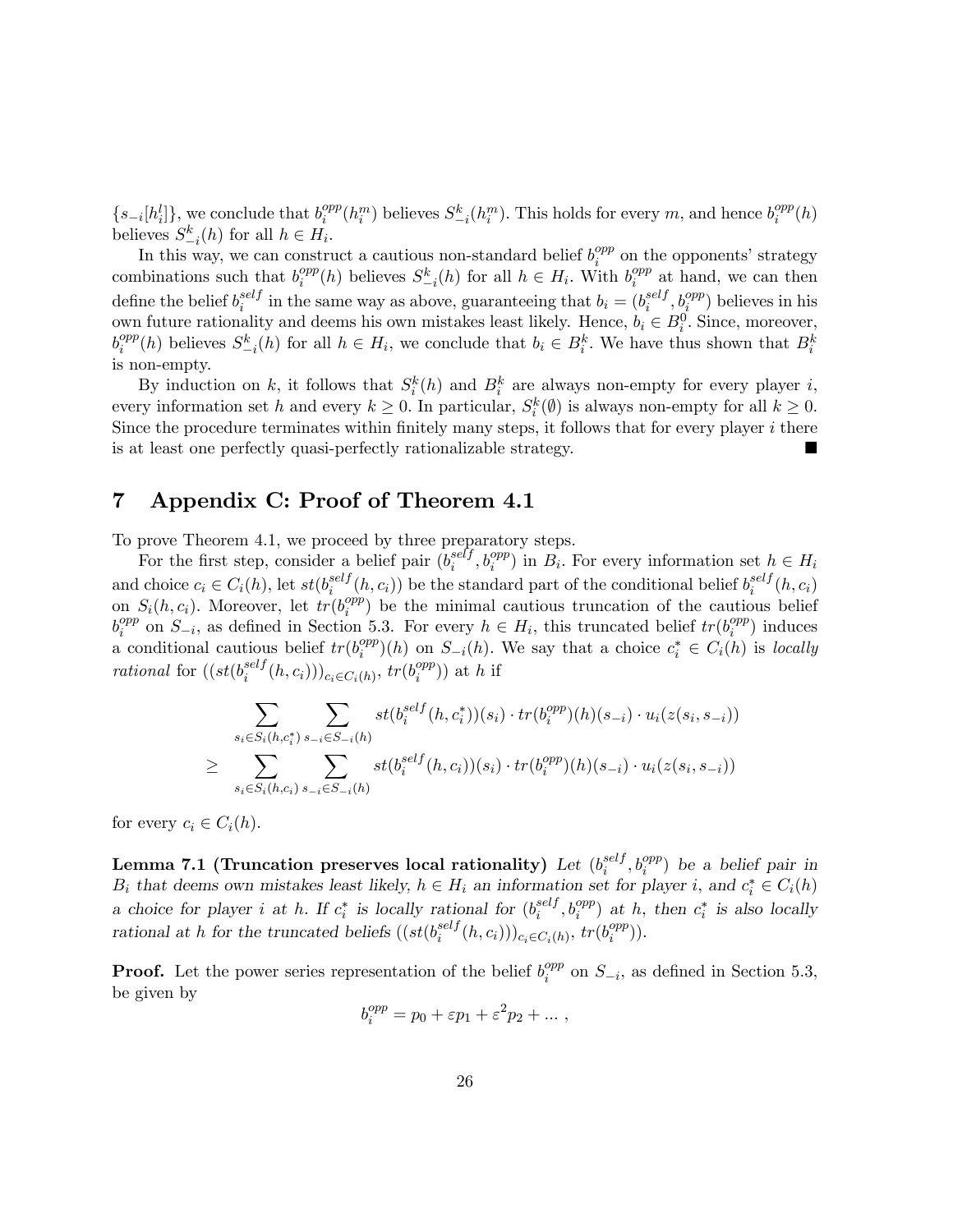$\{s_{-i}[h_i^l]\}$, we conclude that $b_i^{opp}(h_i^m)$ believes $S_{-i}^k(h_i^m)$. This holds for every $m$, and hence $b_i^{opp}(h)$ believes $S_{-i}^k(h)$ for all $h \in H_i$.

In this way, we can construct a cautious non-standard belief $b_i^{opp}$ on the opponents' strategy combinations such that $b_i^{opp}(h)$ believes $S_{-i}^k(h)$ for all $h \in H_i$. With $b_i^{opp}$ at hand, we can then define the belief $b_i^{self}$ in the same way as above, guaranteeing that $b_i = (b_i^{self}, b_i^{opp})$ believes in his own future rationality and deems his own mistakes least likely. Hence, $b_i \in B_i^0$. Since, moreover, $b_i^{opp}(h)$ believes $S_{-i}^k(h)$ for all $h \in H_i$, we conclude that $b_i \in B_i^k$. We have thus shown that $B_i^k$ is non-empty.

By induction on $k$, it follows that $S_i^k(h)$ and $B_i^k$ are always non-empty for every player $i$, every information set $h$ and every $k \geq 0$. In particular, $S_i^k(\emptyset)$ is always non-empty for all $k \geq 0$. Since the procedure terminates within finitely many steps, it follows that for every player $i$ there is at least one perfectly quasi-perfectly rationalizable strategy. ■

# 7 Appendix C: Proof of Theorem 4.1

To prove Theorem 4.1, we proceed by three preparatory steps.

For the first step, consider a belief pair $(b_i^{self}, b_i^{opp})$ in $B_i$. For every information set $h \in H_i$ and choice $c_i \in C_i(h)$, let $st(b_i^{self}(h, c_i))$ be the standard part of the conditional belief $b_i^{self}(h, c_i)$ on $S_i(h, c_i)$. Moreover, let $tr(b_i^{opp})$ be the minimal cautious truncation of the cautious belief $b_i^{opp}$ on $S_{-i}$, as defined in Section 5.3. For every $h \in H_i$, this truncated belief $tr(b_i^{opp})$ induces a conditional cautious belief $tr(b_i^{opp})(h)$ on $S_{-i}(h)$. We say that a choice $c_i^* \in C_i(h)$ is *locally rational* for $((st(b_i^{self}(h, c_i)))_{c_i \in C_i(h)}, tr(b_i^{opp}))$ at $h$ if

$$
\begin{aligned}
& \sum_{s_i \in S_i(h, c_i^*)} \sum_{s_{-i} \in S_{-i}(h)} st(b_i^{self}(h, c_i^*))(s_i) \cdot tr(b_i^{opp})(h)(s_{-i}) \cdot u_i(z(s_i, s_{-i})) \\
\geq & \sum_{s_i \in S_i(h, c_i)} \sum_{s_{-i} \in S_{-i}(h)} st(b_i^{self}(h, c_i))(s_i) \cdot tr(b_i^{opp})(h)(s_{-i}) \cdot u_i(z(s_i, s_{-i}))
\end{aligned}
$$

for every $c_i \in C_i(h)$.

**Lemma 7.1 (Truncation preserves local rationality)** *Let $(b_i^{self}, b_i^{opp})$ be a belief pair in $B_i$ that deems own mistakes least likely, $h \in H_i$ an information set for player $i$, and $c_i^* \in C_i(h)$ a choice for player $i$ at $h$. If $c_i^*$ is locally rational for $(b_i^{self}, b_i^{opp})$ at $h$, then $c_i^*$ is also locally rational at $h$ for the truncated beliefs $((st(b_i^{self}(h, c_i)))_{c_i \in C_i(h)}, tr(b_i^{opp}))$.*

**Proof.** Let the power series representation of the belief $b_i^{opp}$ on $S_{-i}$, as defined in Section 5.3, be given by

$$
b_i^{opp} = p_0 + \varepsilon p_1 + \varepsilon^2 p_2 + \dots ,
$$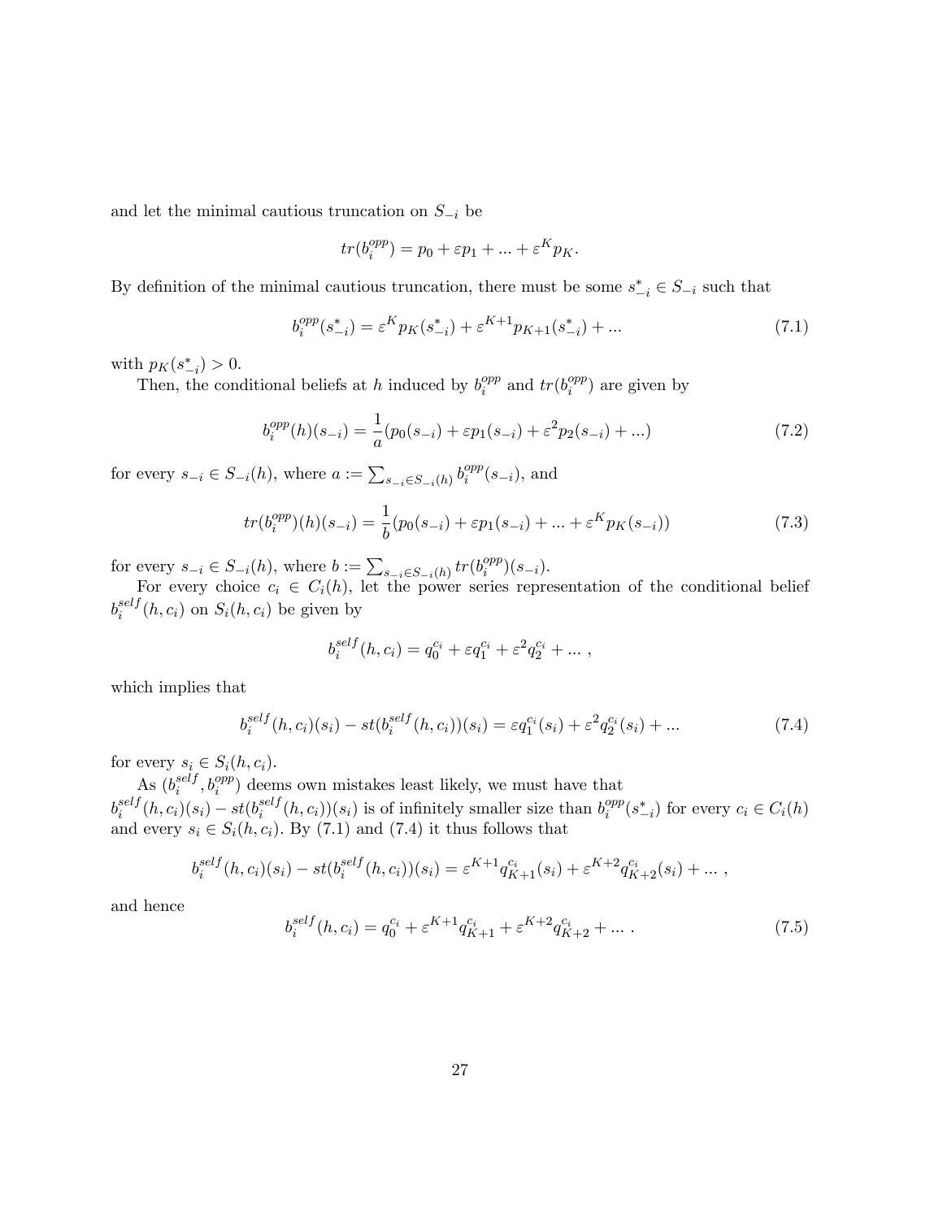and let the minimal cautious truncation on $S_{-i}$ be

$$tr(b_i^{opp}) = p_0 + \varepsilon p_1 + ... + \varepsilon^K p_K.$$

By definition of the minimal cautious truncation, there must be some $s_{-i}^* \in S_{-i}$ such that

$$b_i^{opp}(s_{-i}^*) = \varepsilon^K p_K(s_{-i}^*) + \varepsilon^{K+1} p_{K+1}(s_{-i}^*) + ... \tag{7.1}$$

with $p_K(s_{-i}^*) > 0$.

Then, the conditional beliefs at $h$ induced by $b_i^{opp}$ and $tr(b_i^{opp})$ are given by

$$b_i^{opp}(h)(s_{-i}) = \frac{1}{a}(p_0(s_{-i}) + \varepsilon p_1(s_{-i}) + \varepsilon^2 p_2(s_{-i}) + ...) \tag{7.2}$$

for every $s_{-i} \in S_{-i}(h)$, where $a := \sum_{s_{-i} \in S_{-i}(h)} b_i^{opp}(s_{-i})$, and

$$tr(b_i^{opp})(h)(s_{-i}) = \frac{1}{b}(p_0(s_{-i}) + \varepsilon p_1(s_{-i}) + ... + \varepsilon^K p_K(s_{-i})) \tag{7.3}$$

for every $s_{-i} \in S_{-i}(h)$, where $b := \sum_{s_{-i} \in S_{-i}(h)} tr(b_i^{opp})(s_{-i})$.

For every choice $c_i \in C_i(h)$, let the power series representation of the conditional belief $b_i^{self}(h, c_i)$ on $S_i(h, c_i)$ be given by

$$b_i^{self}(h, c_i) = q_0^{c_i} + \varepsilon q_1^{c_i} + \varepsilon^2 q_2^{c_i} + ... \ ,$$

which implies that

$$b_i^{self}(h, c_i)(s_i) - st(b_i^{self}(h, c_i))(s_i) = \varepsilon q_1^{c_i}(s_i) + \varepsilon^2 q_2^{c_i}(s_i) + ... \tag{7.4}$$

for every $s_i \in S_i(h, c_i)$.

As $(b_i^{self}, b_i^{opp})$ deems own mistakes least likely, we must have that $b_i^{self}(h, c_i)(s_i) - st(b_i^{self}(h, c_i))(s_i)$ is of infinitely smaller size than $b_i^{opp}(s_{-i}^*)$ for every $c_i \in C_i(h)$ and every $s_i \in S_i(h, c_i)$. By (7.1) and (7.4) it thus follows that

$$b_i^{self}(h, c_i)(s_i) - st(b_i^{self}(h, c_i))(s_i) = \varepsilon^{K+1} q_{K+1}^{c_i}(s_i) + \varepsilon^{K+2} q_{K+2}^{c_i}(s_i) + ... \ ,$$

and hence

$$b_i^{self}(h, c_i) = q_0^{c_i} + \varepsilon^{K+1} q_{K+1}^{c_i} + \varepsilon^{K+2} q_{K+2}^{c_i} + ... \ . \tag{7.5}$$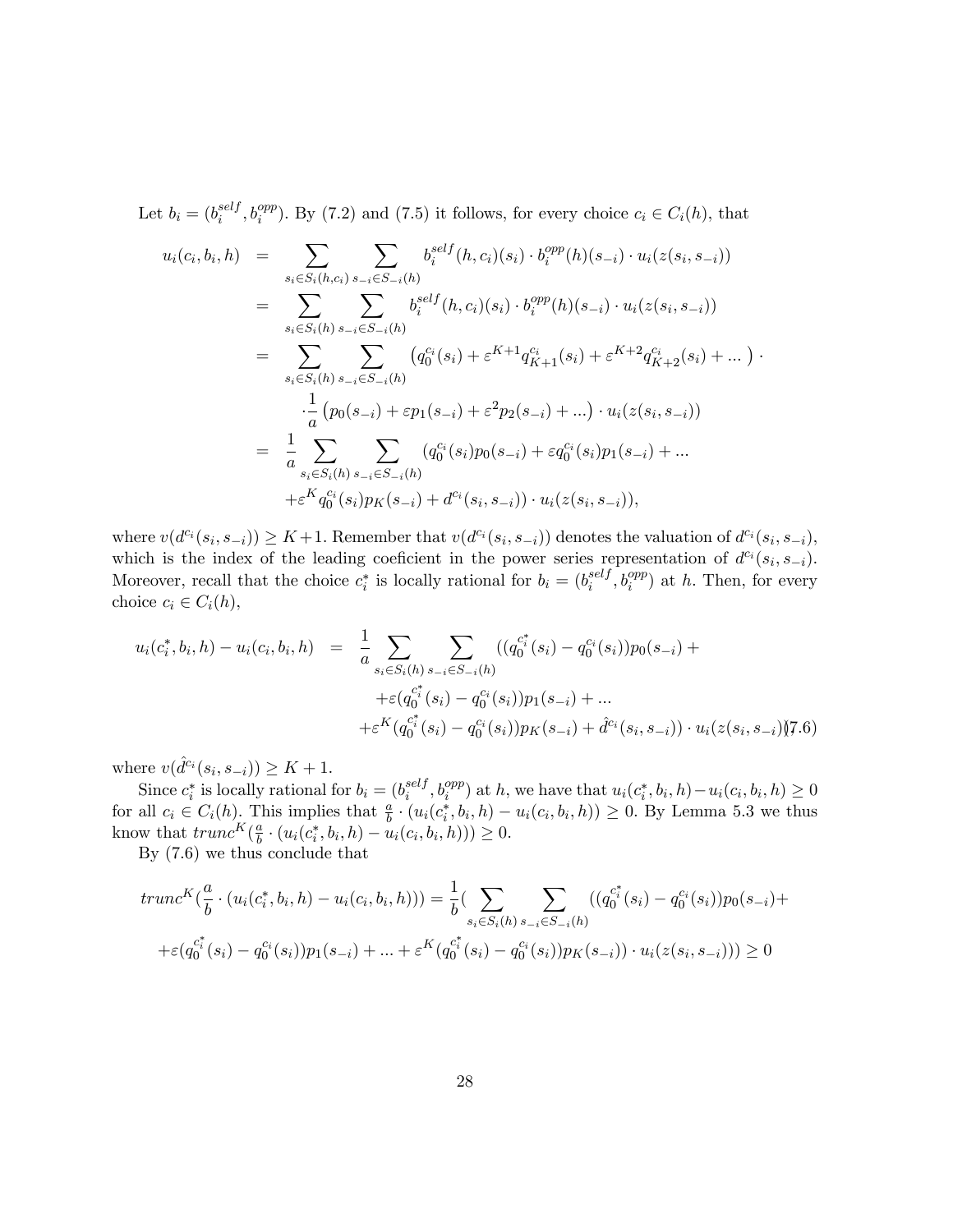Let $b_i = (b_i^{self}, b_i^{opp})$. By (7.2) and (7.5) it follows, for every choice $c_i \in C_i(h)$, that

$$
\begin{aligned}
u_i(c_i, b_i, h) &= \sum_{s_i \in S_i(h,c_i)} \sum_{s_{-i} \in S_{-i}(h)} b_i^{self}(h, c_i)(s_i) \cdot b_i^{opp}(h)(s_{-i}) \cdot u_i(z(s_i, s_{-i})) \\
&= \sum_{s_i \in S_i(h)} \sum_{s_{-i} \in S_{-i}(h)} b_i^{self}(h, c_i)(s_i) \cdot b_i^{opp}(h)(s_{-i}) \cdot u_i(z(s_i, s_{-i})) \\
&= \sum_{s_i \in S_i(h)} \sum_{s_{-i} \in S_{-i}(h)} \left(q_0^{c_i}(s_i) + \varepsilon^{K+1} q_{K+1}^{c_i}(s_i) + \varepsilon^{K+2} q_{K+2}^{c_i}(s_i) + ... \right) \cdot \\
&\qquad \cdot \frac{1}{a} \left(p_0(s_{-i}) + \varepsilon p_1(s_{-i}) + \varepsilon^2 p_2(s_{-i}) + ... \right) \cdot u_i(z(s_i, s_{-i})) \\
&= \frac{1}{a} \sum_{s_i \in S_i(h)} \sum_{s_{-i} \in S_{-i}(h)} (q_0^{c_i}(s_i) p_0(s_{-i}) + \varepsilon q_0^{c_i}(s_i) p_1(s_{-i}) + ... \\
&\qquad + \varepsilon^K q_0^{c_i}(s_i) p_K(s_{-i}) + d^{c_i}(s_i, s_{-i})) \cdot u_i(z(s_i, s_{-i})),
\end{aligned}
$$

where $v(d^{c_i}(s_i, s_{-i})) \geq K+1$. Remember that $v(d^{c_i}(s_i, s_{-i}))$ denotes the valuation of $d^{c_i}(s_i, s_{-i})$, which is the index of the leading coeficient in the power series representation of $d^{c_i}(s_i, s_{-i})$. Moreover, recall that the choice $c_i^*$ is locally rational for $b_i = (b_i^{self}, b_i^{opp})$ at $h$. Then, for every choice $c_i \in C_i(h)$,

$$
\begin{aligned}
u_i(c_i^*, b_i, h) - u_i(c_i, b_i, h) &= \frac{1}{a} \sum_{s_i \in S_i(h)} \sum_{s_{-i} \in S_{-i}(h)} ((q_0^{c_i^*}(s_i) - q_0^{c_i}(s_i)) p_0(s_{-i}) + \\
&\qquad + \varepsilon (q_0^{c_i^*}(s_i) - q_0^{c_i}(s_i)) p_1(s_{-i}) + ... \\
&\qquad + \varepsilon^K (q_0^{c_i^*}(s_i) - q_0^{c_i}(s_i)) p_K(s_{-i}) + \hat{d}^{c_i}(s_i, s_{-i})) \cdot u_i(z(s_i, s_{-i})) \quad (7.6)
\end{aligned}
$$

where $v(\hat{d}^{c_i}(s_i, s_{-i})) \geq K+1$.

Since $c_i^*$ is locally rational for $b_i = (b_i^{self}, b_i^{opp})$ at $h$, we have that $u_i(c_i^*, b_i, h) - u_i(c_i, b_i, h) \geq 0$ for all $c_i \in C_i(h)$. This implies that $\frac{a}{b} \cdot (u_i(c_i^*, b_i, h) - u_i(c_i, b_i, h)) \geq 0$. By Lemma 5.3 we thus know that $trunc^K(\frac{a}{b} \cdot (u_i(c_i^*, b_i, h) - u_i(c_i, b_i, h))) \geq 0$.

By (7.6) we thus conclude that

$$
\begin{aligned}
trunc^K(\frac{a}{b} \cdot (u_i(c_i^*, b_i, h) - u_i(c_i, b_i, h))) &= \frac{1}{b} ( \sum_{s_i \in S_i(h)} \sum_{s_{-i} \in S_{-i}(h)} ((q_0^{c_i^*}(s_i) - q_0^{c_i}(s_i)) p_0(s_{-i}) + \\
+ \varepsilon (q_0^{c_i^*}(s_i) - q_0^{c_i}(s_i)) p_1(s_{-i}) + ... &+ \varepsilon^K (q_0^{c_i^*}(s_i) - q_0^{c_i}(s_i)) p_K(s_{-i})) \cdot u_i(z(s_i, s_{-i}))) \geq 0
\end{aligned}
$$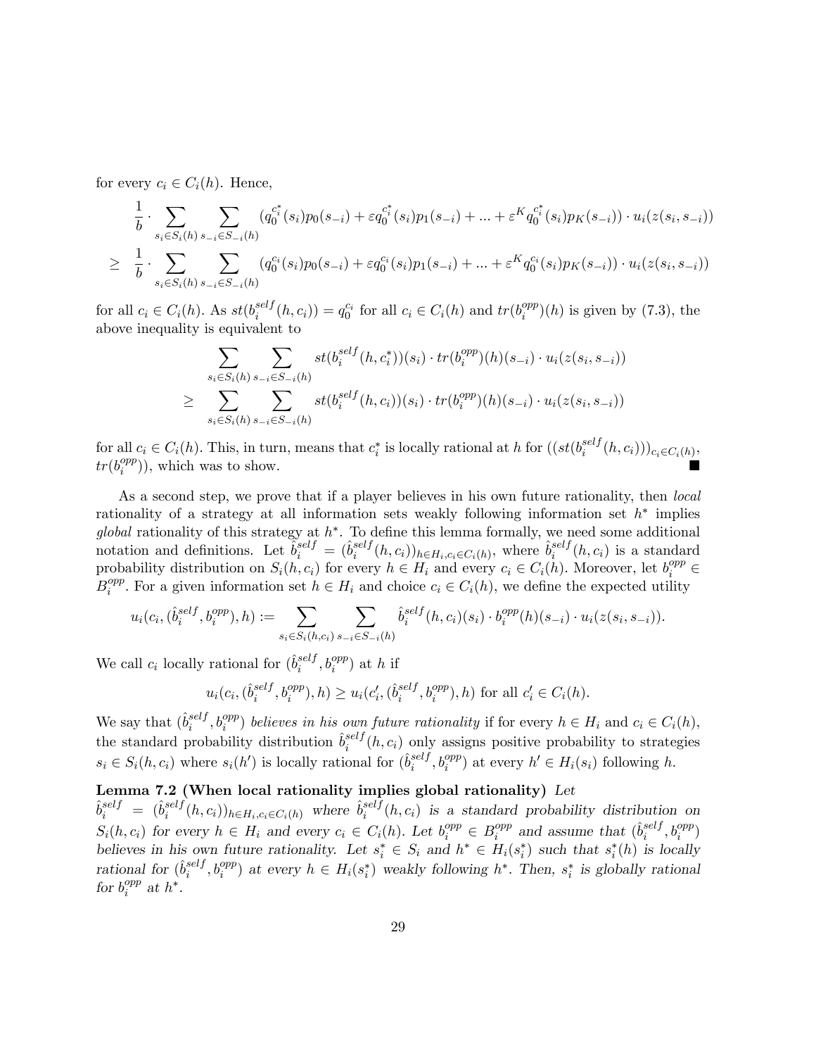for every $c_i \in C_i(h)$. Hence,

$$
\begin{aligned}
& \frac{1}{b} \cdot \sum_{s_i \in S_i(h)} \sum_{s_{-i} \in S_{-i}(h)} (q_0^{c_i^*}(s_i) p_0(s_{-i}) + \varepsilon q_0^{c_i^*}(s_i) p_1(s_{-i}) + ... + \varepsilon^K q_0^{c_i^*}(s_i) p_K(s_{-i})) \cdot u_i(z(s_i, s_{-i})) \\
\geq \; & \frac{1}{b} \cdot \sum_{s_i \in S_i(h)} \sum_{s_{-i} \in S_{-i}(h)} (q_0^{c_i}(s_i) p_0(s_{-i}) + \varepsilon q_0^{c_i}(s_i) p_1(s_{-i}) + ... + \varepsilon^K q_0^{c_i}(s_i) p_K(s_{-i})) \cdot u_i(z(s_i, s_{-i}))
\end{aligned}
$$

for all $c_i \in C_i(h)$. As $st(b_i^{self}(h, c_i)) = q_0^{c_i}$ for all $c_i \in C_i(h)$ and $tr(b_i^{opp})(h)$ is given by (7.3), the above inequality is equivalent to

$$
\begin{aligned}
& \sum_{s_i \in S_i(h)} \sum_{s_{-i} \in S_{-i}(h)} st(b_i^{self}(h, c_i^*))(s_i) \cdot tr(b_i^{opp})(h)(s_{-i}) \cdot u_i(z(s_i, s_{-i})) \\
\geq \; & \sum_{s_i \in S_i(h)} \sum_{s_{-i} \in S_{-i}(h)} st(b_i^{self}(h, c_i))(s_i) \cdot tr(b_i^{opp})(h)(s_{-i}) \cdot u_i(z(s_i, s_{-i}))
\end{aligned}
$$

for all $c_i \in C_i(h)$. This, in turn, means that $c_i^*$ is locally rational at $h$ for $((st(b_i^{self}(h, c_i)))_{c_i \in C_i(h)}, tr(b_i^{opp}))$, which was to show. ■

As a second step, we prove that if a player believes in his own future rationality, then *local* rationality of a strategy at all information sets weakly following information set $h^*$ implies *global* rationality of this strategy at $h^*$. To define this lemma formally, we need some additional notation and definitions. Let $\hat{b}_i^{self} = (\hat{b}_i^{self}(h, c_i))_{h \in H_i, c_i \in C_i(h)}$, where $\hat{b}_i^{self}(h, c_i)$ is a standard probability distribution on $S_i(h, c_i)$ for every $h \in H_i$ and every $c_i \in C_i(h)$. Moreover, let $b_i^{opp} \in B_i^{opp}$. For a given information set $h \in H_i$ and choice $c_i \in C_i(h)$, we define the expected utility

$$
u_i(c_i, (\hat{b}_i^{self}, b_i^{opp}), h) := \sum_{s_i \in S_i(h, c_i)} \sum_{s_{-i} \in S_{-i}(h)} \hat{b}_i^{self}(h, c_i)(s_i) \cdot b_i^{opp}(h)(s_{-i}) \cdot u_i(z(s_i, s_{-i})).
$$

We call $c_i$ locally rational for $(\hat{b}_i^{self}, b_i^{opp})$ at $h$ if

$$
u_i(c_i, (\hat{b}_i^{self}, b_i^{opp}), h) \geq u_i(c_i', (\hat{b}_i^{self}, b_i^{opp}), h) \text{ for all } c_i' \in C_i(h).
$$

We say that $(\hat{b}_i^{self}, b_i^{opp})$ *believes in his own future rationality* if for every $h \in H_i$ and $c_i \in C_i(h)$, the standard probability distribution $\hat{b}_i^{self}(h, c_i)$ only assigns positive probability to strategies $s_i \in S_i(h, c_i)$ where $s_i(h')$ is locally rational for $(\hat{b}_i^{self}, b_i^{opp})$ at every $h' \in H_i(s_i)$ following $h$.

**Lemma 7.2 (When local rationality implies global rationality)** *Let* $\hat{b}_i^{self} = (\hat{b}_i^{self}(h, c_i))_{h \in H_i, c_i \in C_i(h)}$ *where* $\hat{b}_i^{self}(h, c_i)$ *is a standard probability distribution on* $S_i(h, c_i)$ *for every* $h \in H_i$ *and every* $c_i \in C_i(h)$. *Let* $b_i^{opp} \in B_i^{opp}$ *and assume that* $(\hat{b}_i^{self}, b_i^{opp})$ *believes in his own future rationality. Let* $s_i^* \in S_i$ *and* $h^* \in H_i(s_i^*)$ *such that* $s_i^*(h)$ *is locally rational for* $(\hat{b}_i^{self}, b_i^{opp})$ *at every* $h \in H_i(s_i^*)$ *weakly following* $h^*$. *Then,* $s_i^*$ *is globally rational for* $b_i^{opp}$ *at* $h^*$.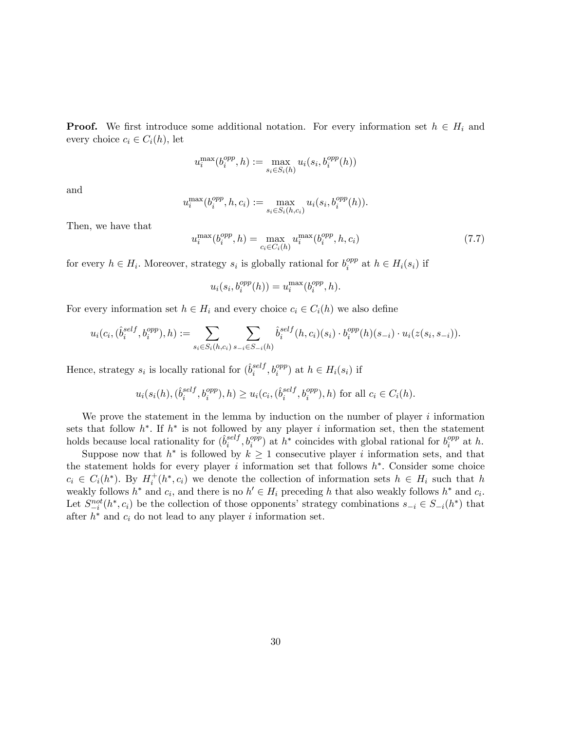**Proof.** We first introduce some additional notation. For every information set $h \in H_i$ and every choice $c_i \in C_i(h)$, let

$$u_i^{\max}(b_i^{opp}, h) := \max_{s_i \in S_i(h)} u_i(s_i, b_i^{opp}(h))$$

and

$$u_i^{\max}(b_i^{opp}, h, c_i) := \max_{s_i \in S_i(h, c_i)} u_i(s_i, b_i^{opp}(h)).$$

Then, we have that

$$u_i^{\max}(b_i^{opp}, h) = \max_{c_i \in C_i(h)} u_i^{\max}(b_i^{opp}, h, c_i) \tag{7.7}$$

for every $h \in H_i$. Moreover, strategy $s_i$ is globally rational for $b_i^{opp}$ at $h \in H_i(s_i)$ if

$$u_i(s_i, b_i^{opp}(h)) = u_i^{\max}(b_i^{opp}, h).$$

For every information set $h \in H_i$ and every choice $c_i \in C_i(h)$ we also define

$$u_i(c_i, (\hat{b}_i^{self}, b_i^{opp}), h) := \sum_{s_i \in S_i(h, c_i)} \sum_{s_{-i} \in S_{-i}(h)} \hat{b}_i^{self}(h, c_i)(s_i) \cdot b_i^{opp}(h)(s_{-i}) \cdot u_i(z(s_i, s_{-i})).$$

Hence, strategy $s_i$ is locally rational for $(\hat{b}_i^{self}, b_i^{opp})$ at $h \in H_i(s_i)$ if

$$u_i(s_i(h), (\hat{b}_i^{self}, b_i^{opp}), h) \geq u_i(c_i, (\hat{b}_i^{self}, b_i^{opp}), h) \text{ for all } c_i \in C_i(h).$$

We prove the statement in the lemma by induction on the number of player $i$ information sets that follow $h^*$. If $h^*$ is not followed by any player $i$ information set, then the statement holds because local rationality for $(\hat{b}_i^{self}, b_i^{opp})$ at $h^*$ coincides with global rational for $b_i^{opp}$ at $h$.

Suppose now that $h^*$ is followed by $k \geq 1$ consecutive player $i$ information sets, and that the statement holds for every player $i$ information set that follows $h^*$. Consider some choice $c_i \in C_i(h^*)$. By $H_i^+(h^*, c_i)$ we denote the collection of information sets $h \in H_i$ such that $h$ weakly follows $h^*$ and $c_i$, and there is no $h' \in H_i$ preceding $h$ that also weakly follows $h^*$ and $c_i$. Let $S_{-i}^{not}(h^*, c_i)$ be the collection of those opponents' strategy combinations $s_{-i} \in S_{-i}(h^*)$ that after $h^*$ and $c_i$ do not lead to any player $i$ information set.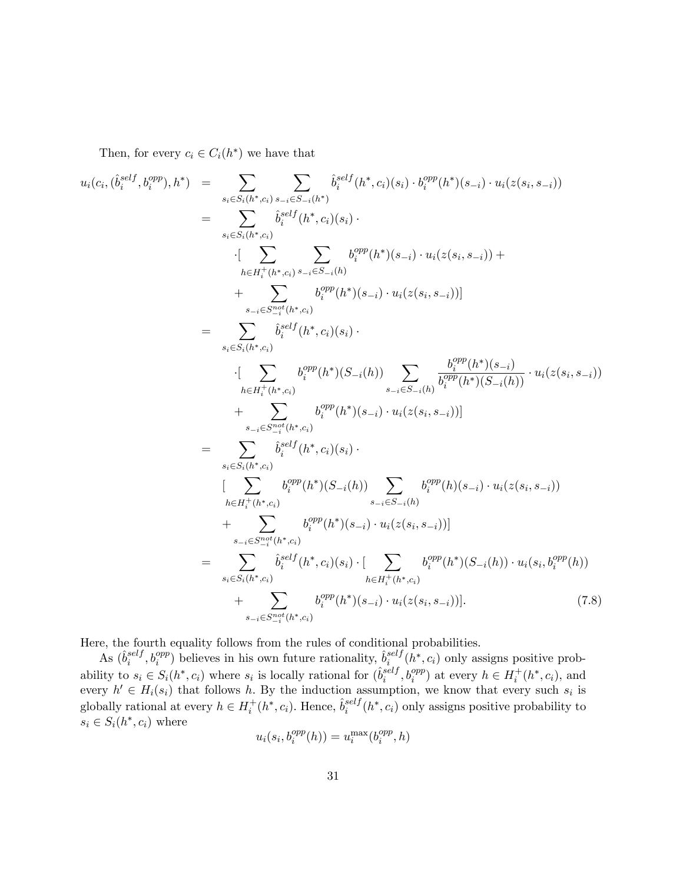Then, for every $c_i \in C_i(h^*)$ we have that

$$
\begin{aligned}
u_i(c_i, (\hat{b}_i^{self}, b_i^{opp}), h^*) &= \sum_{s_i \in S_i(h^*, c_i)} \sum_{s_{-i} \in S_{-i}(h^*)} \hat{b}_i^{self}(h^*, c_i)(s_i) \cdot b_i^{opp}(h^*)(s_{-i}) \cdot u_i(z(s_i, s_{-i})) \\
&= \sum_{s_i \in S_i(h^*, c_i)} \hat{b}_i^{self}(h^*, c_i)(s_i) \cdot \\
&\quad \cdot [\sum_{h \in H_i^+(h^*, c_i)} \sum_{s_{-i} \in S_{-i}(h)} b_i^{opp}(h^*)(s_{-i}) \cdot u_i(z(s_i, s_{-i})) + \\
&\quad + \sum_{s_{-i} \in S_{-i}^{not}(h^*, c_i)} b_i^{opp}(h^*)(s_{-i}) \cdot u_i(z(s_i, s_{-i}))] \\
&= \sum_{s_i \in S_i(h^*, c_i)} \hat{b}_i^{self}(h^*, c_i)(s_i) \cdot \\
&\quad \cdot [\sum_{h \in H_i^+(h^*, c_i)} b_i^{opp}(h^*)(S_{-i}(h)) \sum_{s_{-i} \in S_{-i}(h)} \frac{b_i^{opp}(h^*)(s_{-i})}{b_i^{opp}(h^*)(S_{-i}(h))} \cdot u_i(z(s_i, s_{-i})) \\
&\quad + \sum_{s_{-i} \in S_{-i}^{not}(h^*, c_i)} b_i^{opp}(h^*)(s_{-i}) \cdot u_i(z(s_i, s_{-i}))] \\
&= \sum_{s_i \in S_i(h^*, c_i)} \hat{b}_i^{self}(h^*, c_i)(s_i) \cdot \\
&\quad [\sum_{h \in H_i^+(h^*, c_i)} b_i^{opp}(h^*)(S_{-i}(h)) \sum_{s_{-i} \in S_{-i}(h)} b_i^{opp}(h)(s_{-i}) \cdot u_i(z(s_i, s_{-i})) \\
&\quad + \sum_{s_{-i} \in S_{-i}^{not}(h^*, c_i)} b_i^{opp}(h^*)(s_{-i}) \cdot u_i(z(s_i, s_{-i}))] \\
&= \sum_{s_i \in S_i(h^*, c_i)} \hat{b}_i^{self}(h^*, c_i)(s_i) \cdot [\sum_{h \in H_i^+(h^*, c_i)} b_i^{opp}(h^*)(S_{-i}(h)) \cdot u_i(s_i, b_i^{opp}(h)) \\
&\quad + \sum_{s_{-i} \in S_{-i}^{not}(h^*, c_i)} b_i^{opp}(h^*)(s_{-i}) \cdot u_i(z(s_i, s_{-i}))]. \qquad (7.8)
\end{aligned}
$$

Here, the fourth equality follows from the rules of conditional probabilities.

As $(\hat{b}_i^{self}, b_i^{opp})$ believes in his own future rationality, $\hat{b}_i^{self}(h^*, c_i)$ only assigns positive probability to $s_i \in S_i(h^*, c_i)$ where $s_i$ is locally rational for $(\hat{b}_i^{self}, b_i^{opp})$ at every $h \in H_i^+(h^*, c_i)$, and every $h' \in H_i(s_i)$ that follows $h$. By the induction assumption, we know that every such $s_i$ is globally rational at every $h \in H_i^+(h^*, c_i)$. Hence, $\hat{b}_i^{self}(h^*, c_i)$ only assigns positive probability to $s_i \in S_i(h^*, c_i)$ where

$$u_i(s_i, b_i^{opp}(h)) = u_i^{\max}(b_i^{opp}, h)$$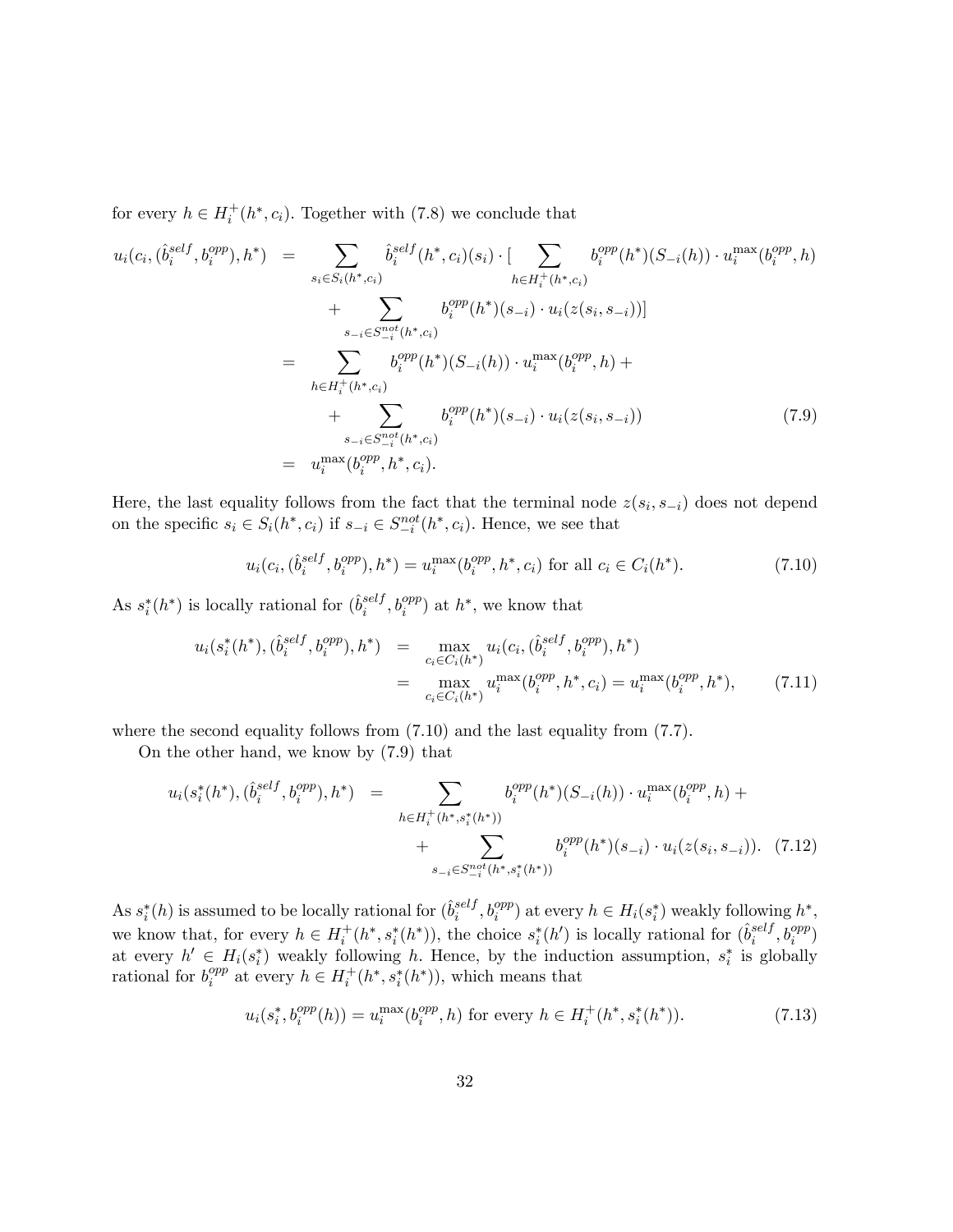for every $h \in H_i^+(h^*, c_i)$. Together with (7.8) we conclude that

$$
\begin{aligned}
u_i(c_i, (\hat{b}_i^{self}, b_i^{opp}), h^*) &= \sum_{s_i \in S_i(h^*, c_i)} \hat{b}_i^{self}(h^*, c_i)(s_i) \cdot [\sum_{h \in H_i^+(h^*, c_i)} b_i^{opp}(h^*)(S_{-i}(h)) \cdot u_i^{\max}(b_i^{opp}, h) \\
&\quad + \sum_{s_{-i} \in S_{-i}^{not}(h^*, c_i)} b_i^{opp}(h^*)(s_{-i}) \cdot u_i(z(s_i, s_{-i}))] \\
&= \sum_{h \in H_i^+(h^*, c_i)} b_i^{opp}(h^*)(S_{-i}(h)) \cdot u_i^{\max}(b_i^{opp}, h) + \\
&\quad + \sum_{s_{-i} \in S_{-i}^{not}(h^*, c_i)} b_i^{opp}(h^*)(s_{-i}) \cdot u_i(z(s_i, s_{-i})) \qquad (7.9) \\
&= u_i^{\max}(b_i^{opp}, h^*, c_i).
\end{aligned}
$$

Here, the last equality follows from the fact that the terminal node $z(s_i, s_{-i})$ does not depend on the specific $s_i \in S_i(h^*, c_i)$ if $s_{-i} \in S_{-i}^{not}(h^*, c_i)$. Hence, we see that

$$
u_i(c_i, (\hat{b}_i^{self}, b_i^{opp}), h^*) = u_i^{\max}(b_i^{opp}, h^*, c_i) \text{ for all } c_i \in C_i(h^*). \qquad (7.10)
$$

As $s_i^*(h^*)$ is locally rational for $(\hat{b}_i^{self}, b_i^{opp})$ at $h^*$, we know that

$$
\begin{aligned}
u_i(s_i^*(h^*), (\hat{b}_i^{self}, b_i^{opp}), h^*) &= \max_{c_i \in C_i(h^*)} u_i(c_i, (\hat{b}_i^{self}, b_i^{opp}), h^*) \\
&= \max_{c_i \in C_i(h^*)} u_i^{\max}(b_i^{opp}, h^*, c_i) = u_i^{\max}(b_i^{opp}, h^*), \qquad (7.11)
\end{aligned}
$$

where the second equality follows from (7.10) and the last equality from (7.7).

On the other hand, we know by (7.9) that

$$
\begin{aligned}
u_i(s_i^*(h^*), (\hat{b}_i^{self}, b_i^{opp}), h^*) &= \sum_{h \in H_i^+(h^*, s_i^*(h^*))} b_i^{opp}(h^*)(S_{-i}(h)) \cdot u_i^{\max}(b_i^{opp}, h) + \\
&\quad + \sum_{s_{-i} \in S_{-i}^{not}(h^*, s_i^*(h^*))} b_i^{opp}(h^*)(s_{-i}) \cdot u_i(z(s_i, s_{-i})). \quad (7.12)
\end{aligned}
$$

As $s_i^*(h)$ is assumed to be locally rational for $(\hat{b}_i^{self}, b_i^{opp})$ at every $h \in H_i(s_i^*)$ weakly following $h^*$, we know that, for every $h \in H_i^+(h^*, s_i^*(h^*))$, the choice $s_i^*(h')$ is locally rational for $(\hat{b}_i^{self}, b_i^{opp})$ at every $h' \in H_i(s_i^*)$ weakly following $h$. Hence, by the induction assumption, $s_i^*$ is globally rational for $b_i^{opp}$ at every $h \in H_i^+(h^*, s_i^*(h^*))$, which means that

$$
u_i(s_i^*, b_i^{opp}(h)) = u_i^{\max}(b_i^{opp}, h) \text{ for every } h \in H_i^+(h^*, s_i^*(h^*)). \qquad (7.13)
$$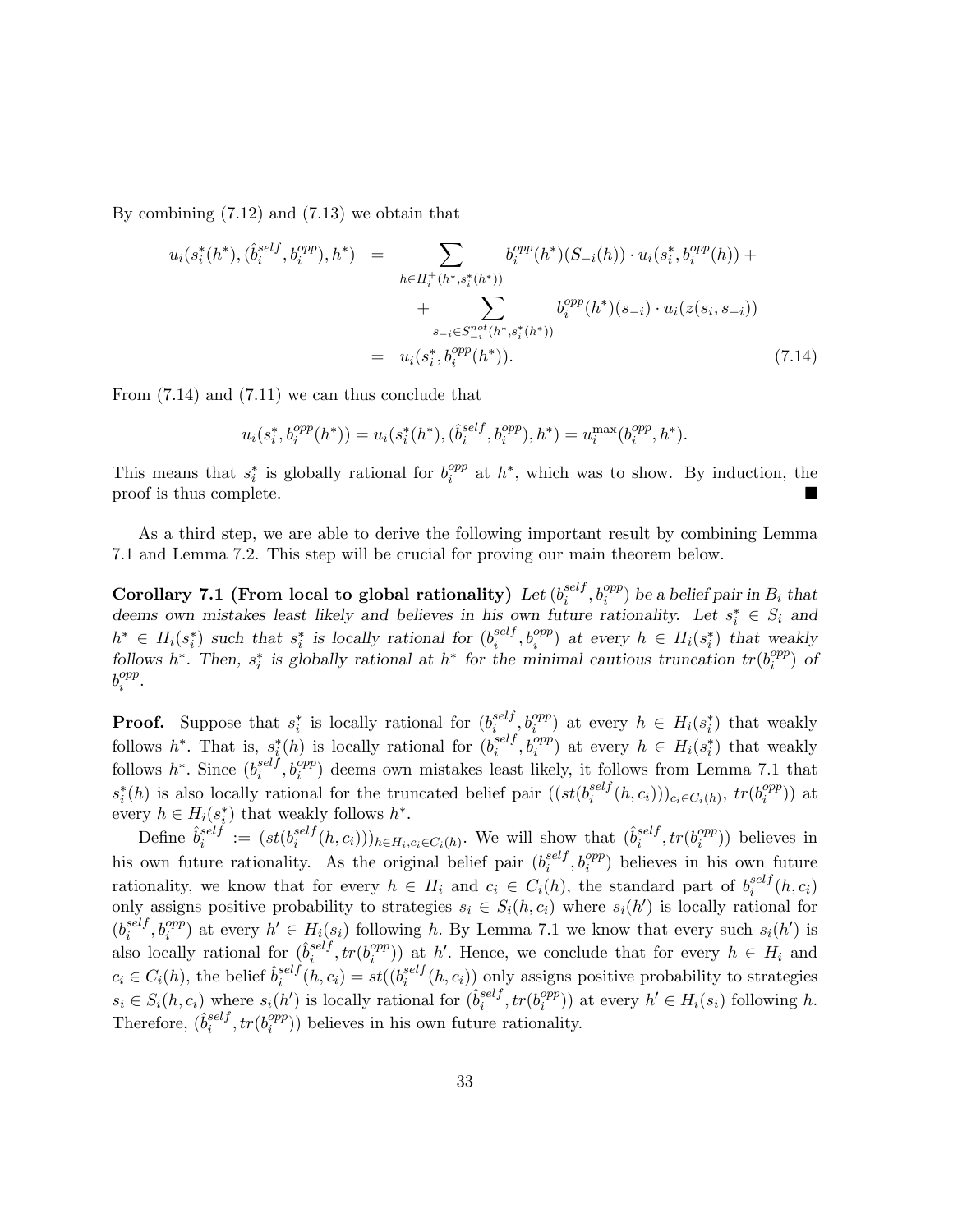By combining (7.12) and (7.13) we obtain that

$$
\begin{aligned}
u_i(s_i^*(h^*), (\hat{b}_i^{self}, b_i^{opp}), h^*) &= \sum_{h \in H_i^+(h^*, s_i^*(h^*))} b_i^{opp}(h^*)(S_{-i}(h)) \cdot u_i(s_i^*, b_i^{opp}(h)) + \\
&\quad + \sum_{s_{-i} \in S_{-i}^{not}(h^*, s_i^*(h^*))} b_i^{opp}(h^*)(s_{-i}) \cdot u_i(z(s_i, s_{-i})) \\
&= u_i(s_i^*, b_i^{opp}(h^*)). \qquad (7.14)
\end{aligned}
$$

From (7.14) and (7.11) we can thus conclude that

$$
u_i(s_i^*, b_i^{opp}(h^*)) = u_i(s_i^*(h^*), (\hat{b}_i^{self}, b_i^{opp}), h^*) = u_i^{\max}(b_i^{opp}, h^*).
$$

This means that $s_i^*$ is globally rational for $b_i^{opp}$ at $h^*$, which was to show. By induction, the proof is thus complete. ■

As a third step, we are able to derive the following important result by combining Lemma 7.1 and Lemma 7.2. This step will be crucial for proving our main theorem below.

**Corollary 7.1 (From local to global rationality)** *Let $(b_i^{self}, b_i^{opp})$ be a belief pair in $B_i$ that deems own mistakes least likely and believes in his own future rationality. Let $s_i^* \in S_i$ and $h^* \in H_i(s_i^*)$ such that $s_i^*$ is locally rational for $(b_i^{self}, b_i^{opp})$ at every $h \in H_i(s_i^*)$ that weakly follows $h^*$. Then, $s_i^*$ is globally rational at $h^*$ for the minimal cautious truncation $tr(b_i^{opp})$ of $b_i^{opp}$.*

**Proof.** Suppose that $s_i^*$ is locally rational for $(b_i^{self}, b_i^{opp})$ at every $h \in H_i(s_i^*)$ that weakly follows $h^*$. That is, $s_i^*(h)$ is locally rational for $(b_i^{self}, b_i^{opp})$ at every $h \in H_i(s_i^*)$ that weakly follows $h^*$. Since $(b_i^{self}, b_i^{opp})$ deems own mistakes least likely, it follows from Lemma 7.1 that $s_i^*(h)$ is also locally rational for the truncated belief pair $((st(b_i^{self}(h, c_i)))_{c_i \in C_i(h)}, tr(b_i^{opp}))$ at every $h \in H_i(s_i^*)$ that weakly follows $h^*$.

Define $\hat{b}_i^{self} := (st(b_i^{self}(h, c_i)))_{h \in H_i, c_i \in C_i(h)}$. We will show that $(\hat{b}_i^{self}, tr(b_i^{opp}))$ believes in his own future rationality. As the original belief pair $(b_i^{self}, b_i^{opp})$ believes in his own future rationality, we know that for every $h \in H_i$ and $c_i \in C_i(h)$, the standard part of $b_i^{self}(h, c_i)$ only assigns positive probability to strategies $s_i \in S_i(h, c_i)$ where $s_i(h')$ is locally rational for $(b_i^{self}, b_i^{opp})$ at every $h' \in H_i(s_i)$ following $h$. By Lemma 7.1 we know that every such $s_i(h')$ is also locally rational for $(\hat{b}_i^{self}, tr(b_i^{opp}))$ at $h'$. Hence, we conclude that for every $h \in H_i$ and $c_i \in C_i(h)$, the belief $\hat{b}_i^{self}(h, c_i) = st((b_i^{self}(h, c_i))$ only assigns positive probability to strategies $s_i \in S_i(h, c_i)$ where $s_i(h')$ is locally rational for $(\hat{b}_i^{self}, tr(b_i^{opp}))$ at every $h' \in H_i(s_i)$ following $h$. Therefore, $(\hat{b}_i^{self}, tr(b_i^{opp}))$ believes in his own future rationality.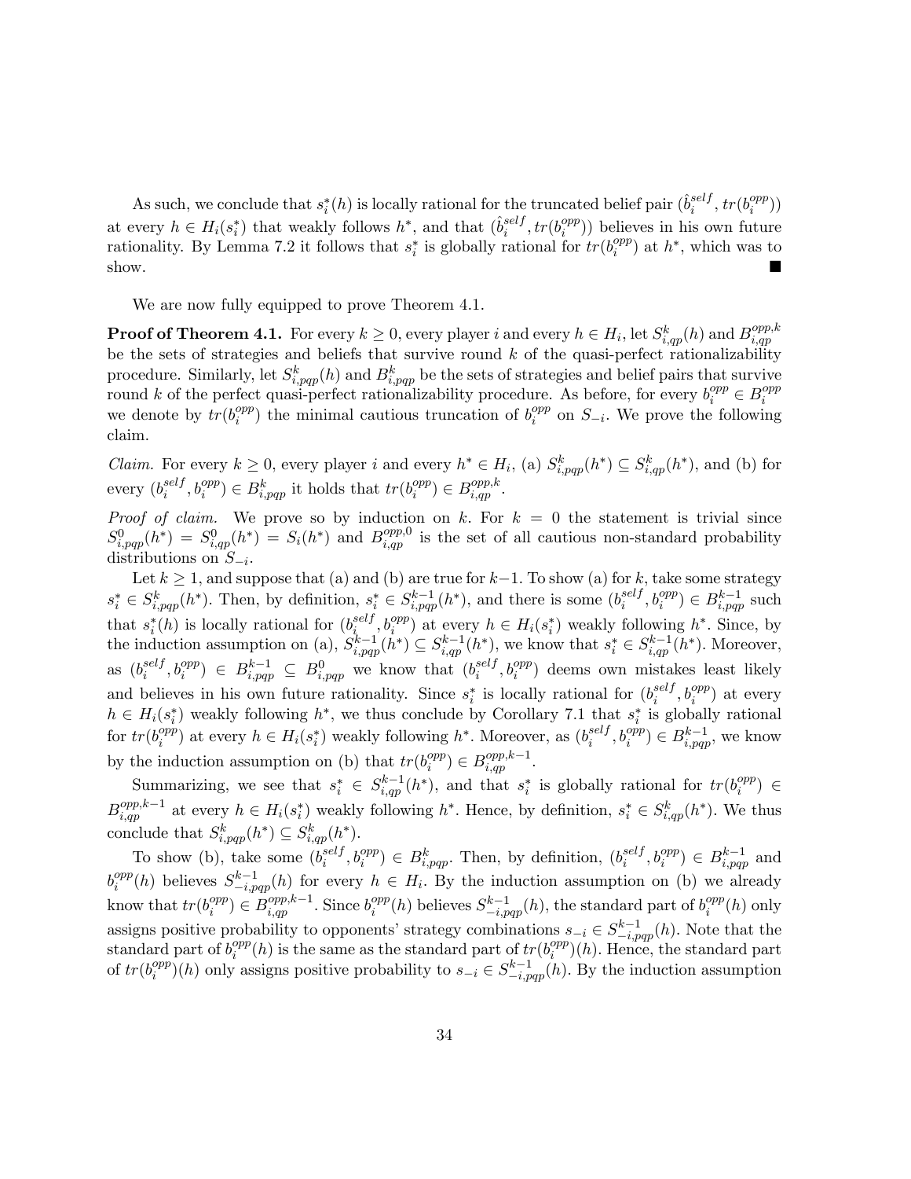As such, we conclude that $s_i^*(h)$ is locally rational for the truncated belief pair $(\hat{b}_i^{self}, tr(b_i^{opp}))$ at every $h \in H_i(s_i^*)$ that weakly follows $h^*$, and that $(\hat{b}_i^{self}, tr(b_i^{opp}))$ believes in his own future rationality. By Lemma 7.2 it follows that $s_i^*$ is globally rational for $tr(b_i^{opp})$ at $h^*$, which was to show. ■

We are now fully equipped to prove Theorem 4.1.

**Proof of Theorem 4.1.** For every $k \geq 0$, every player $i$ and every $h \in H_i$, let $S_{i,qp}^k(h)$ and $B_{i,qp}^{opp,k}$ be the sets of strategies and beliefs that survive round $k$ of the quasi-perfect rationalizability procedure. Similarly, let $S_{i,pqp}^k(h)$ and $B_{i,pqp}^k$ be the sets of strategies and belief pairs that survive round $k$ of the perfect quasi-perfect rationalizability procedure. As before, for every $b_i^{opp} \in B_i^{opp}$ we denote by $tr(b_i^{opp})$ the minimal cautious truncation of $b_i^{opp}$ on $S_{-i}$. We prove the following claim.

*Claim.* For every $k \geq 0$, every player $i$ and every $h^* \in H_i$, (a) $S_{i,pqp}^k(h^*) \subseteq S_{i,qp}^k(h^*)$, and (b) for every $(b_i^{self}, b_i^{opp}) \in B_{i,pqp}^k$ it holds that $tr(b_i^{opp}) \in B_{i,qp}^{opp,k}$.

*Proof of claim.* We prove so by induction on $k$. For $k = 0$ the statement is trivial since $S_{i,pqp}^0(h^*) = S_{i,qp}^0(h^*) = S_i(h^*)$ and $B_{i,qp}^{opp,0}$ is the set of all cautious non-standard probability distributions on $S_{-i}$.

Let $k \geq 1$, and suppose that (a) and (b) are true for $k-1$. To show (a) for $k$, take some strategy $s_i^* \in S_{i,pqp}^k(h^*)$. Then, by definition, $s_i^* \in S_{i,pqp}^{k-1}(h^*)$, and there is some $(b_i^{self}, b_i^{opp}) \in B_{i,pqp}^{k-1}$ such that $s_i^*(h)$ is locally rational for $(b_i^{self}, b_i^{opp})$ at every $h \in H_i(s_i^*)$ weakly following $h^*$. Since, by the induction assumption on (a), $S_{i,pqp}^{k-1}(h^*) \subseteq S_{i,qp}^{k-1}(h^*)$, we know that $s_i^* \in S_{i,qp}^{k-1}(h^*)$. Moreover, as $(b_i^{self}, b_i^{opp}) \in B_{i,pqp}^{k-1} \subseteq B_{i,pqp}^0$ we know that $(b_i^{self}, b_i^{opp})$ deems own mistakes least likely and believes in his own future rationality. Since $s_i^*$ is locally rational for $(b_i^{self}, b_i^{opp})$ at every $h \in H_i(s_i^*)$ weakly following $h^*$, we thus conclude by Corollary 7.1 that $s_i^*$ is globally rational for $tr(b_i^{opp})$ at every $h \in H_i(s_i^*)$ weakly following $h^*$. Moreover, as $(b_i^{self}, b_i^{opp}) \in B_{i,pqp}^{k-1}$, we know by the induction assumption on (b) that $tr(b_i^{opp}) \in B_{i,qp}^{opp,k-1}$.

Summarizing, we see that $s_i^* \in S_{i,qp}^{k-1}(h^*)$, and that $s_i^*$ is globally rational for $tr(b_i^{opp}) \in B_{i,qp}^{opp,k-1}$ at every $h \in H_i(s_i^*)$ weakly following $h^*$. Hence, by definition, $s_i^* \in S_{i,qp}^k(h^*)$. We thus conclude that $S_{i,pqp}^k(h^*) \subseteq S_{i,qp}^k(h^*)$.

To show (b), take some $(b_i^{self}, b_i^{opp}) \in B_{i,pqp}^k$. Then, by definition, $(b_i^{self}, b_i^{opp}) \in B_{i,pqp}^{k-1}$ and $b_i^{opp}(h)$ believes $S_{-i,pqp}^{k-1}(h)$ for every $h \in H_i$. By the induction assumption on (b) we already know that $tr(b_i^{opp}) \in B_{i,qp}^{opp,k-1}$. Since $b_i^{opp}(h)$ believes $S_{-i,pqp}^{k-1}(h)$, the standard part of $b_i^{opp}(h)$ only assigns positive probability to opponents' strategy combinations $s_{-i} \in S_{-i,pqp}^{k-1}(h)$. Note that the standard part of $b_i^{opp}(h)$ is the same as the standard part of $tr(b_i^{opp})(h)$. Hence, the standard part of $tr(b_i^{opp})(h)$ only assigns positive probability to $s_{-i} \in S_{-i,pqp}^{k-1}(h)$. By the induction assumption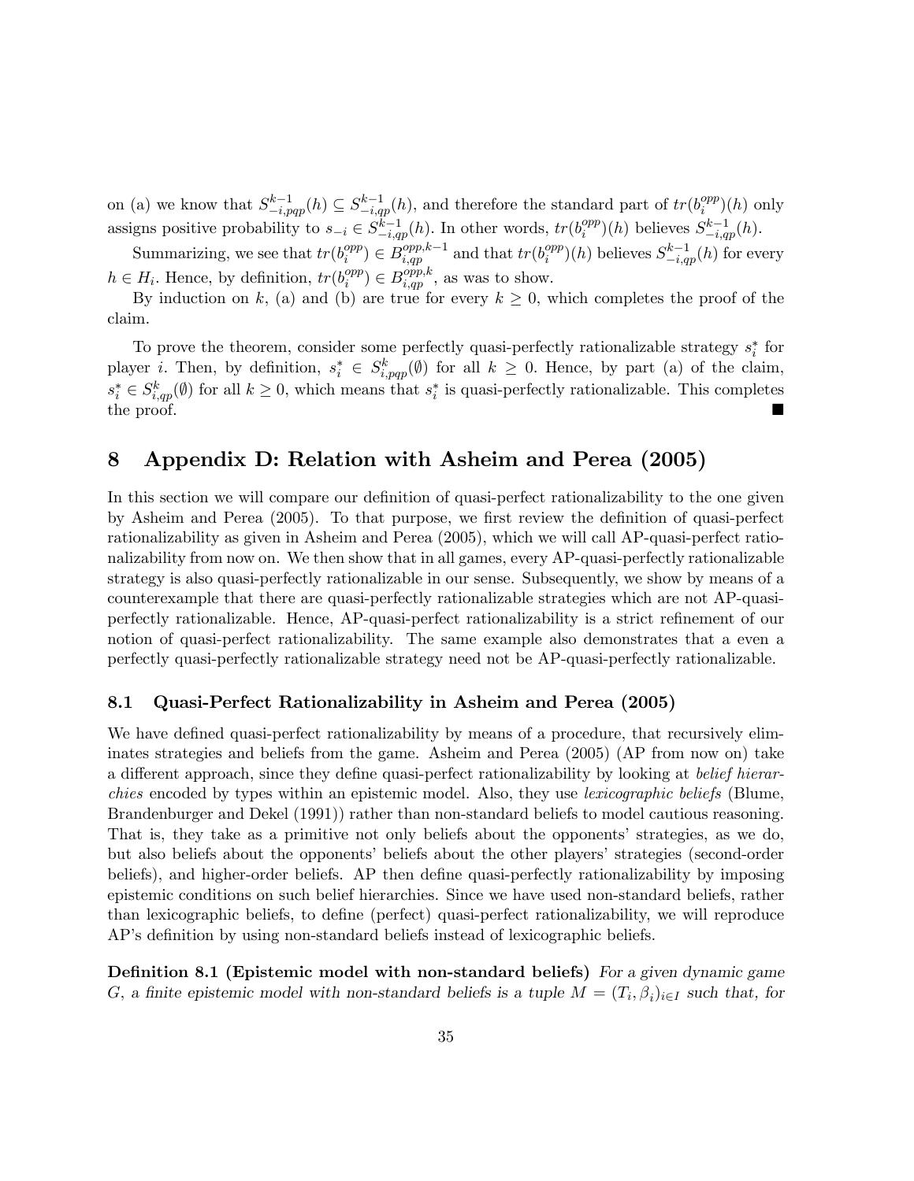on (a) we know that $S^{k-1}_{-i,pqp}(h) \subseteq S^{k-1}_{-i,qp}(h)$, and therefore the standard part of $tr(b^{opp}_i)(h)$ only assigns positive probability to $s_{-i} \in S^{k-1}_{-i,qp}(h)$. In other words, $tr(b^{opp}_i)(h)$ believes $S^{k-1}_{-i,qp}(h)$.

Summarizing, we see that $tr(b^{opp}_i) \in B^{opp,k-1}_{i,qp}$ and that $tr(b^{opp}_i)(h)$ believes $S^{k-1}_{-i,qp}(h)$ for every $h \in H_i$. Hence, by definition, $tr(b^{opp}_i) \in B^{opp,k}_{i,qp}$, as was to show.

By induction on $k$, (a) and (b) are true for every $k \geq 0$, which completes the proof of the claim.

To prove the theorem, consider some perfectly quasi-perfectly rationalizable strategy $s^*_i$ for player $i$. Then, by definition, $s^*_i \in S^k_{i,pqp}(\emptyset)$ for all $k \geq 0$. Hence, by part (a) of the claim, $s^*_i \in S^k_{i,qp}(\emptyset)$ for all $k \geq 0$, which means that $s^*_i$ is quasi-perfectly rationalizable. This completes the proof. ■

# 8 Appendix D: Relation with Asheim and Perea (2005)

In this section we will compare our definition of quasi-perfect rationalizability to the one given by Asheim and Perea (2005). To that purpose, we first review the definition of quasi-perfect rationalizability as given in Asheim and Perea (2005), which we will call AP-quasi-perfect rationalizability from now on. We then show that in all games, every AP-quasi-perfectly rationalizable strategy is also quasi-perfectly rationalizable in our sense. Subsequently, we show by means of a counterexample that there are quasi-perfectly rationalizable strategies which are not AP-quasi-perfectly rationalizable. Hence, AP-quasi-perfect rationalizability is a strict refinement of our notion of quasi-perfect rationalizability. The same example also demonstrates that a even a perfectly quasi-perfectly rationalizable strategy need not be AP-quasi-perfectly rationalizable.

## 8.1 Quasi-Perfect Rationalizability in Asheim and Perea (2005)

We have defined quasi-perfect rationalizability by means of a procedure, that recursively eliminates strategies and beliefs from the game. Asheim and Perea (2005) (AP from now on) take a different approach, since they define quasi-perfect rationalizability by looking at *belief hierarchies* encoded by types within an epistemic model. Also, they use *lexicographic beliefs* (Blume, Brandenburger and Dekel (1991)) rather than non-standard beliefs to model cautious reasoning. That is, they take as a primitive not only beliefs about the opponents' strategies, as we do, but also beliefs about the opponents' beliefs about the other players' strategies (second-order beliefs), and higher-order beliefs. AP then define quasi-perfectly rationalizability by imposing epistemic conditions on such belief hierarchies. Since we have used non-standard beliefs, rather than lexicographic beliefs, to define (perfect) quasi-perfect rationalizability, we will reproduce AP's definition by using non-standard beliefs instead of lexicographic beliefs.

**Definition 8.1 (Epistemic model with non-standard beliefs)** *For a given dynamic game $G$, a finite epistemic model with non-standard beliefs is a tuple $M = (T_i, \beta_i)_{i \in I}$ such that, for*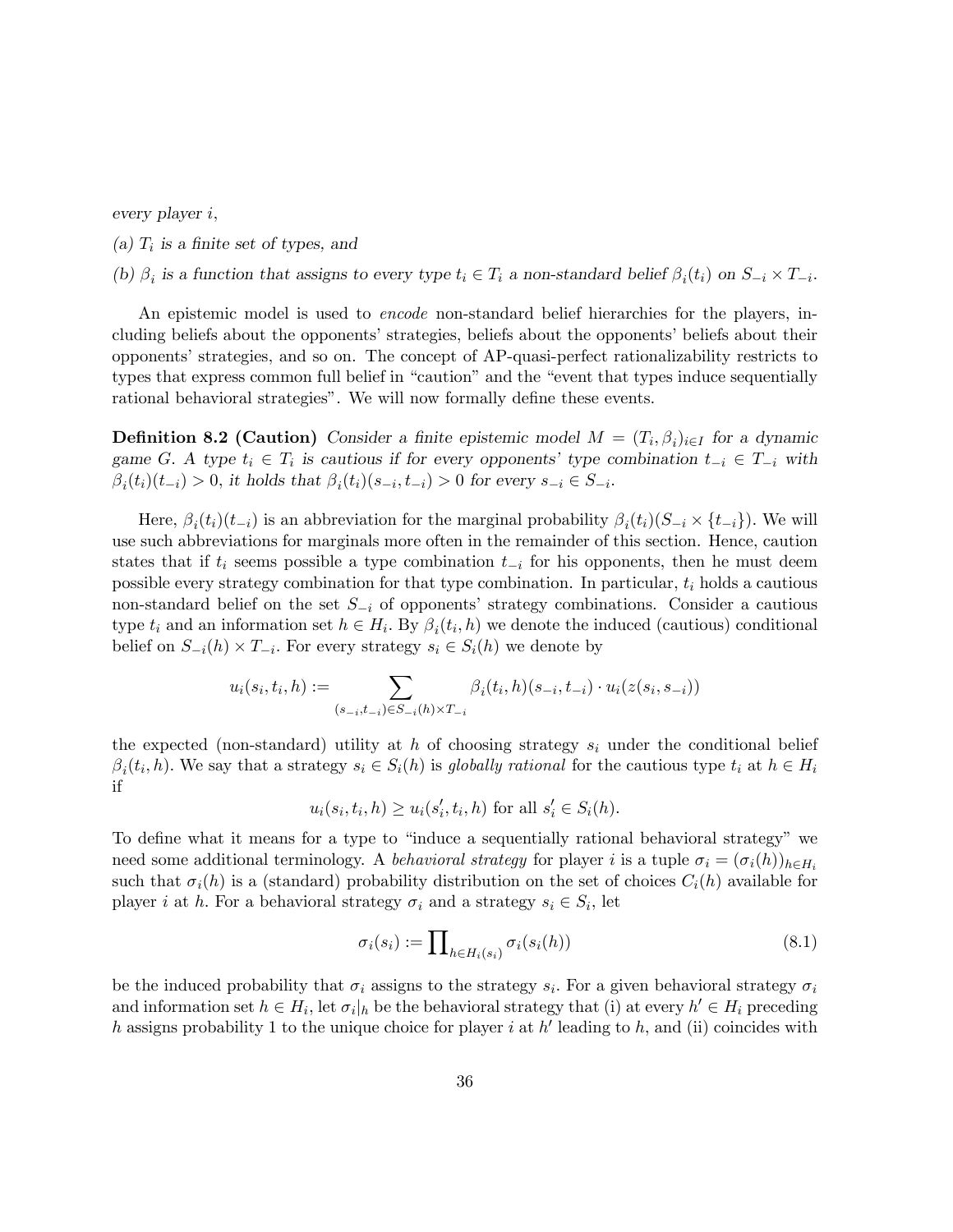*every player $i$,*

*(a) $T_i$ is a finite set of types, and*

*(b) $\beta_i$ is a function that assigns to every type $t_i \in T_i$ a non-standard belief $\beta_i(t_i)$ on $S_{-i} \times T_{-i}$.*

An epistemic model is used to *encode* non-standard belief hierarchies for the players, including beliefs about the opponents' strategies, beliefs about the opponents' beliefs about their opponents' strategies, and so on. The concept of AP-quasi-perfect rationalizability restricts to types that express common full belief in "caution" and the "event that types induce sequentially rational behavioral strategies". We will now formally define these events.

**Definition 8.2 (Caution)** *Consider a finite epistemic model $M = (T_i, \beta_i)_{i \in I}$ for a dynamic game $G$. A type $t_i \in T_i$ is cautious if for every opponents' type combination $t_{-i} \in T_{-i}$ with $\beta_i(t_i)(t_{-i}) > 0$, it holds that $\beta_i(t_i)(s_{-i}, t_{-i}) > 0$ for every $s_{-i} \in S_{-i}$.*

Here, $\beta_i(t_i)(t_{-i})$ is an abbreviation for the marginal probability $\beta_i(t_i)(S_{-i} \times \{t_{-i}\})$. We will use such abbreviations for marginals more often in the remainder of this section. Hence, caution states that if $t_i$ seems possible a type combination $t_{-i}$ for his opponents, then he must deem possible every strategy combination for that type combination. In particular, $t_i$ holds a cautious non-standard belief on the set $S_{-i}$ of opponents' strategy combinations. Consider a cautious type $t_i$ and an information set $h \in H_i$. By $\beta_i(t_i, h)$ we denote the induced (cautious) conditional belief on $S_{-i}(h) \times T_{-i}$. For every strategy $s_i \in S_i(h)$ we denote by

$$u_i(s_i, t_i, h) := \sum_{(s_{-i}, t_{-i}) \in S_{-i}(h) \times T_{-i}} \beta_i(t_i, h)(s_{-i}, t_{-i}) \cdot u_i(z(s_i, s_{-i}))$$

the expected (non-standard) utility at $h$ of choosing strategy $s_i$ under the conditional belief $\beta_i(t_i, h)$. We say that a strategy $s_i \in S_i(h)$ is *globally rational* for the cautious type $t_i$ at $h \in H_i$ if

$$u_i(s_i, t_i, h) \geq u_i(s_i', t_i, h) \text{ for all } s_i' \in S_i(h).$$

To define what it means for a type to "induce a sequentially rational behavioral strategy" we need some additional terminology. A *behavioral strategy* for player $i$ is a tuple $\sigma_i = (\sigma_i(h))_{h \in H_i}$ such that $\sigma_i(h)$ is a (standard) probability distribution on the set of choices $C_i(h)$ available for player $i$ at $h$. For a behavioral strategy $\sigma_i$ and a strategy $s_i \in S_i$, let

$$\sigma_i(s_i) := \prod\nolimits_{h \in H_i(s_i)} \sigma_i(s_i(h)) \tag{8.1}$$

be the induced probability that $\sigma_i$ assigns to the strategy $s_i$. For a given behavioral strategy $\sigma_i$ and information set $h \in H_i$, let $\sigma_i|_h$ be the behavioral strategy that (i) at every $h' \in H_i$ preceding $h$ assigns probability 1 to the unique choice for player $i$ at $h'$ leading to $h$, and (ii) coincides with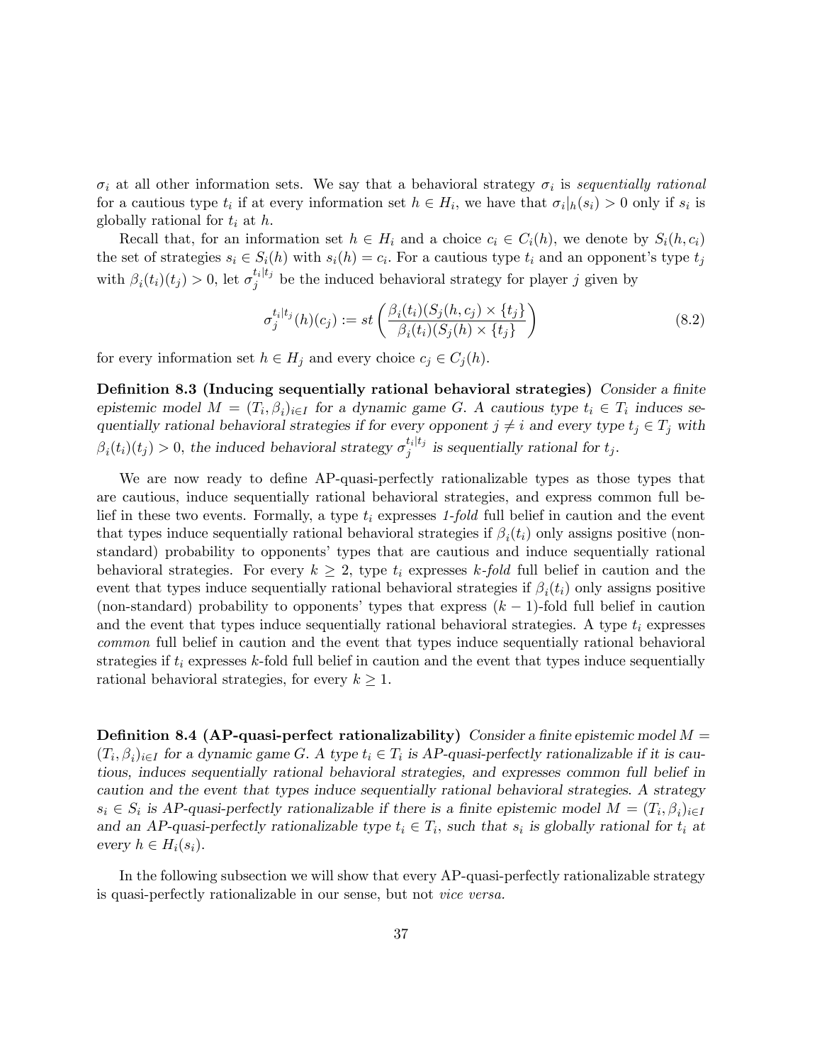$\sigma_i$ at all other information sets. We say that a behavioral strategy $\sigma_i$ is *sequentially rational* for a cautious type $t_i$ if at every information set $h \in H_i$, we have that $\sigma_i|_h(s_i) > 0$ only if $s_i$ is globally rational for $t_i$ at $h$.

Recall that, for an information set $h \in H_i$ and a choice $c_i \in C_i(h)$, we denote by $S_i(h, c_i)$ the set of strategies $s_i \in S_i(h)$ with $s_i(h) = c_i$. For a cautious type $t_i$ and an opponent's type $t_j$ with $\beta_i(t_i)(t_j) > 0$, let $\sigma_j^{t_i|t_j}$ be the induced behavioral strategy for player $j$ given by

$$\sigma_j^{t_i|t_j}(h)(c_j) := st\left(\frac{\beta_i(t_i)(S_j(h, c_j) \times \{t_j\}}{\beta_i(t_i)(S_j(h) \times \{t_j\}}\right) \tag{8.2}$$

for every information set $h \in H_j$ and every choice $c_j \in C_j(h)$.

**Definition 8.3 (Inducing sequentially rational behavioral strategies)** *Consider a finite epistemic model $M = (T_i, \beta_i)_{i \in I}$ for a dynamic game $G$. A cautious type $t_i \in T_i$ induces sequentially rational behavioral strategies if for every opponent $j \neq i$ and every type $t_j \in T_j$ with $\beta_i(t_i)(t_j) > 0$, the induced behavioral strategy $\sigma_j^{t_i|t_j}$ is sequentially rational for $t_j$.*

We are now ready to define AP-quasi-perfectly rationalizable types as those types that are cautious, induce sequentially rational behavioral strategies, and express common full belief in these two events. Formally, a type $t_i$ expresses *1-fold* full belief in caution and the event that types induce sequentially rational behavioral strategies if $\beta_i(t_i)$ only assigns positive (non-standard) probability to opponents' types that are cautious and induce sequentially rational behavioral strategies. For every $k \geq 2$, type $t_i$ expresses *k-fold* full belief in caution and the event that types induce sequentially rational behavioral strategies if $\beta_i(t_i)$ only assigns positive (non-standard) probability to opponents' types that express $(k-1)$-fold full belief in caution and the event that types induce sequentially rational behavioral strategies. A type $t_i$ expresses *common* full belief in caution and the event that types induce sequentially rational behavioral strategies if $t_i$ expresses $k$-fold full belief in caution and the event that types induce sequentially rational behavioral strategies, for every $k \geq 1$.

**Definition 8.4 (AP-quasi-perfect rationalizability)** *Consider a finite epistemic model $M = (T_i, \beta_i)_{i \in I}$ for a dynamic game $G$. A type $t_i \in T_i$ is AP-quasi-perfectly rationalizable if it is cautious, induces sequentially rational behavioral strategies, and expresses common full belief in caution and the event that types induce sequentially rational behavioral strategies. A strategy $s_i \in S_i$ is AP-quasi-perfectly rationalizable if there is a finite epistemic model $M = (T_i, \beta_i)_{i \in I}$ and an AP-quasi-perfectly rationalizable type $t_i \in T_i$, such that $s_i$ is globally rational for $t_i$ at every $h \in H_i(s_i)$.*

In the following subsection we will show that every AP-quasi-perfectly rationalizable strategy is quasi-perfectly rationalizable in our sense, but not *vice versa.*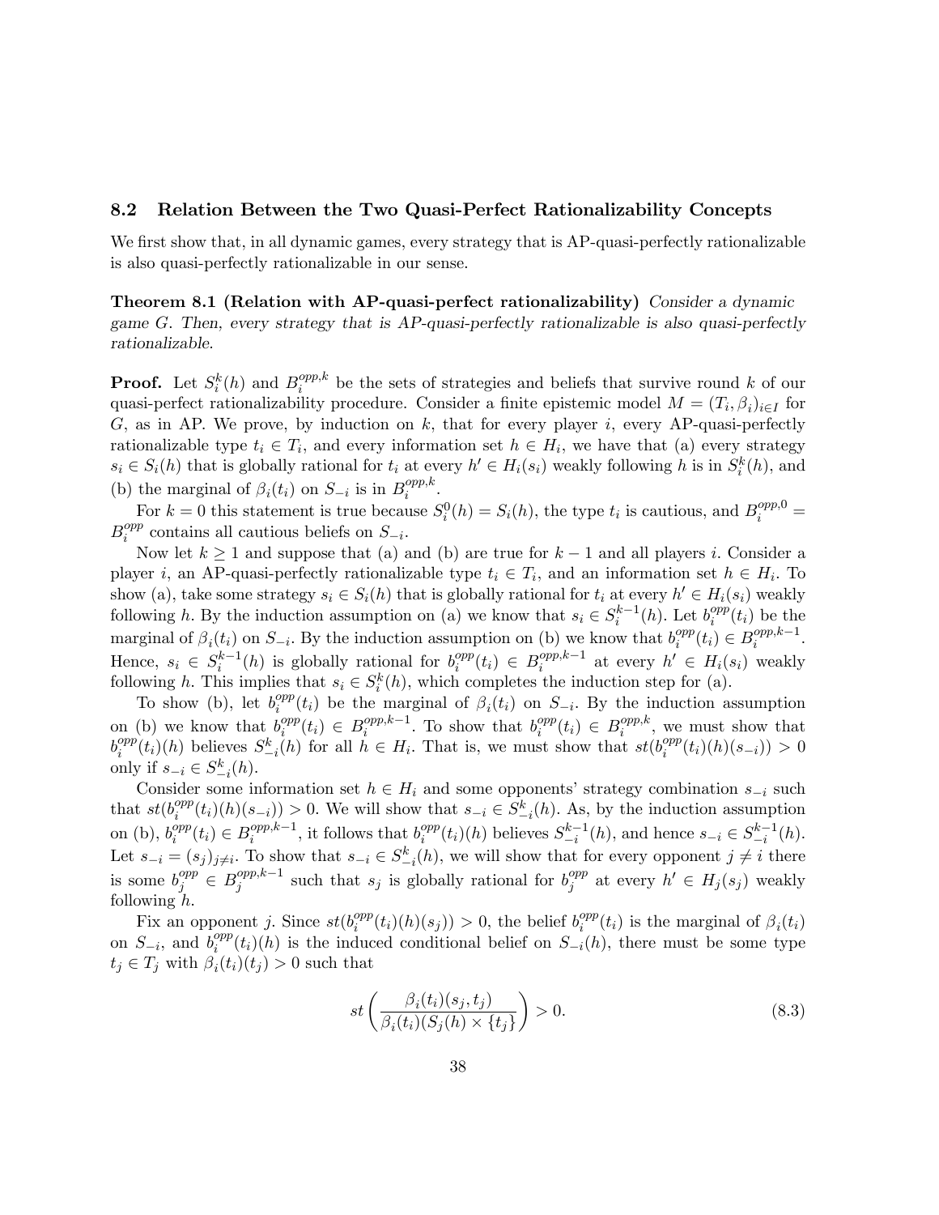### 8.2 Relation Between the Two Quasi-Perfect Rationalizability Concepts

We first show that, in all dynamic games, every strategy that is AP-quasi-perfectly rationalizable is also quasi-perfectly rationalizable in our sense.

**Theorem 8.1 (Relation with AP-quasi-perfect rationalizability)** *Consider a dynamic game $G$. Then, every strategy that is AP-quasi-perfectly rationalizable is also quasi-perfectly rationalizable.*

**Proof.** Let $S_i^k(h)$ and $B_i^{opp,k}$ be the sets of strategies and beliefs that survive round $k$ of our quasi-perfect rationalizability procedure. Consider a finite epistemic model $M = (T_i, \beta_i)_{i \in I}$ for $G$, as in AP. We prove, by induction on $k$, that for every player $i$, every AP-quasi-perfectly rationalizable type $t_i \in T_i$, and every information set $h \in H_i$, we have that (a) every strategy $s_i \in S_i(h)$ that is globally rational for $t_i$ at every $h' \in H_i(s_i)$ weakly following $h$ is in $S_i^k(h)$, and (b) the marginal of $\beta_i(t_i)$ on $S_{-i}$ is in $B_i^{opp,k}$.

For $k = 0$ this statement is true because $S_i^0(h) = S_i(h)$, the type $t_i$ is cautious, and $B_i^{opp,0} = B_i^{opp}$ contains all cautious beliefs on $S_{-i}$.

Now let $k \geq 1$ and suppose that (a) and (b) are true for $k-1$ and all players $i$. Consider a player $i$, an AP-quasi-perfectly rationalizable type $t_i \in T_i$, and an information set $h \in H_i$. To show (a), take some strategy $s_i \in S_i(h)$ that is globally rational for $t_i$ at every $h' \in H_i(s_i)$ weakly following $h$. By the induction assumption on (a) we know that $s_i \in S_i^{k-1}(h)$. Let $b_i^{opp}(t_i)$ be the marginal of $\beta_i(t_i)$ on $S_{-i}$. By the induction assumption on (b) we know that $b_i^{opp}(t_i) \in B_i^{opp,k-1}$. Hence, $s_i \in S_i^{k-1}(h)$ is globally rational for $b_i^{opp}(t_i) \in B_i^{opp,k-1}$ at every $h' \in H_i(s_i)$ weakly following $h$. This implies that $s_i \in S_i^k(h)$, which completes the induction step for (a).

To show (b), let $b_i^{opp}(t_i)$ be the marginal of $\beta_i(t_i)$ on $S_{-i}$. By the induction assumption on (b) we know that $b_i^{opp}(t_i) \in B_i^{opp,k-1}$. To show that $b_i^{opp}(t_i) \in B_i^{opp,k}$, we must show that $b_i^{opp}(t_i)(h)$ believes $S_{-i}^k(h)$ for all $h \in H_i$. That is, we must show that $st(b_i^{opp}(t_i)(h)(s_{-i})) > 0$ only if $s_{-i} \in S_{-i}^k(h)$.

Consider some information set $h \in H_i$ and some opponents' strategy combination $s_{-i}$ such that $st(b_i^{opp}(t_i)(h)(s_{-i})) > 0$. We will show that $s_{-i} \in S_{-i}^k(h)$. As, by the induction assumption on (b), $b_i^{opp}(t_i) \in B_i^{opp,k-1}$, it follows that $b_i^{opp}(t_i)(h)$ believes $S_{-i}^{k-1}(h)$, and hence $s_{-i} \in S_{-i}^{k-1}(h)$. Let $s_{-i} = (s_j)_{j \neq i}$. To show that $s_{-i} \in S_{-i}^k(h)$, we will show that for every opponent $j \neq i$ there is some $b_j^{opp} \in B_j^{opp,k-1}$ such that $s_j$ is globally rational for $b_j^{opp}$ at every $h' \in H_j(s_j)$ weakly following $h$.

Fix an opponent $j$. Since $st(b_i^{opp}(t_i)(h)(s_j)) > 0$, the belief $b_i^{opp}(t_i)$ is the marginal of $\beta_i(t_i)$ on $S_{-i}$, and $b_i^{opp}(t_i)(h)$ is the induced conditional belief on $S_{-i}(h)$, there must be some type $t_j \in T_j$ with $\beta_i(t_i)(t_j) > 0$ such that

$$st\left(\frac{\beta_i(t_i)(s_j, t_j)}{\beta_i(t_i)(S_j(h) \times \{t_j\})}\right) > 0. \tag{8.3}$$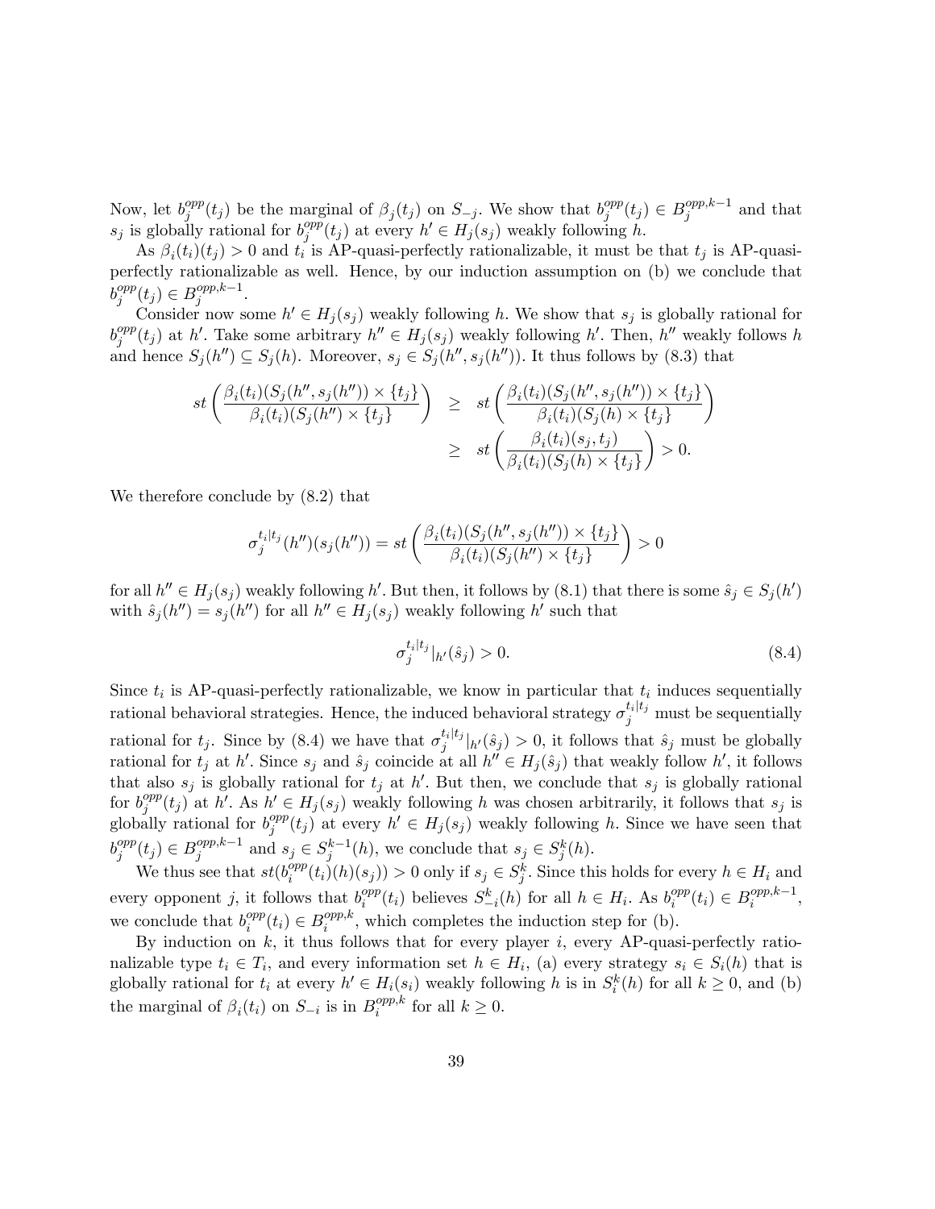Now, let $b_j^{opp}(t_j)$ be the marginal of $\beta_j(t_j)$ on $S_{-j}$. We show that $b_j^{opp}(t_j) \in B_j^{opp,k-1}$ and that $s_j$ is globally rational for $b_j^{opp}(t_j)$ at every $h' \in H_j(s_j)$ weakly following $h$.

As $\beta_i(t_i)(t_j) > 0$ and $t_i$ is AP-quasi-perfectly rationalizable, it must be that $t_j$ is AP-quasi-perfectly rationalizable as well. Hence, by our induction assumption on (b) we conclude that $b_j^{opp}(t_j) \in B_j^{opp,k-1}$.

Consider now some $h' \in H_j(s_j)$ weakly following $h$. We show that $s_j$ is globally rational for $b_j^{opp}(t_j)$ at $h'$. Take some arbitrary $h'' \in H_j(s_j)$ weakly following $h'$. Then, $h''$ weakly follows $h$ and hence $S_j(h'') \subseteq S_j(h)$. Moreover, $s_j \in S_j(h'', s_j(h''))$. It thus follows by (8.3) that

$$
\begin{aligned}
st\left(\frac{\beta_i(t_i)(S_j(h'', s_j(h'')) \times \{t_j\})}{\beta_i(t_i)(S_j(h'') \times \{t_j\}}\right) &\geq st\left(\frac{\beta_i(t_i)(S_j(h'', s_j(h'')) \times \{t_j\})}{\beta_i(t_i)(S_j(h) \times \{t_j\}}\right) \\
&\geq st\left(\frac{\beta_i(t_i)(s_j, t_j)}{\beta_i(t_i)(S_j(h) \times \{t_j\}}\right) > 0.
\end{aligned}
$$

We therefore conclude by (8.2) that

$$
\sigma_j^{t_i|t_j}(h'')(s_j(h'')) = st\left(\frac{\beta_i(t_i)(S_j(h'', s_j(h'')) \times \{t_j\})}{\beta_i(t_i)(S_j(h'') \times \{t_j\}}\right) > 0
$$

for all $h'' \in H_j(s_j)$ weakly following $h'$. But then, it follows by (8.1) that there is some $\hat{s}_j \in S_j(h')$ with $\hat{s}_j(h'') = s_j(h'')$ for all $h'' \in H_j(s_j)$ weakly following $h'$ such that

$$
\sigma_j^{t_i|t_j}|_{h'}(\hat{s}_j) > 0. \tag{8.4}
$$

Since $t_i$ is AP-quasi-perfectly rationalizable, we know in particular that $t_i$ induces sequentially rational behavioral strategies. Hence, the induced behavioral strategy $\sigma_j^{t_i|t_j}$ must be sequentially rational for $t_j$. Since by (8.4) we have that $\sigma_j^{t_i|t_j}|_{h'}(\hat{s}_j) > 0$, it follows that $\hat{s}_j$ must be globally rational for $t_j$ at $h'$. Since $s_j$ and $\hat{s}_j$ coincide at all $h'' \in H_j(\hat{s}_j)$ that weakly follow $h'$, it follows that also $s_j$ is globally rational for $t_j$ at $h'$. But then, we conclude that $s_j$ is globally rational for $b_j^{opp}(t_j)$ at $h'$. As $h' \in H_j(s_j)$ weakly following $h$ was chosen arbitrarily, it follows that $s_j$ is globally rational for $b_j^{opp}(t_j)$ at every $h' \in H_j(s_j)$ weakly following $h$. Since we have seen that $b_j^{opp}(t_j) \in B_j^{opp,k-1}$ and $s_j \in S_j^{k-1}(h)$, we conclude that $s_j \in S_j^k(h)$.

We thus see that $st(b_i^{opp}(t_i)(h)(s_j)) > 0$ only if $s_j \in S_j^k$. Since this holds for every $h \in H_i$ and every opponent $j$, it follows that $b_i^{opp}(t_i)$ believes $S_{-i}^k(h)$ for all $h \in H_i$. As $b_i^{opp}(t_i) \in B_i^{opp,k-1}$, we conclude that $b_i^{opp}(t_i) \in B_i^{opp,k}$, which completes the induction step for (b).

By induction on $k$, it thus follows that for every player $i$, every AP-quasi-perfectly rationalizable type $t_i \in T_i$, and every information set $h \in H_i$, (a) every strategy $s_i \in S_i(h)$ that is globally rational for $t_i$ at every $h' \in H_i(s_i)$ weakly following $h$ is in $S_i^k(h)$ for all $k \geq 0$, and (b) the marginal of $\beta_i(t_i)$ on $S_{-i}$ is in $B_i^{opp,k}$ for all $k \geq 0$.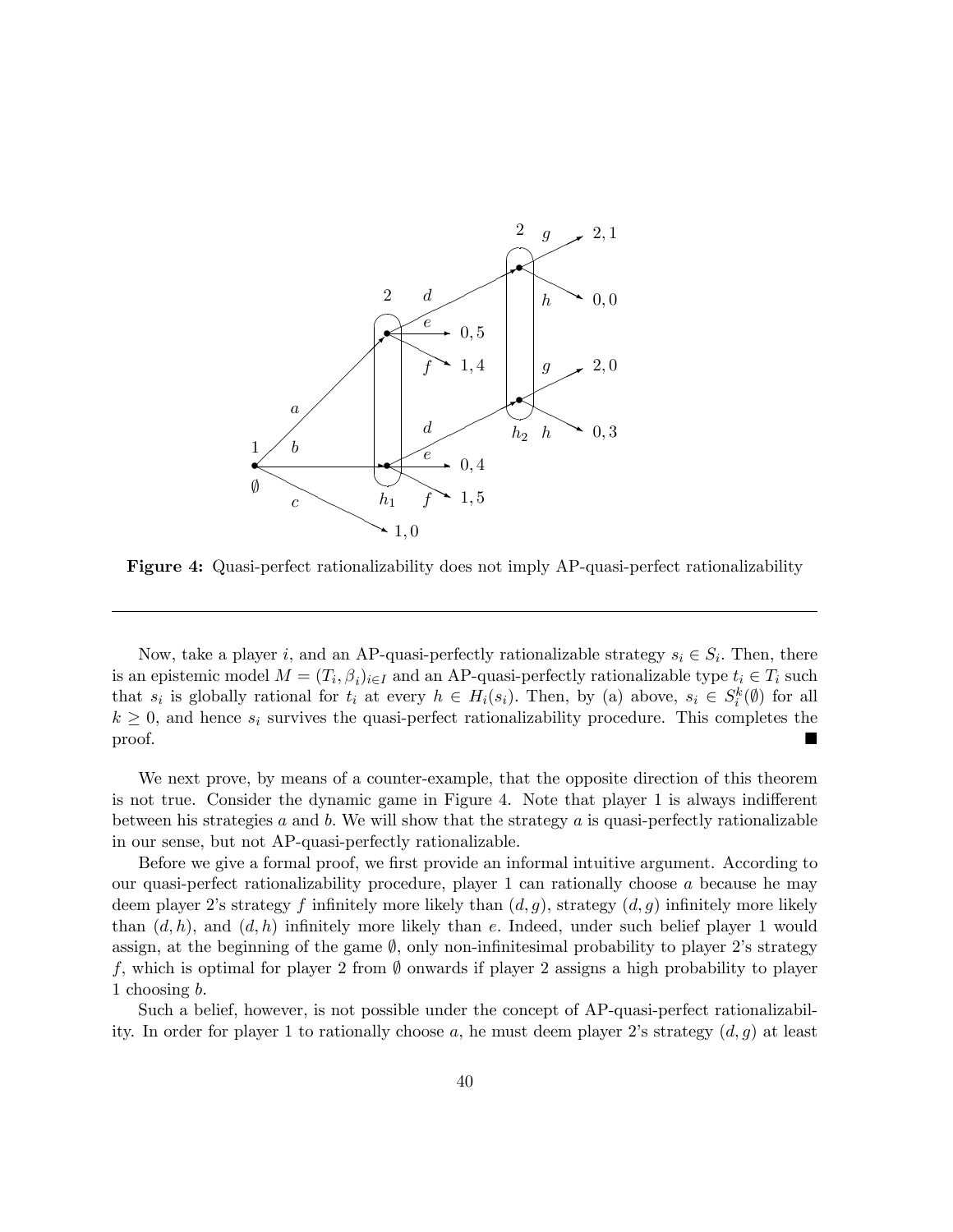**Figure 4:** Quasi-perfect rationalizability does not imply AP-quasi-perfect rationalizability

---

Now, take a player $i$, and an AP-quasi-perfectly rationalizable strategy $s_i \in S_i$. Then, there is an epistemic model $M = (T_i, \beta_i)_{i \in I}$ and an AP-quasi-perfectly rationalizable type $t_i \in T_i$ such that $s_i$ is globally rational for $t_i$ at every $h \in H_i(s_i)$. Then, by (a) above, $s_i \in S_i^k(\emptyset)$ for all $k \geq 0$, and hence $s_i$ survives the quasi-perfect rationalizability procedure. This completes the proof. ■

We next prove, by means of a counter-example, that the opposite direction of this theorem is not true. Consider the dynamic game in Figure 4. Note that player 1 is always indifferent between his strategies $a$ and $b$. We will show that the strategy $a$ is quasi-perfectly rationalizable in our sense, but not AP-quasi-perfectly rationalizable.

Before we give a formal proof, we first provide an informal intuitive argument. According to our quasi-perfect rationalizability procedure, player 1 can rationally choose $a$ because he may deem player 2's strategy $f$ infinitely more likely than $(d, g)$, strategy $(d, g)$ infinitely more likely than $(d, h)$, and $(d, h)$ infinitely more likely than $e$. Indeed, under such belief player 1 would assign, at the beginning of the game $\emptyset$, only non-infinitesimal probability to player 2's strategy $f$, which is optimal for player 2 from $\emptyset$ onwards if player 2 assigns a high probability to player 1 choosing $b$.

Such a belief, however, is not possible under the concept of AP-quasi-perfect rationalizability. In order for player 1 to rationally choose $a$, he must deem player 2's strategy $(d, g)$ at least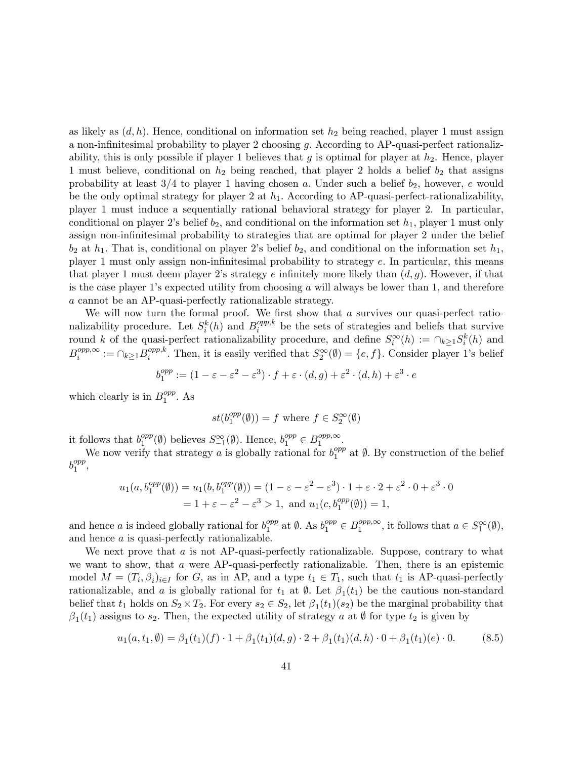as likely as $(d, h)$. Hence, conditional on information set $h_2$ being reached, player 1 must assign a non-infinitesimal probability to player 2 choosing $g$. According to AP-quasi-perfect rationalizability, this is only possible if player 1 believes that $g$ is optimal for player at $h_2$. Hence, player 1 must believe, conditional on $h_2$ being reached, that player 2 holds a belief $b_2$ that assigns probability at least 3/4 to player 1 having chosen $a$. Under such a belief $b_2$, however, $e$ would be the only optimal strategy for player 2 at $h_1$. According to AP-quasi-perfect-rationalizability, player 1 must induce a sequentially rational behavioral strategy for player 2. In particular, conditional on player 2's belief $b_2$, and conditional on the information set $h_1$, player 1 must only assign non-infinitesimal probability to strategies that are optimal for player 2 under the belief $b_2$ at $h_1$. That is, conditional on player 2's belief $b_2$, and conditional on the information set $h_1$, player 1 must only assign non-infinitesimal probability to strategy $e$. In particular, this means that player 1 must deem player 2's strategy $e$ infinitely more likely than $(d, g)$. However, if that is the case player 1's expected utility from choosing $a$ will always be lower than 1, and therefore $a$ cannot be an AP-quasi-perfectly rationalizable strategy.

We will now turn the formal proof. We first show that $a$ survives our quasi-perfect rationalizability procedure. Let $S_i^k(h)$ and $B_i^{opp,k}$ be the sets of strategies and beliefs that survive round $k$ of the quasi-perfect rationalizability procedure, and define $S_i^\infty(h) := \cap_{k\geq 1} S_i^k(h)$ and $B_i^{opp,\infty} := \cap_{k\geq 1} B_i^{opp,k}$. Then, it is easily verified that $S_2^\infty(\emptyset) = \{e, f\}$. Consider player 1's belief

$$b_1^{opp} := (1 - \varepsilon - \varepsilon^2 - \varepsilon^3) \cdot f + \varepsilon \cdot (d, g) + \varepsilon^2 \cdot (d, h) + \varepsilon^3 \cdot e$$

which clearly is in $B_1^{opp}$. As

$$st(b_1^{opp}(\emptyset)) = f \text{ where } f \in S_2^\infty(\emptyset)$$

it follows that $b_1^{opp}(\emptyset)$ believes $S_{-1}^\infty(\emptyset)$. Hence, $b_1^{opp} \in B_1^{opp,\infty}$.

We now verify that strategy $a$ is globally rational for $b_1^{opp}$ at $\emptyset$. By construction of the belief $b_1^{opp}$,

$$\begin{aligned} u_1(a, b_1^{opp}(\emptyset)) = u_1(b, b_1^{opp}(\emptyset)) &= (1 - \varepsilon - \varepsilon^2 - \varepsilon^3) \cdot 1 + \varepsilon \cdot 2 + \varepsilon^2 \cdot 0 + \varepsilon^3 \cdot 0 \\ &= 1 + \varepsilon - \varepsilon^2 - \varepsilon^3 > 1, \text{ and } u_1(c, b_1^{opp}(\emptyset)) = 1, \end{aligned}$$

and hence $a$ is indeed globally rational for $b_1^{opp}$ at $\emptyset$. As $b_1^{opp} \in B_1^{opp,\infty}$, it follows that $a \in S_1^\infty(\emptyset)$, and hence $a$ is quasi-perfectly rationalizable.

We next prove that $a$ is not AP-quasi-perfectly rationalizable. Suppose, contrary to what we want to show, that $a$ were AP-quasi-perfectly rationalizable. Then, there is an epistemic model $M = (T_i, \beta_i)_{i\in I}$ for $G$, as in AP, and a type $t_1 \in T_1$, such that $t_1$ is AP-quasi-perfectly rationalizable, and $a$ is globally rational for $t_1$ at $\emptyset$. Let $\beta_1(t_1)$ be the cautious non-standard belief that $t_1$ holds on $S_2 \times T_2$. For every $s_2 \in S_2$, let $\beta_1(t_1)(s_2)$ be the marginal probability that $\beta_1(t_1)$ assigns to $s_2$. Then, the expected utility of strategy $a$ at $\emptyset$ for type $t_2$ is given by

$$u_1(a, t_1, \emptyset) = \beta_1(t_1)(f) \cdot 1 + \beta_1(t_1)(d, g) \cdot 2 + \beta_1(t_1)(d, h) \cdot 0 + \beta_1(t_1)(e) \cdot 0. \tag{8.5}$$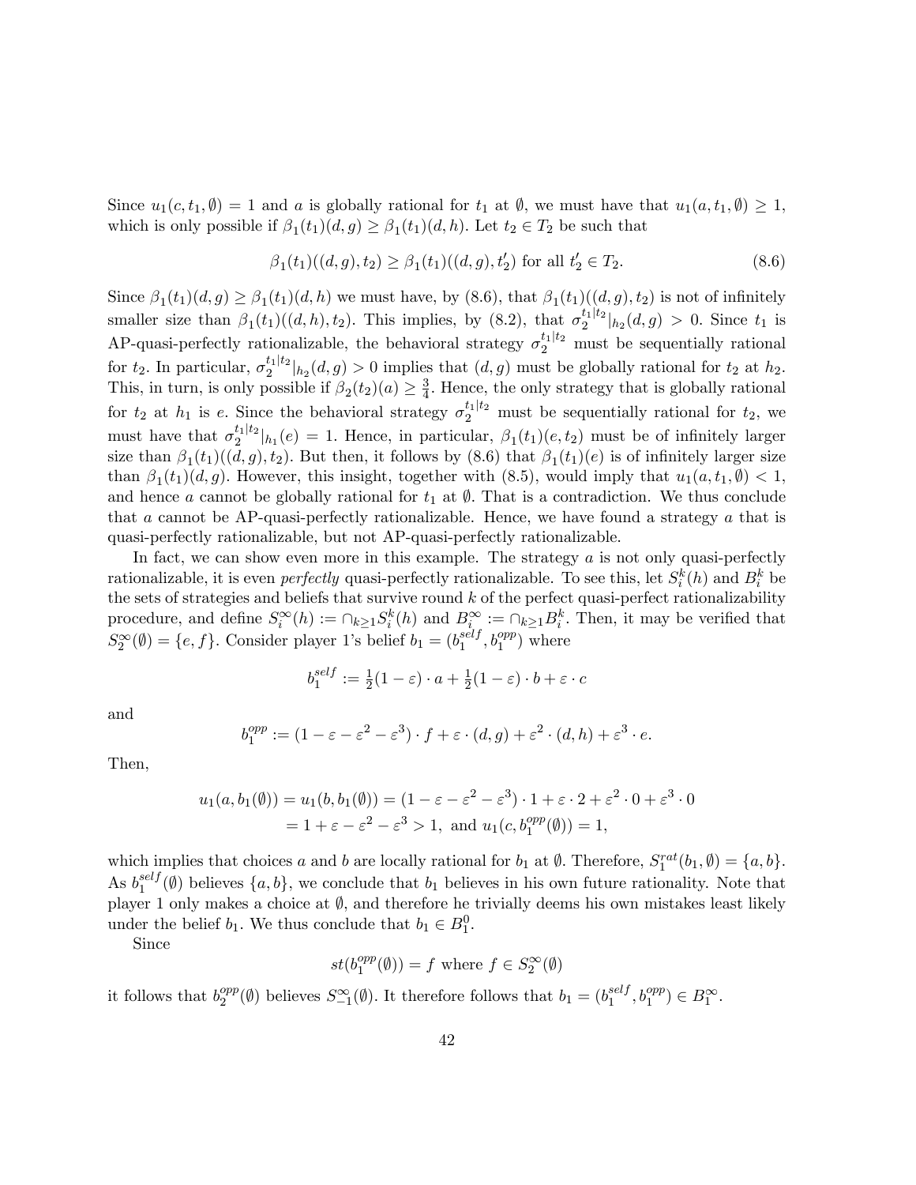Since $u_1(c, t_1, \emptyset) = 1$ and $a$ is globally rational for $t_1$ at $\emptyset$, we must have that $u_1(a, t_1, \emptyset) \geq 1$, which is only possible if $\beta_1(t_1)(d, g) \geq \beta_1(t_1)(d, h)$. Let $t_2 \in T_2$ be such that

$$\beta_1(t_1)((d, g), t_2) \geq \beta_1(t_1)((d, g), t_2') \text{ for all } t_2' \in T_2. \tag{8.6}$$

Since $\beta_1(t_1)(d, g) \geq \beta_1(t_1)(d, h)$ we must have, by (8.6), that $\beta_1(t_1)((d, g), t_2)$ is not of infinitely smaller size than $\beta_1(t_1)((d, h), t_2)$. This implies, by (8.2), that $\sigma_2^{t_1|t_2}|_{h_2}(d, g) > 0$. Since $t_1$ is AP-quasi-perfectly rationalizable, the behavioral strategy $\sigma_2^{t_1|t_2}$ must be sequentially rational for $t_2$. In particular, $\sigma_2^{t_1|t_2}|_{h_2}(d, g) > 0$ implies that $(d, g)$ must be globally rational for $t_2$ at $h_2$. This, in turn, is only possible if $\beta_2(t_2)(a) \geq \frac{3}{4}$. Hence, the only strategy that is globally rational for $t_2$ at $h_1$ is $e$. Since the behavioral strategy $\sigma_2^{t_1|t_2}$ must be sequentially rational for $t_2$, we must have that $\sigma_2^{t_1|t_2}|_{h_1}(e) = 1$. Hence, in particular, $\beta_1(t_1)(e, t_2)$ must be of infinitely larger size than $\beta_1(t_1)((d, g), t_2)$. But then, it follows by (8.6) that $\beta_1(t_1)(e)$ is of infinitely larger size than $\beta_1(t_1)(d, g)$. However, this insight, together with (8.5), would imply that $u_1(a, t_1, \emptyset) < 1$, and hence $a$ cannot be globally rational for $t_1$ at $\emptyset$. That is a contradiction. We thus conclude that $a$ cannot be AP-quasi-perfectly rationalizable. Hence, we have found a strategy $a$ that is quasi-perfectly rationalizable, but not AP-quasi-perfectly rationalizable.

In fact, we can show even more in this example. The strategy $a$ is not only quasi-perfectly rationalizable, it is even *perfectly* quasi-perfectly rationalizable. To see this, let $S_i^k(h)$ and $B_i^k$ be the sets of strategies and beliefs that survive round $k$ of the perfect quasi-perfect rationalizability procedure, and define $S_i^\infty(h) := \cap_{k \geq 1} S_i^k(h)$ and $B_i^\infty := \cap_{k \geq 1} B_i^k$. Then, it may be verified that $S_2^\infty(\emptyset) = \{e, f\}$. Consider player 1's belief $b_1 = (b_1^{self}, b_1^{opp})$ where

$$b_1^{self} := \tfrac{1}{2}(1-\varepsilon) \cdot a + \tfrac{1}{2}(1-\varepsilon) \cdot b + \varepsilon \cdot c$$

and

$$b_1^{opp} := (1 - \varepsilon - \varepsilon^2 - \varepsilon^3) \cdot f + \varepsilon \cdot (d, g) + \varepsilon^2 \cdot (d, h) + \varepsilon^3 \cdot e.$$

Then,

$$\begin{aligned} u_1(a, b_1(\emptyset)) = u_1(b, b_1(\emptyset)) &= (1 - \varepsilon - \varepsilon^2 - \varepsilon^3) \cdot 1 + \varepsilon \cdot 2 + \varepsilon^2 \cdot 0 + \varepsilon^3 \cdot 0 \\ &= 1 + \varepsilon - \varepsilon^2 - \varepsilon^3 > 1, \text{ and } u_1(c, b_1^{opp}(\emptyset)) = 1, \end{aligned}$$

which implies that choices $a$ and $b$ are locally rational for $b_1$ at $\emptyset$. Therefore, $S_1^{rat}(b_1, \emptyset) = \{a, b\}$. As $b_1^{self}(\emptyset)$ believes $\{a, b\}$, we conclude that $b_1$ believes in his own future rationality. Note that player 1 only makes a choice at $\emptyset$, and therefore he trivially deems his own mistakes least likely under the belief $b_1$. We thus conclude that $b_1 \in B_1^0$.

Since

$$st(b_1^{opp}(\emptyset)) = f \text{ where } f \in S_2^\infty(\emptyset)$$

it follows that $b_2^{opp}(\emptyset)$ believes $S_{-1}^\infty(\emptyset)$. It therefore follows that $b_1 = (b_1^{self}, b_1^{opp}) \in B_1^\infty$.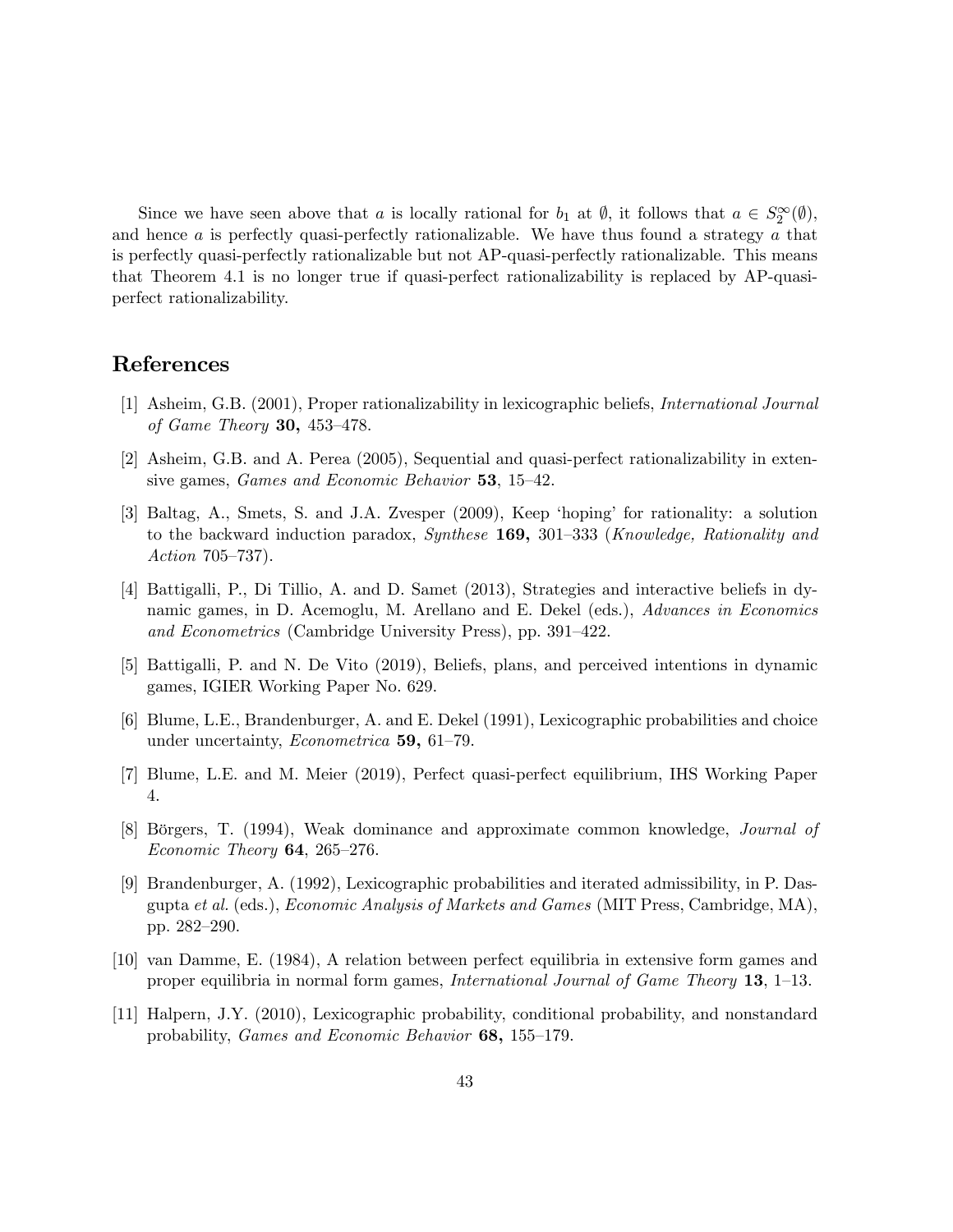Since we have seen above that $a$ is locally rational for $b_1$ at $\emptyset$, it follows that $a \in S_2^\infty(\emptyset)$, and hence $a$ is perfectly quasi-perfectly rationalizable. We have thus found a strategy $a$ that is perfectly quasi-perfectly rationalizable but not AP-quasi-perfectly rationalizable. This means that Theorem 4.1 is no longer true if quasi-perfect rationalizability is replaced by AP-quasi-perfect rationalizability.

# References

[1] Asheim, G.B. (2001), Proper rationalizability in lexicographic beliefs, *International Journal of Game Theory* **30,** 453–478.

[2] Asheim, G.B. and A. Perea (2005), Sequential and quasi-perfect rationalizability in extensive games, *Games and Economic Behavior* **53**, 15–42.

[3] Baltag, A., Smets, S. and J.A. Zvesper (2009), Keep 'hoping' for rationality: a solution to the backward induction paradox, *Synthese* **169,** 301–333 (*Knowledge, Rationality and Action* 705–737).

[4] Battigalli, P., Di Tillio, A. and D. Samet (2013), Strategies and interactive beliefs in dynamic games, in D. Acemoglu, M. Arellano and E. Dekel (eds.), *Advances in Economics and Econometrics* (Cambridge University Press), pp. 391–422.

[5] Battigalli, P. and N. De Vito (2019), Beliefs, plans, and perceived intentions in dynamic games, IGIER Working Paper No. 629.

[6] Blume, L.E., Brandenburger, A. and E. Dekel (1991), Lexicographic probabilities and choice under uncertainty, *Econometrica* **59,** 61–79.

[7] Blume, L.E. and M. Meier (2019), Perfect quasi-perfect equilibrium, IHS Working Paper 4.

[8] Börgers, T. (1994), Weak dominance and approximate common knowledge, *Journal of Economic Theory* **64**, 265–276.

[9] Brandenburger, A. (1992), Lexicographic probabilities and iterated admissibility, in P. Dasgupta *et al.* (eds.), *Economic Analysis of Markets and Games* (MIT Press, Cambridge, MA), pp. 282–290.

[10] van Damme, E. (1984), A relation between perfect equilibria in extensive form games and proper equilibria in normal form games, *International Journal of Game Theory* **13**, 1–13.

[11] Halpern, J.Y. (2010), Lexicographic probability, conditional probability, and nonstandard probability, *Games and Economic Behavior* **68,** 155–179.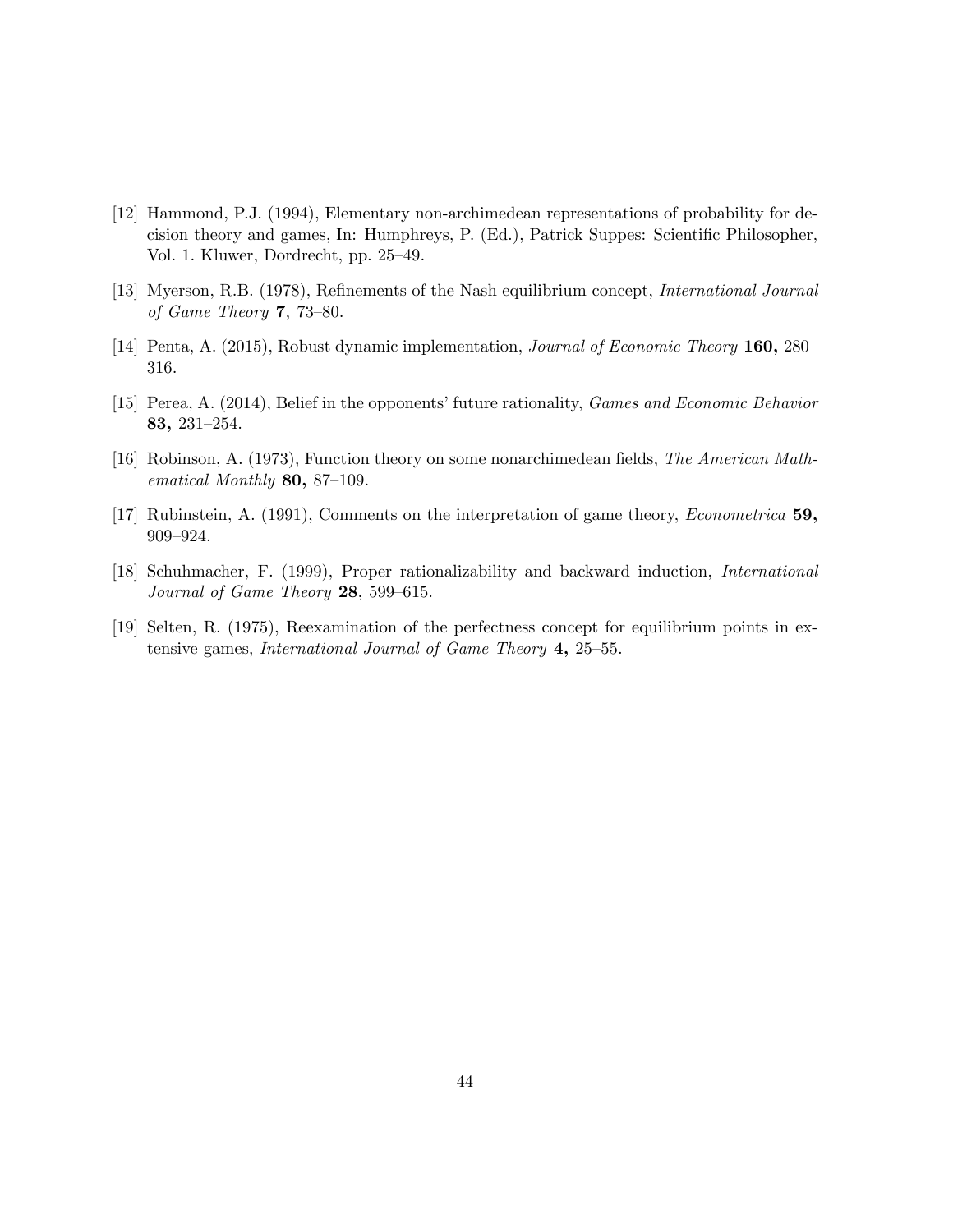[12] Hammond, P.J. (1994), Elementary non-archimedean representations of probability for decision theory and games, In: Humphreys, P. (Ed.), Patrick Suppes: Scientific Philosopher, Vol. 1. Kluwer, Dordrecht, pp. 25–49.

[13] Myerson, R.B. (1978), Refinements of the Nash equilibrium concept, *International Journal of Game Theory* **7**, 73–80.

[14] Penta, A. (2015), Robust dynamic implementation, *Journal of Economic Theory* **160,** 280–316.

[15] Perea, A. (2014), Belief in the opponents' future rationality, *Games and Economic Behavior* **83,** 231–254.

[16] Robinson, A. (1973), Function theory on some nonarchimedean fields, *The American Mathematical Monthly* **80,** 87–109.

[17] Rubinstein, A. (1991), Comments on the interpretation of game theory, *Econometrica* **59,** 909–924.

[18] Schuhmacher, F. (1999), Proper rationalizability and backward induction, *International Journal of Game Theory* **28**, 599–615.

[19] Selten, R. (1975), Reexamination of the perfectness concept for equilibrium points in extensive games, *International Journal of Game Theory* **4,** 25–55.